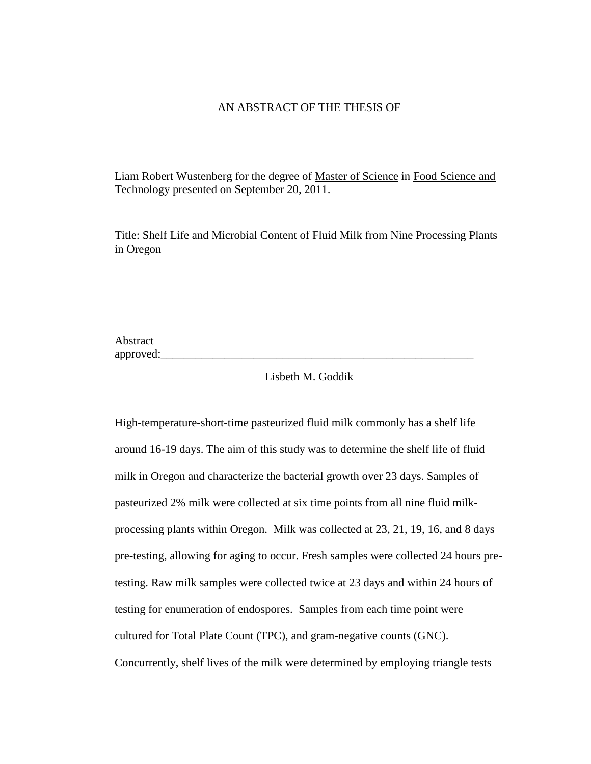AN ABSTRACT OF THE THESIS OF

Liam Robert Wustenberg for the degree of Master of Science in Food Science and Technology presented on September 20, 2011.

Title: Shelf Life and Microbial Content of Fluid Milk from Nine Processing Plants in Oregon

Abstract approved:\_\_\_\_\_\_\_\_\_\_\_\_\_\_\_\_\_\_\_\_\_\_\_\_\_\_\_\_\_\_\_\_\_\_\_\_\_\_\_\_\_\_\_\_\_\_\_\_\_\_\_\_\_\_\_\_\_

Lisbeth M. Goddik

High-temperature-short-time pasteurized fluid milk commonly has a shelf life around 16-19 days. The aim of this study was to determine the shelf life of fluid milk in Oregon and characterize the bacterial growth over 23 days. Samples of pasteurized 2% milk were collected at six time points from all nine fluid milk-processing plants within Oregon. Milk was collected at 23, 21, 19, 16, and 8 days pre-testing, allowing for aging to occur. Fresh samples were collected 24 hours pre-testing. Raw milk samples were collected twice at 23 days and within 24 hours of testing for enumeration of endospores. Samples from each time point were cultured for Total Plate Count (TPC), and gram-negative counts (GNC). Concurrently, shelf lives of the milk were determined by employing triangle tests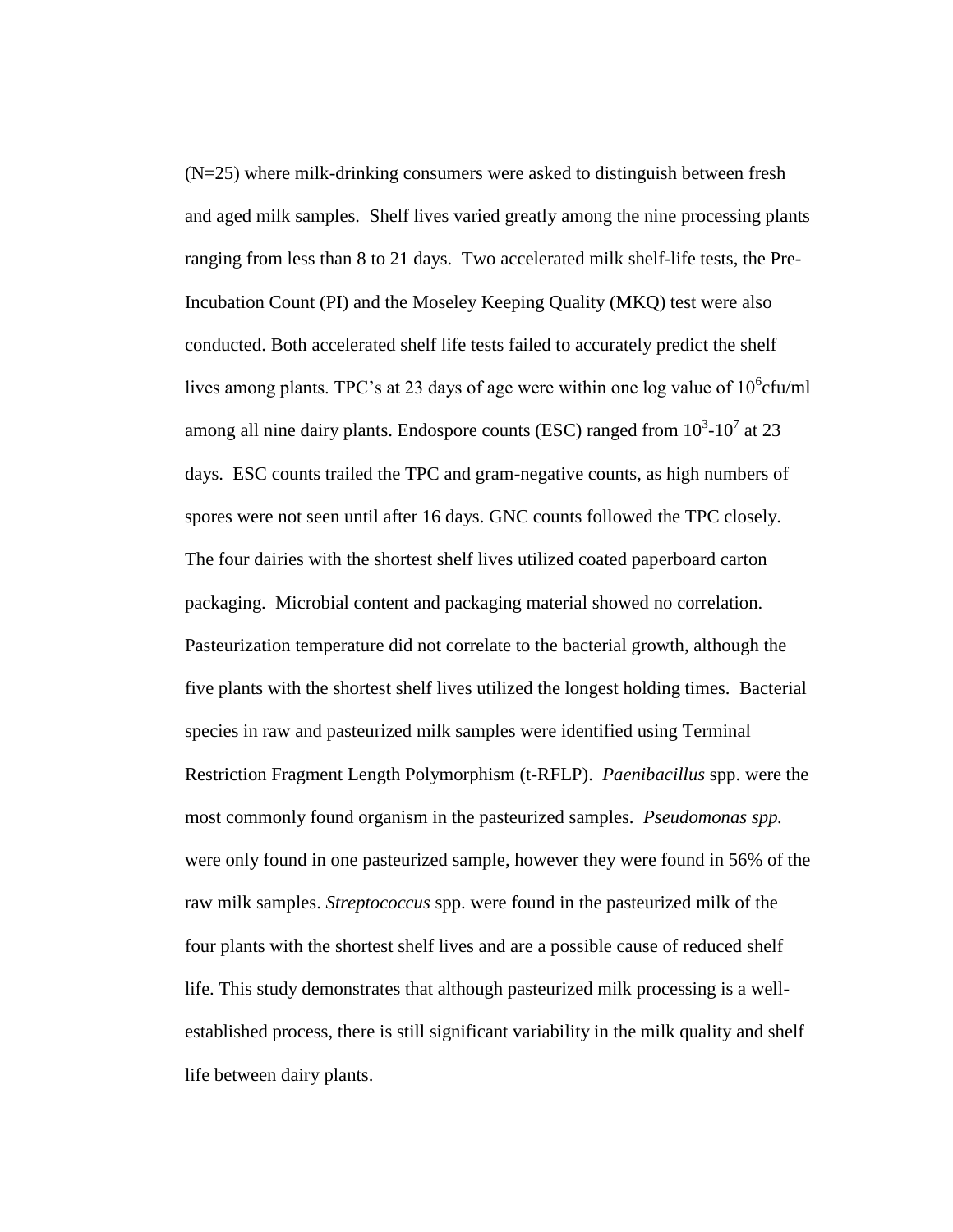(N=25) where milk-drinking consumers were asked to distinguish between fresh and aged milk samples. Shelf lives varied greatly among the nine processing plants ranging from less than 8 to 21 days. Two accelerated milk shelf-life tests, the Pre-Incubation Count (PI) and the Moseley Keeping Quality (MKQ) test were also conducted. Both accelerated shelf life tests failed to accurately predict the shelf lives among plants. TPC's at 23 days of age were within one log value of $10^6$cfu/ml among all nine dairy plants. Endospore counts (ESC) ranged from $10^3$-$10^7$ at 23 days. ESC counts trailed the TPC and gram-negative counts, as high numbers of spores were not seen until after 16 days. GNC counts followed the TPC closely. The four dairies with the shortest shelf lives utilized coated paperboard carton packaging. Microbial content and packaging material showed no correlation. Pasteurization temperature did not correlate to the bacterial growth, although the five plants with the shortest shelf lives utilized the longest holding times. Bacterial species in raw and pasteurized milk samples were identified using Terminal Restriction Fragment Length Polymorphism (t-RFLP). *Paenibacillus* spp. were the most commonly found organism in the pasteurized samples. *Pseudomonas spp.* were only found in one pasteurized sample, however they were found in 56% of the raw milk samples. *Streptococcus* spp. were found in the pasteurized milk of the four plants with the shortest shelf lives and are a possible cause of reduced shelf life. This study demonstrates that although pasteurized milk processing is a well-established process, there is still significant variability in the milk quality and shelf life between dairy plants.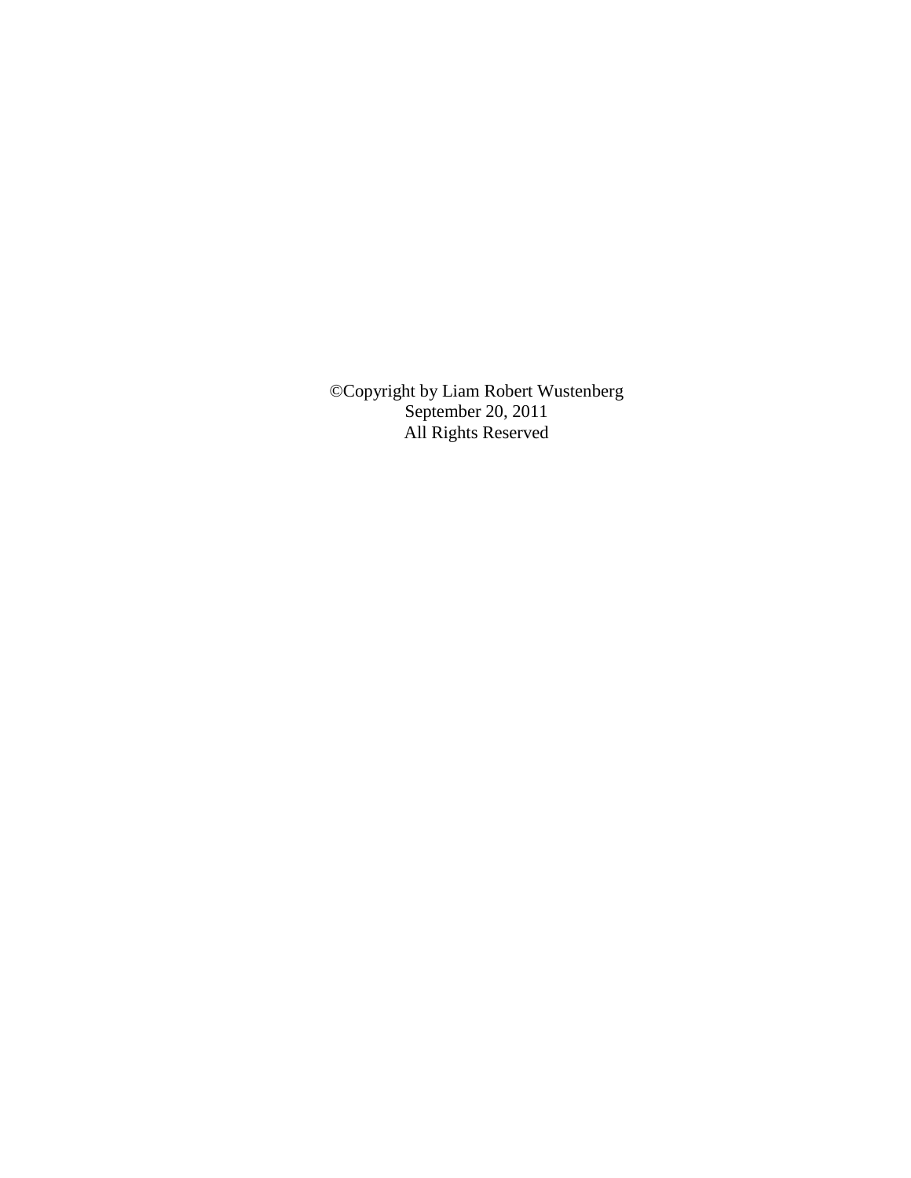©Copyright by Liam Robert Wustenberg
September 20, 2011
All Rights Reserved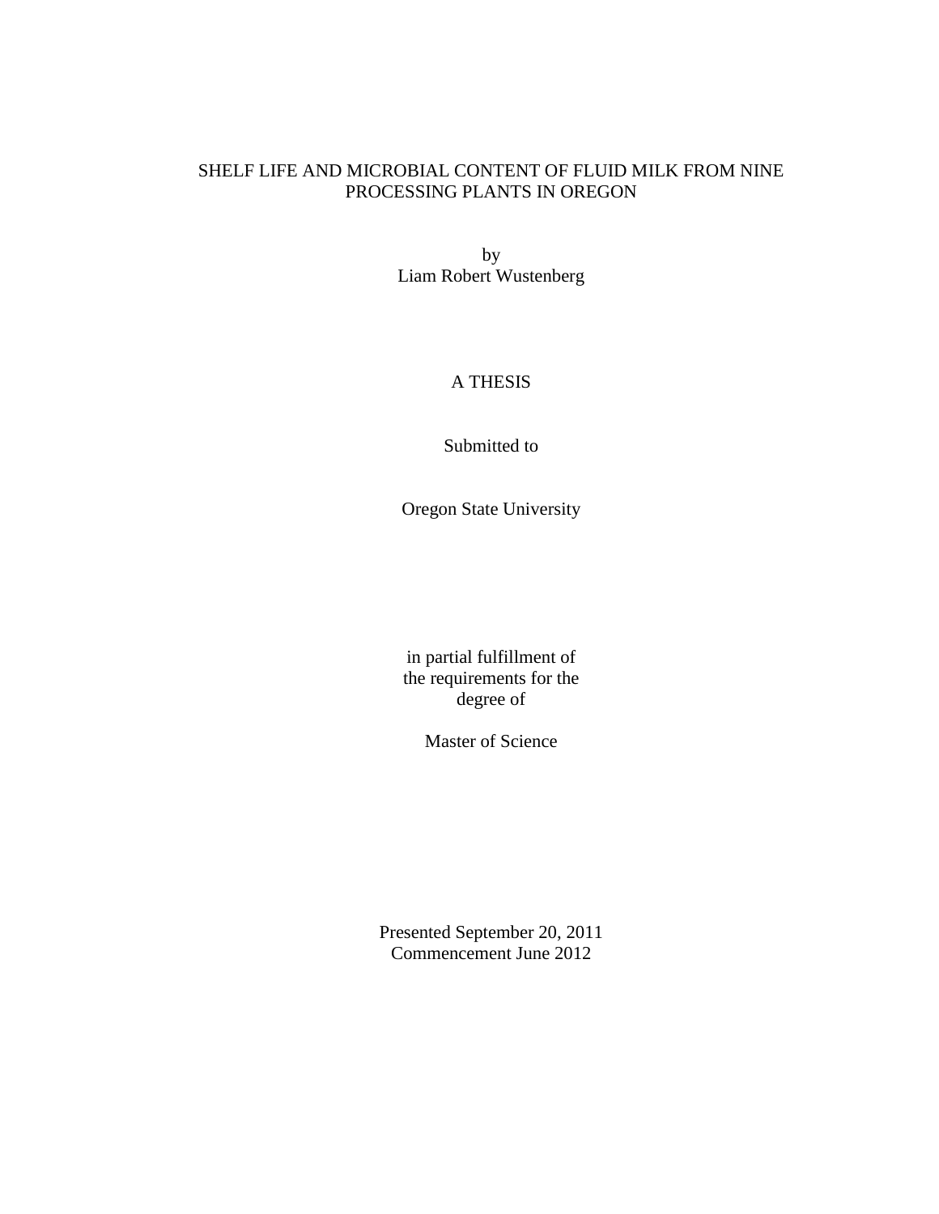SHELF LIFE AND MICROBIAL CONTENT OF FLUID MILK FROM NINE PROCESSING PLANTS IN OREGON

by
Liam Robert Wustenberg

A THESIS

Submitted to

Oregon State University

in partial fulfillment of
the requirements for the
degree of

Master of Science

Presented September 20, 2011
Commencement June 2012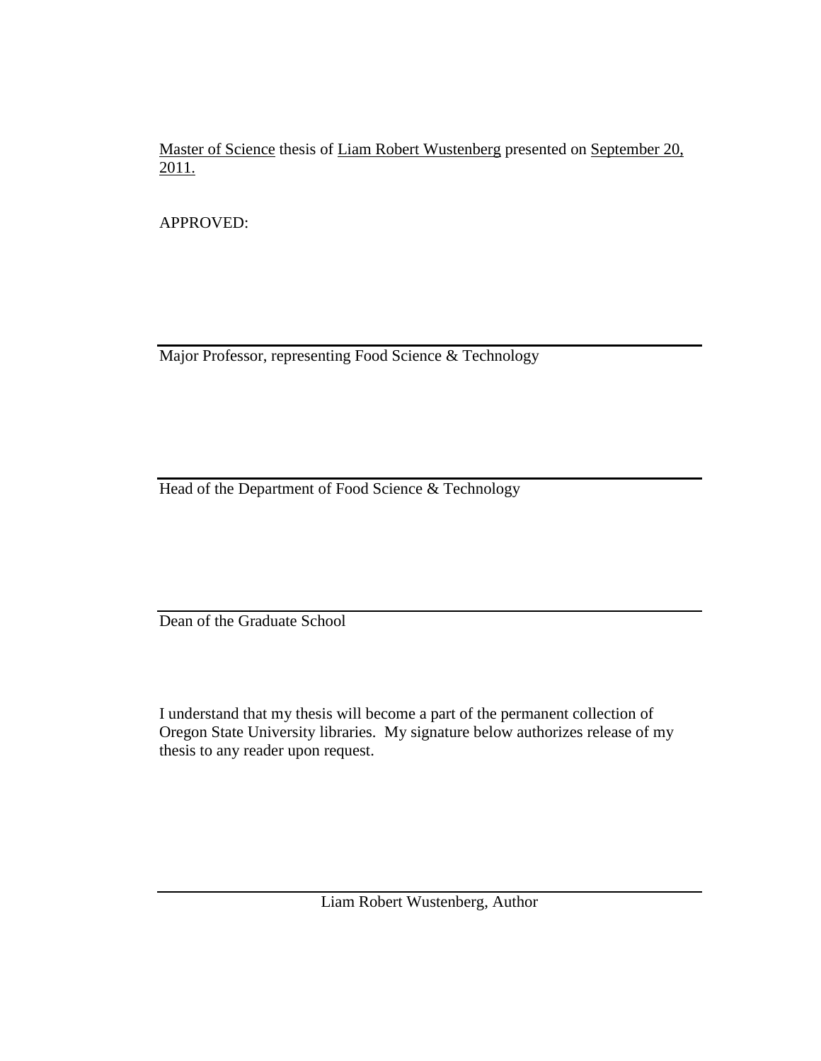Master of Science thesis of Liam Robert Wustenberg presented on September 20, 2011.

APPROVED:

---

Major Professor, representing Food Science & Technology

---

Head of the Department of Food Science & Technology

---

Dean of the Graduate School

I understand that my thesis will become a part of the permanent collection of Oregon State University libraries. My signature below authorizes release of my thesis to any reader upon request.

---

Liam Robert Wustenberg, Author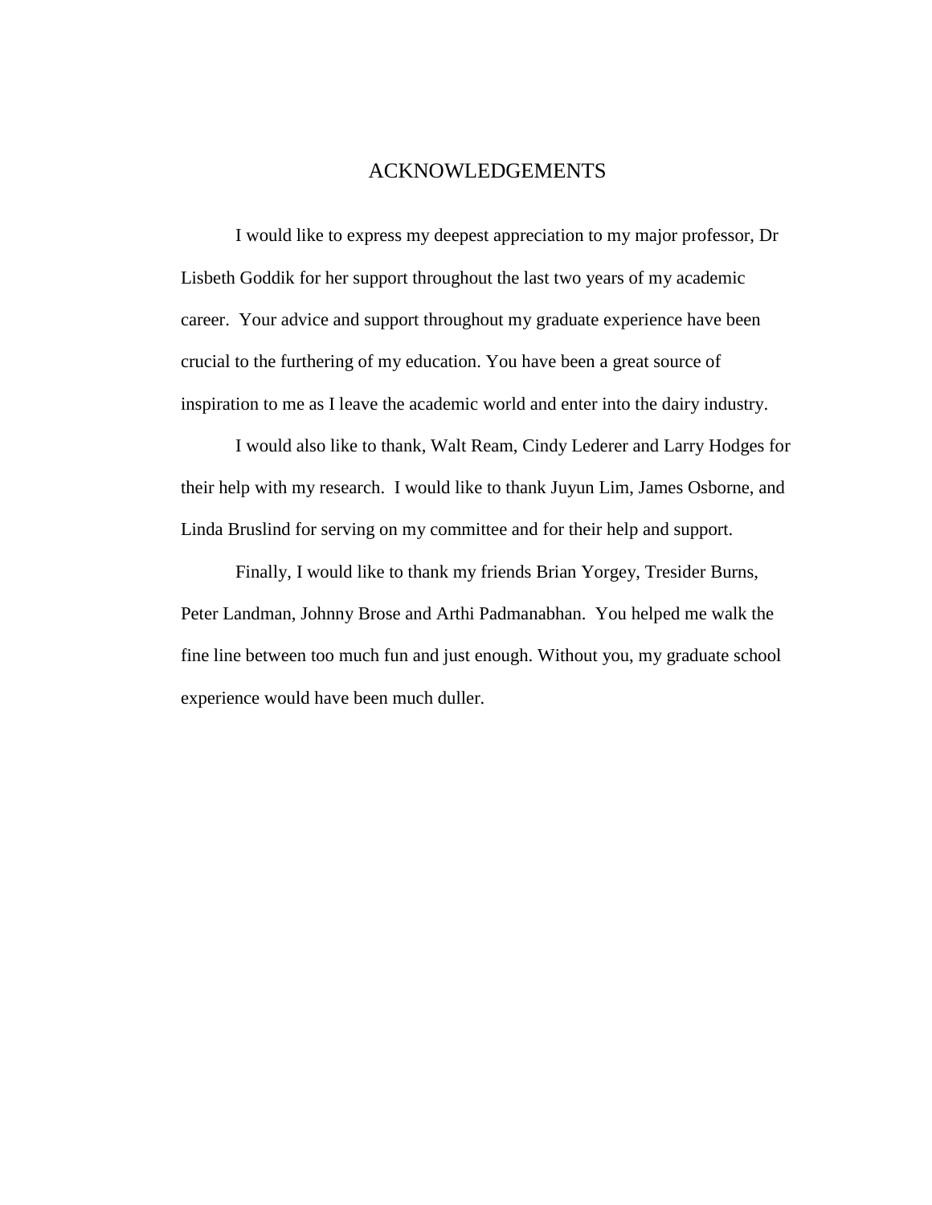# ACKNOWLEDGEMENTS

I would like to express my deepest appreciation to my major professor, Dr Lisbeth Goddik for her support throughout the last two years of my academic career. Your advice and support throughout my graduate experience have been crucial to the furthering of my education. You have been a great source of inspiration to me as I leave the academic world and enter into the dairy industry.

I would also like to thank, Walt Ream, Cindy Lederer and Larry Hodges for their help with my research. I would like to thank Juyun Lim, James Osborne, and Linda Bruslind for serving on my committee and for their help and support.

Finally, I would like to thank my friends Brian Yorgey, Tresider Burns, Peter Landman, Johnny Brose and Arthi Padmanabhan. You helped me walk the fine line between too much fun and just enough. Without you, my graduate school experience would have been much duller.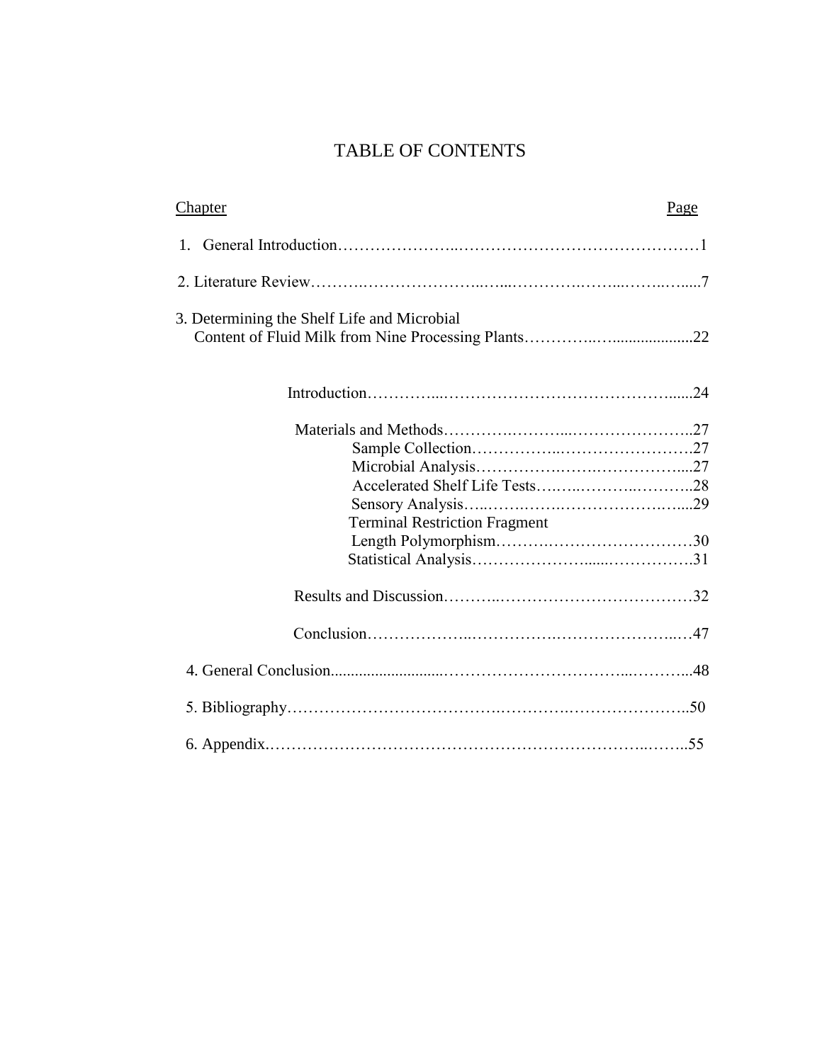# TABLE OF CONTENTS

| Chapter | Page |
|---|---|
| 1. General Introduction | 1 |
| 2. Literature Review | 7 |
| 3. Determining the Shelf Life and Microbial Content of Fluid Milk from Nine Processing Plants | 22 |
| Introduction | 24 |
| Materials and Methods | 27 |
| Sample Collection | 27 |
| Microbial Analysis | 27 |
| Accelerated Shelf Life Tests | 28 |
| Sensory Analysis | 29 |
| Terminal Restriction Fragment Length Polymorphism | 30 |
| Statistical Analysis | 31 |
| Results and Discussion | 32 |
| Conclusion | 47 |
| 4. General Conclusion | 48 |
| 5. Bibliography | 50 |
| 6. Appendix | 55 |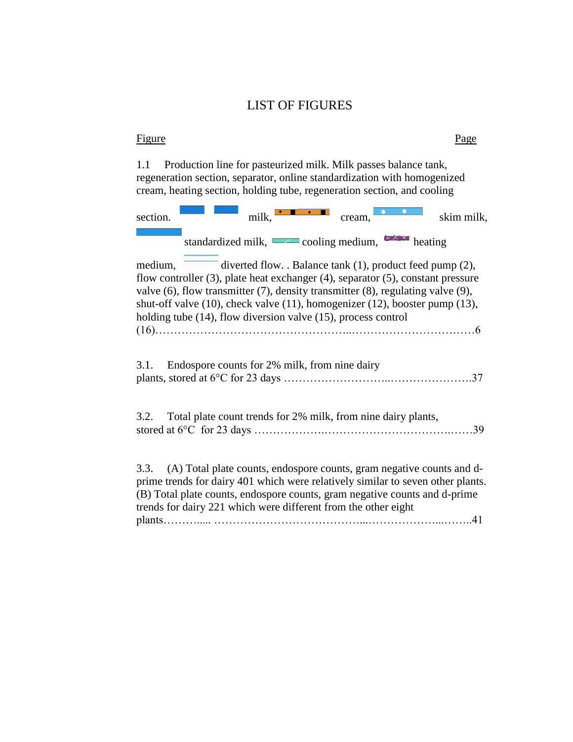# LIST OF FIGURES

Figure                                                                                                    Page

1.1 Production line for pasteurized milk. Milk passes balance tank, regeneration section, separator, online standardization with homogenized cream, heating section, holding tube, regeneration section, and cooling section. milk, cream, skim milk, standardized milk, cooling medium, heating medium, diverted flow. . Balance tank (1), product feed pump (2), flow controller (3), plate heat exchanger (4), separator (5), constant pressure valve (6), flow transmitter (7), density transmitter (8), regulating valve (9), shut-off valve (10), check valve (11), homogenizer (12), booster pump (13), holding tube (14), flow diversion valve (15), process control (16)……………………………………………..……………………………6

3.1. Endospore counts for 2% milk, from nine dairy plants, stored at 6°C for 23 days ………………………..………………….37

3.2. Total plate count trends for 2% milk, from nine dairy plants, stored at 6°C for 23 days ……………….……………………………..……39

3.3. (A) Total plate counts, endospore counts, gram negative counts and d-prime trends for dairy 401 which were relatively similar to seven other plants. (B) Total plate counts, endospore counts, gram negative counts and d-prime trends for dairy 221 which were different from the other eight plants……….... …………………………………...………………...……..41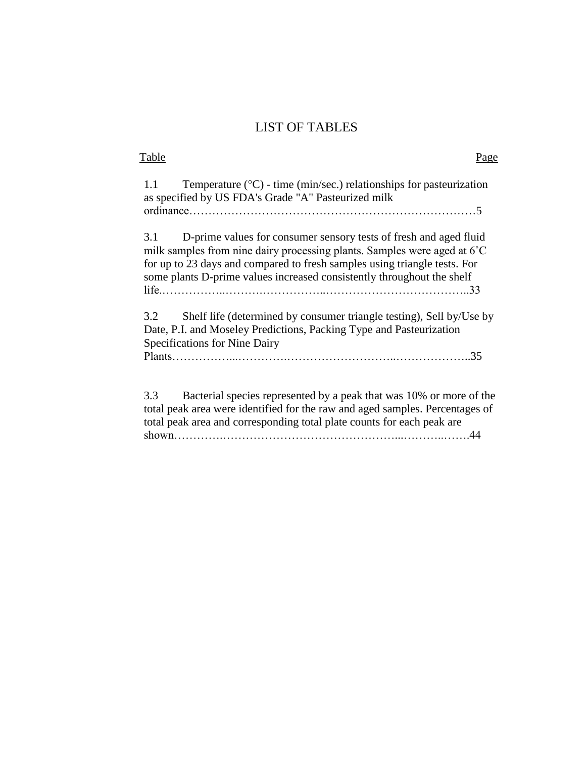# LIST OF TABLES

| Table | Page |
|---|---|
| 1.1 Temperature (°C) - time (min/sec.) relationships for pasteurization as specified by US FDA's Grade "A" Pasteurized milk ordinance | 5 |
| 3.1 D-prime values for consumer sensory tests of fresh and aged fluid milk samples from nine dairy processing plants. Samples were aged at 6˚C for up to 23 days and compared to fresh samples using triangle tests. For some plants D-prime values increased consistently throughout the shelf life. | 33 |
| 3.2 Shelf life (determined by consumer triangle testing), Sell by/Use by Date, P.I. and Moseley Predictions, Packing Type and Pasteurization Specifications for Nine Dairy Plants | 35 |
| 3.3 Bacterial species represented by a peak that was 10% or more of the total peak area were identified for the raw and aged samples. Percentages of total peak area and corresponding total plate counts for each peak are shown | 44 |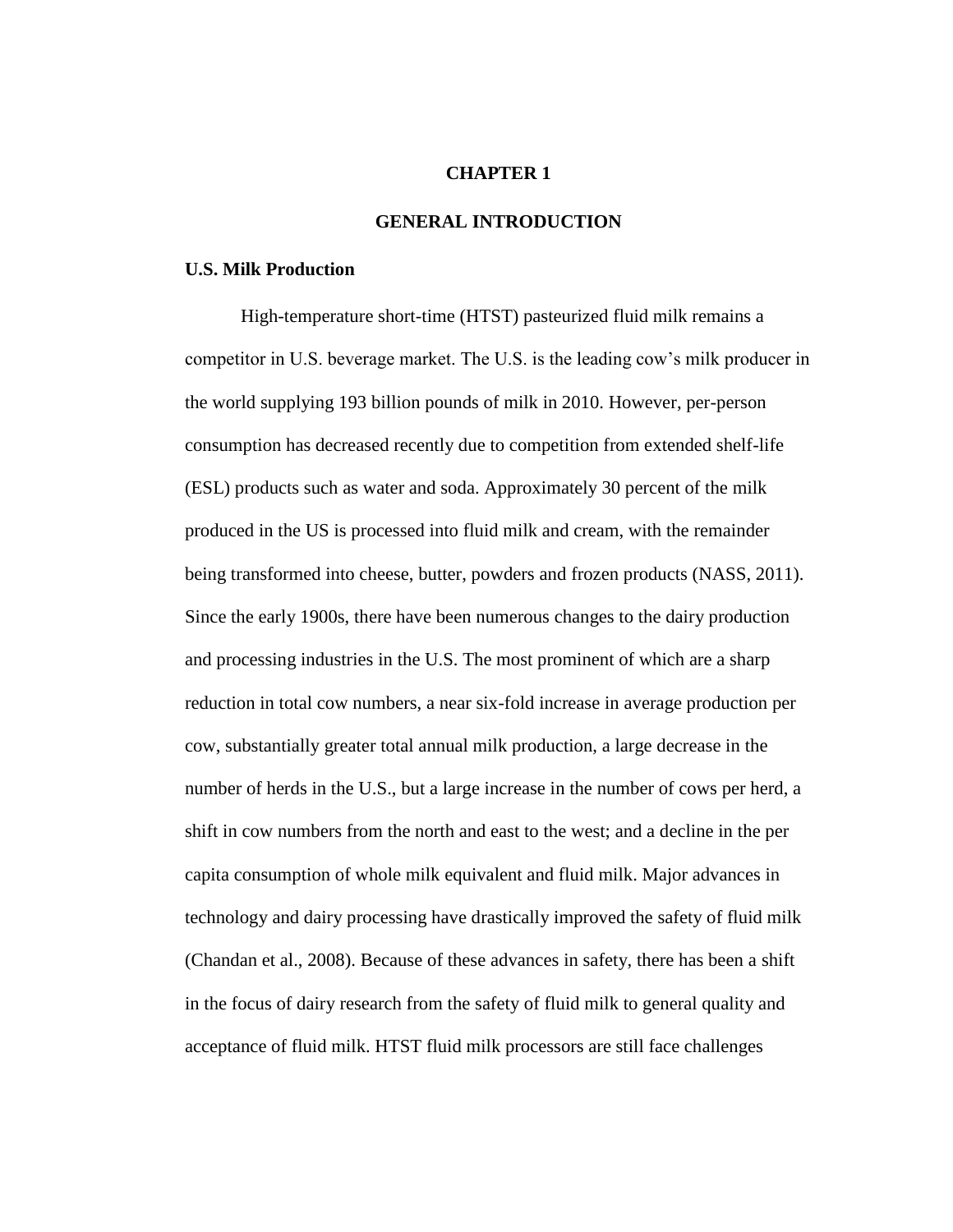# CHAPTER 1

# GENERAL INTRODUCTION

## U.S. Milk Production

High-temperature short-time (HTST) pasteurized fluid milk remains a competitor in U.S. beverage market. The U.S. is the leading cow's milk producer in the world supplying 193 billion pounds of milk in 2010. However, per-person consumption has decreased recently due to competition from extended shelf-life (ESL) products such as water and soda. Approximately 30 percent of the milk produced in the US is processed into fluid milk and cream, with the remainder being transformed into cheese, butter, powders and frozen products (NASS, 2011). Since the early 1900s, there have been numerous changes to the dairy production and processing industries in the U.S. The most prominent of which are a sharp reduction in total cow numbers, a near six-fold increase in average production per cow, substantially greater total annual milk production, a large decrease in the number of herds in the U.S., but a large increase in the number of cows per herd, a shift in cow numbers from the north and east to the west; and a decline in the per capita consumption of whole milk equivalent and fluid milk. Major advances in technology and dairy processing have drastically improved the safety of fluid milk (Chandan et al., 2008). Because of these advances in safety, there has been a shift in the focus of dairy research from the safety of fluid milk to general quality and acceptance of fluid milk. HTST fluid milk processors are still face challenges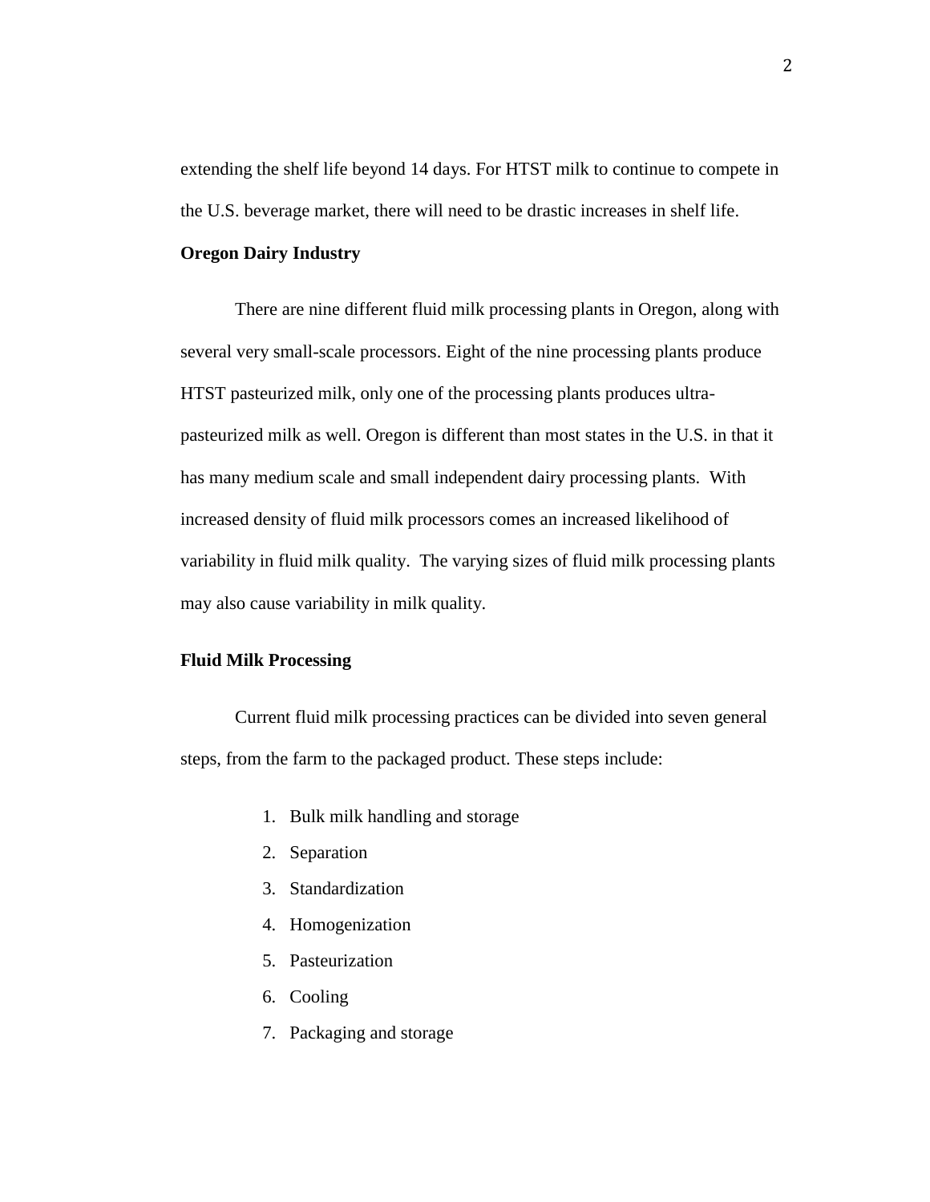extending the shelf life beyond 14 days. For HTST milk to continue to compete in the U.S. beverage market, there will need to be drastic increases in shelf life.

**Oregon Dairy Industry**

There are nine different fluid milk processing plants in Oregon, along with several very small-scale processors. Eight of the nine processing plants produce HTST pasteurized milk, only one of the processing plants produces ultra-pasteurized milk as well. Oregon is different than most states in the U.S. in that it has many medium scale and small independent dairy processing plants. With increased density of fluid milk processors comes an increased likelihood of variability in fluid milk quality. The varying sizes of fluid milk processing plants may also cause variability in milk quality.

**Fluid Milk Processing**

Current fluid milk processing practices can be divided into seven general steps, from the farm to the packaged product. These steps include:

1. Bulk milk handling and storage
2. Separation
3. Standardization
4. Homogenization
5. Pasteurization
6. Cooling
7. Packaging and storage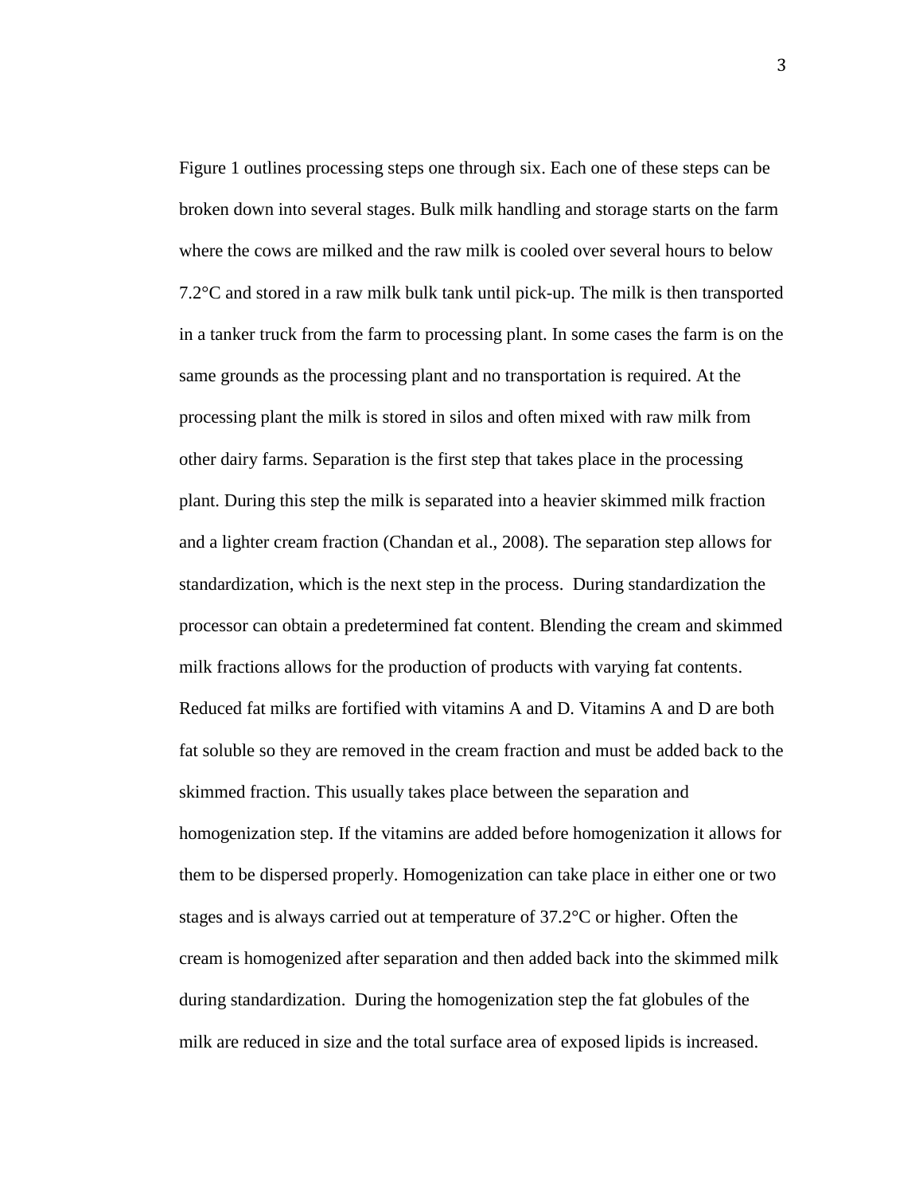Figure 1 outlines processing steps one through six. Each one of these steps can be broken down into several stages. Bulk milk handling and storage starts on the farm where the cows are milked and the raw milk is cooled over several hours to below 7.2°C and stored in a raw milk bulk tank until pick-up. The milk is then transported in a tanker truck from the farm to processing plant. In some cases the farm is on the same grounds as the processing plant and no transportation is required. At the processing plant the milk is stored in silos and often mixed with raw milk from other dairy farms. Separation is the first step that takes place in the processing plant. During this step the milk is separated into a heavier skimmed milk fraction and a lighter cream fraction (Chandan et al., 2008). The separation step allows for standardization, which is the next step in the process. During standardization the processor can obtain a predetermined fat content. Blending the cream and skimmed milk fractions allows for the production of products with varying fat contents. Reduced fat milks are fortified with vitamins A and D. Vitamins A and D are both fat soluble so they are removed in the cream fraction and must be added back to the skimmed fraction. This usually takes place between the separation and homogenization step. If the vitamins are added before homogenization it allows for them to be dispersed properly. Homogenization can take place in either one or two stages and is always carried out at temperature of 37.2°C or higher. Often the cream is homogenized after separation and then added back into the skimmed milk during standardization. During the homogenization step the fat globules of the milk are reduced in size and the total surface area of exposed lipids is increased.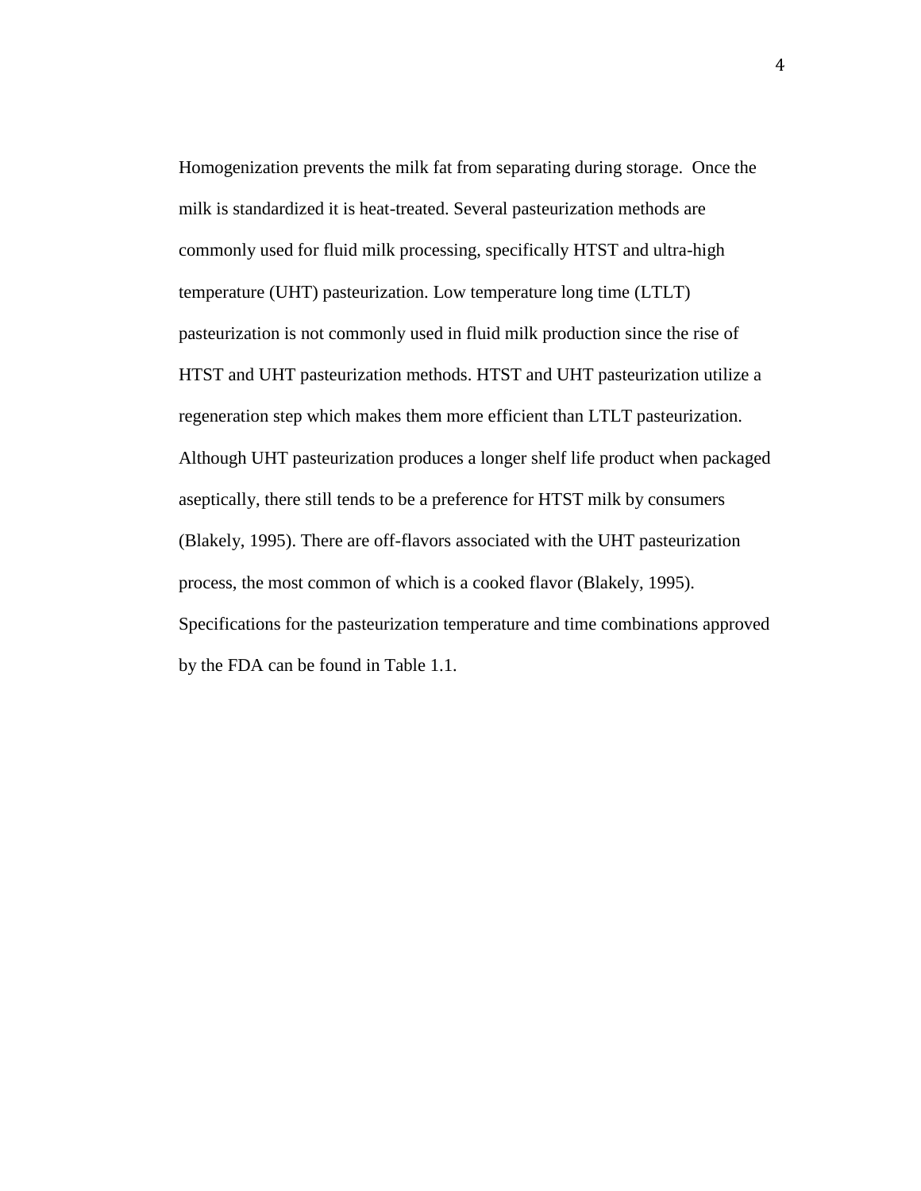Homogenization prevents the milk fat from separating during storage. Once the milk is standardized it is heat-treated. Several pasteurization methods are commonly used for fluid milk processing, specifically HTST and ultra-high temperature (UHT) pasteurization. Low temperature long time (LTLT) pasteurization is not commonly used in fluid milk production since the rise of HTST and UHT pasteurization methods. HTST and UHT pasteurization utilize a regeneration step which makes them more efficient than LTLT pasteurization. Although UHT pasteurization produces a longer shelf life product when packaged aseptically, there still tends to be a preference for HTST milk by consumers (Blakely, 1995). There are off-flavors associated with the UHT pasteurization process, the most common of which is a cooked flavor (Blakely, 1995). Specifications for the pasteurization temperature and time combinations approved by the FDA can be found in Table 1.1.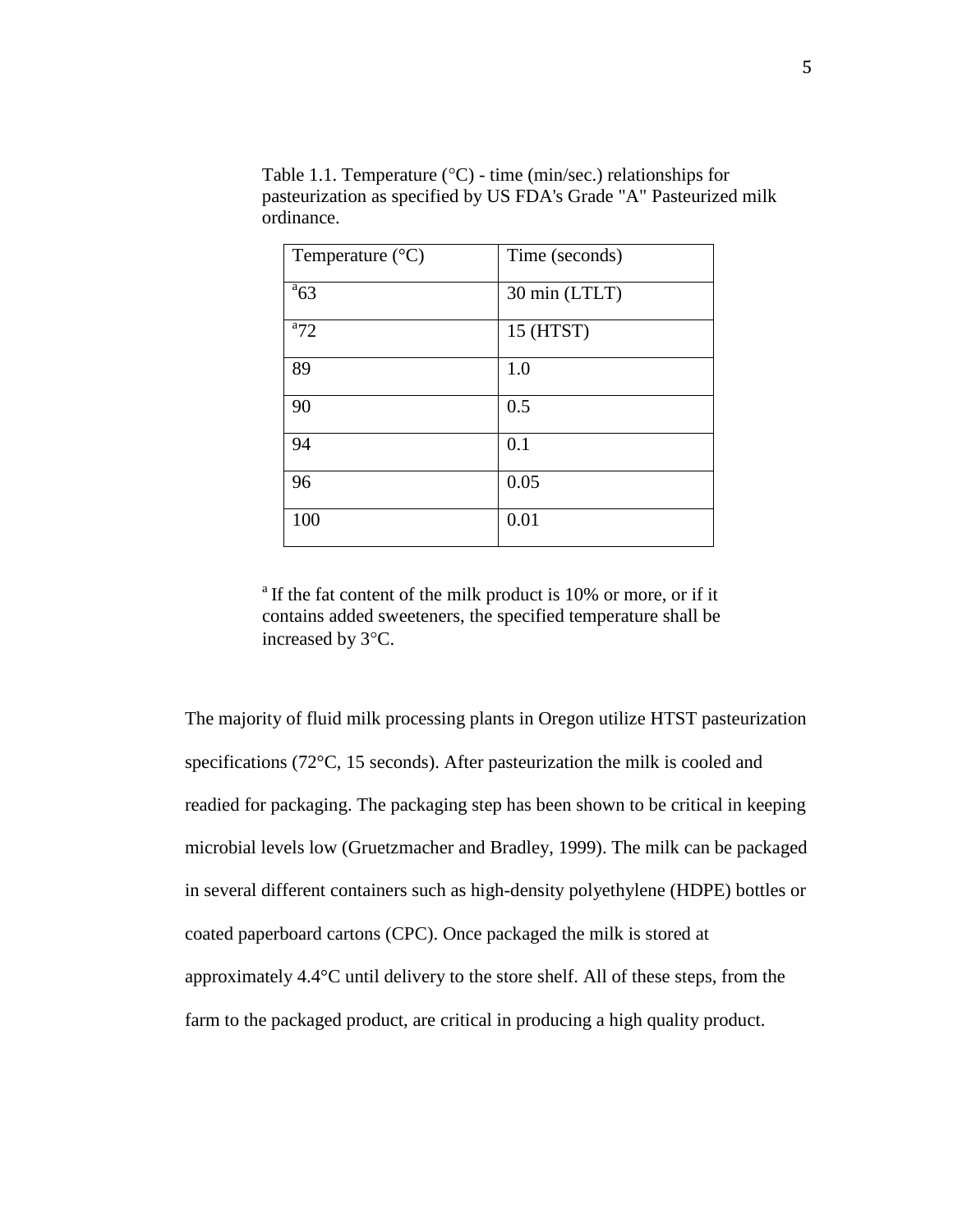Table 1.1. Temperature (°C) - time (min/sec.) relationships for pasteurization as specified by US FDA's Grade "A" Pasteurized milk ordinance.

| Temperature (°C) | Time (seconds) |
| --- | --- |
| [a]63 | 30 min (LTLT) |
| [a]72 | 15 (HTST) |
| 89 | 1.0 |
| 90 | 0.5 |
| 94 | 0.1 |
| 96 | 0.05 |
| 100 | 0.01 |

[a] If the fat content of the milk product is 10% or more, or if it contains added sweeteners, the specified temperature shall be increased by 3°C.

The majority of fluid milk processing plants in Oregon utilize HTST pasteurization specifications (72°C, 15 seconds). After pasteurization the milk is cooled and readied for packaging. The packaging step has been shown to be critical in keeping microbial levels low (Gruetzmacher and Bradley, 1999). The milk can be packaged in several different containers such as high-density polyethylene (HDPE) bottles or coated paperboard cartons (CPC). Once packaged the milk is stored at approximately 4.4°C until delivery to the store shelf. All of these steps, from the farm to the packaged product, are critical in producing a high quality product.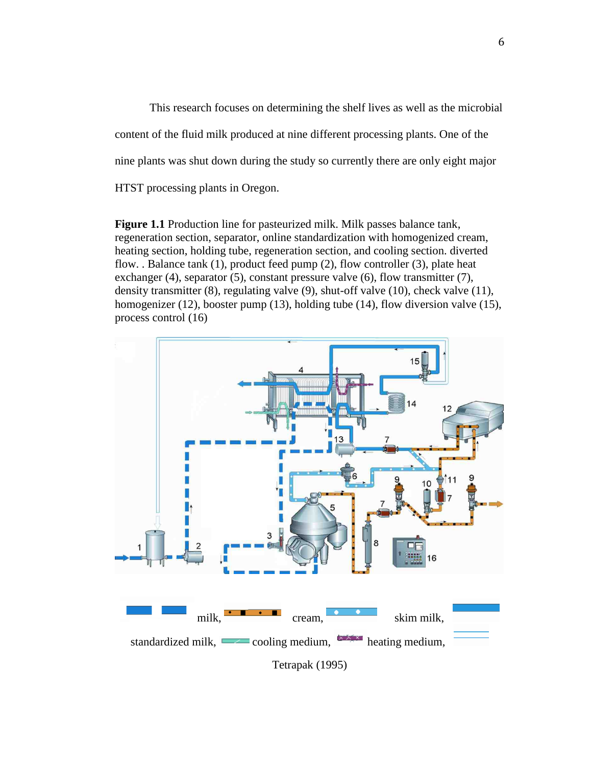This research focuses on determining the shelf lives as well as the microbial content of the fluid milk produced at nine different processing plants. One of the nine plants was shut down during the study so currently there are only eight major HTST processing plants in Oregon.

**Figure 1.1** Production line for pasteurized milk. Milk passes balance tank, regeneration section, separator, online standardization with homogenized cream, heating section, holding tube, regeneration section, and cooling section. diverted flow. . Balance tank (1), product feed pump (2), flow controller (3), plate heat exchanger (4), separator (5), constant pressure valve (6), flow transmitter (7), density transmitter (8), regulating valve (9), shut-off valve (10), check valve (11), homogenizer (12), booster pump (13), holding tube (14), flow diversion valve (15), process control (16)

milk, cream, skim milk, standardized milk, cooling medium, heating medium,

Tetrapak (1995)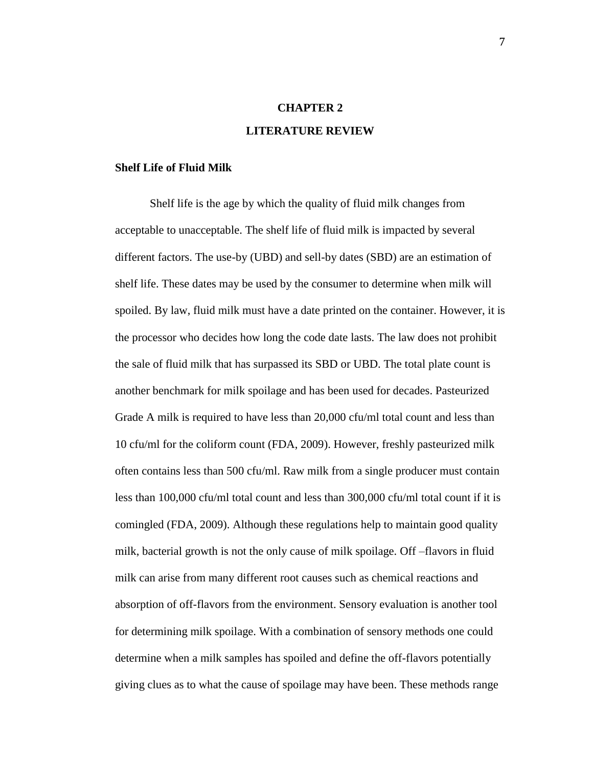# CHAPTER 2

# LITERATURE REVIEW

## Shelf Life of Fluid Milk

Shelf life is the age by which the quality of fluid milk changes from acceptable to unacceptable. The shelf life of fluid milk is impacted by several different factors. The use-by (UBD) and sell-by dates (SBD) are an estimation of shelf life. These dates may be used by the consumer to determine when milk will spoiled. By law, fluid milk must have a date printed on the container. However, it is the processor who decides how long the code date lasts. The law does not prohibit the sale of fluid milk that has surpassed its SBD or UBD. The total plate count is another benchmark for milk spoilage and has been used for decades. Pasteurized Grade A milk is required to have less than 20,000 cfu/ml total count and less than 10 cfu/ml for the coliform count (FDA, 2009). However, freshly pasteurized milk often contains less than 500 cfu/ml. Raw milk from a single producer must contain less than 100,000 cfu/ml total count and less than 300,000 cfu/ml total count if it is comingled (FDA, 2009). Although these regulations help to maintain good quality milk, bacterial growth is not the only cause of milk spoilage. Off –flavors in fluid milk can arise from many different root causes such as chemical reactions and absorption of off-flavors from the environment. Sensory evaluation is another tool for determining milk spoilage. With a combination of sensory methods one could determine when a milk samples has spoiled and define the off-flavors potentially giving clues as to what the cause of spoilage may have been. These methods range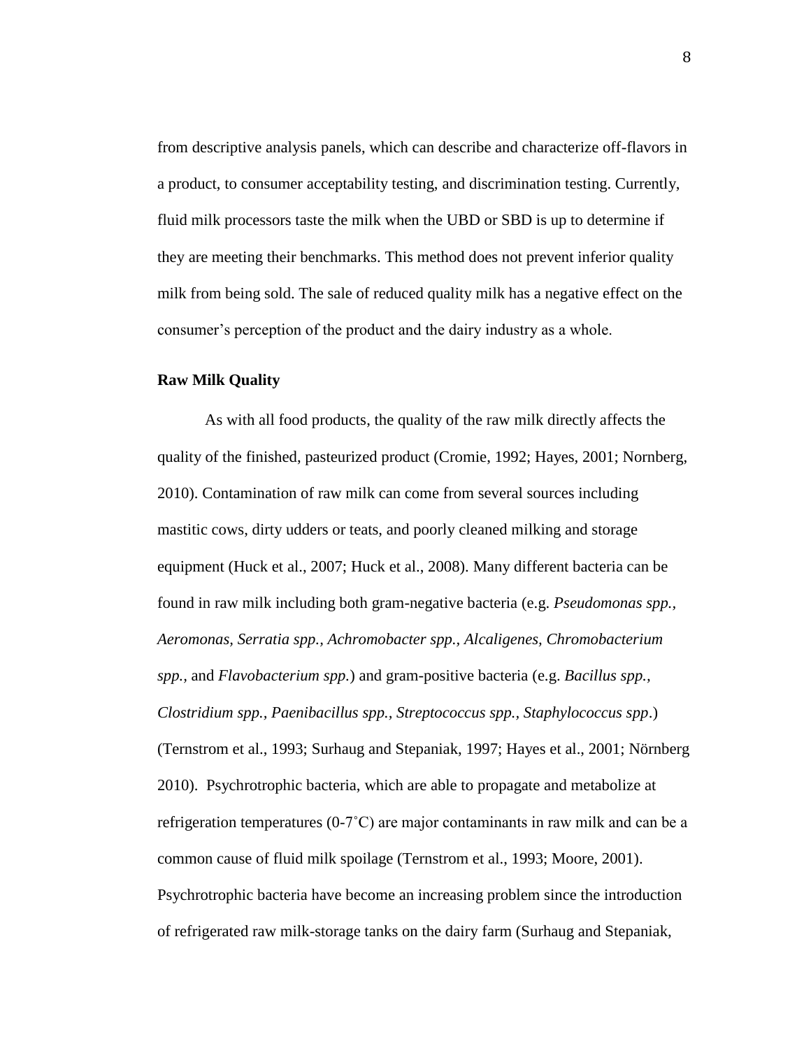from descriptive analysis panels, which can describe and characterize off-flavors in a product, to consumer acceptability testing, and discrimination testing. Currently, fluid milk processors taste the milk when the UBD or SBD is up to determine if they are meeting their benchmarks. This method does not prevent inferior quality milk from being sold. The sale of reduced quality milk has a negative effect on the consumer's perception of the product and the dairy industry as a whole.

**Raw Milk Quality**

As with all food products, the quality of the raw milk directly affects the quality of the finished, pasteurized product (Cromie, 1992; Hayes, 2001; Nornberg, 2010). Contamination of raw milk can come from several sources including mastitic cows, dirty udders or teats, and poorly cleaned milking and storage equipment (Huck et al., 2007; Huck et al., 2008). Many different bacteria can be found in raw milk including both gram-negative bacteria (e.g. *Pseudomonas spp., Aeromonas*, *Serratia spp.*, *Achromobacter spp.*, *Alcaligenes*, *Chromobacterium spp.*, and *Flavobacterium spp.*) and gram-positive bacteria (e.g. *Bacillus spp., Clostridium spp., Paenibacillus spp., Streptococcus spp., Staphylococcus spp*.) (Ternstrom et al., 1993; Surhaug and Stepaniak, 1997; Hayes et al., 2001; Nörnberg 2010). Psychrotrophic bacteria, which are able to propagate and metabolize at refrigeration temperatures (0-7˚C) are major contaminants in raw milk and can be a common cause of fluid milk spoilage (Ternstrom et al., 1993; Moore, 2001). Psychrotrophic bacteria have become an increasing problem since the introduction of refrigerated raw milk-storage tanks on the dairy farm (Surhaug and Stepaniak,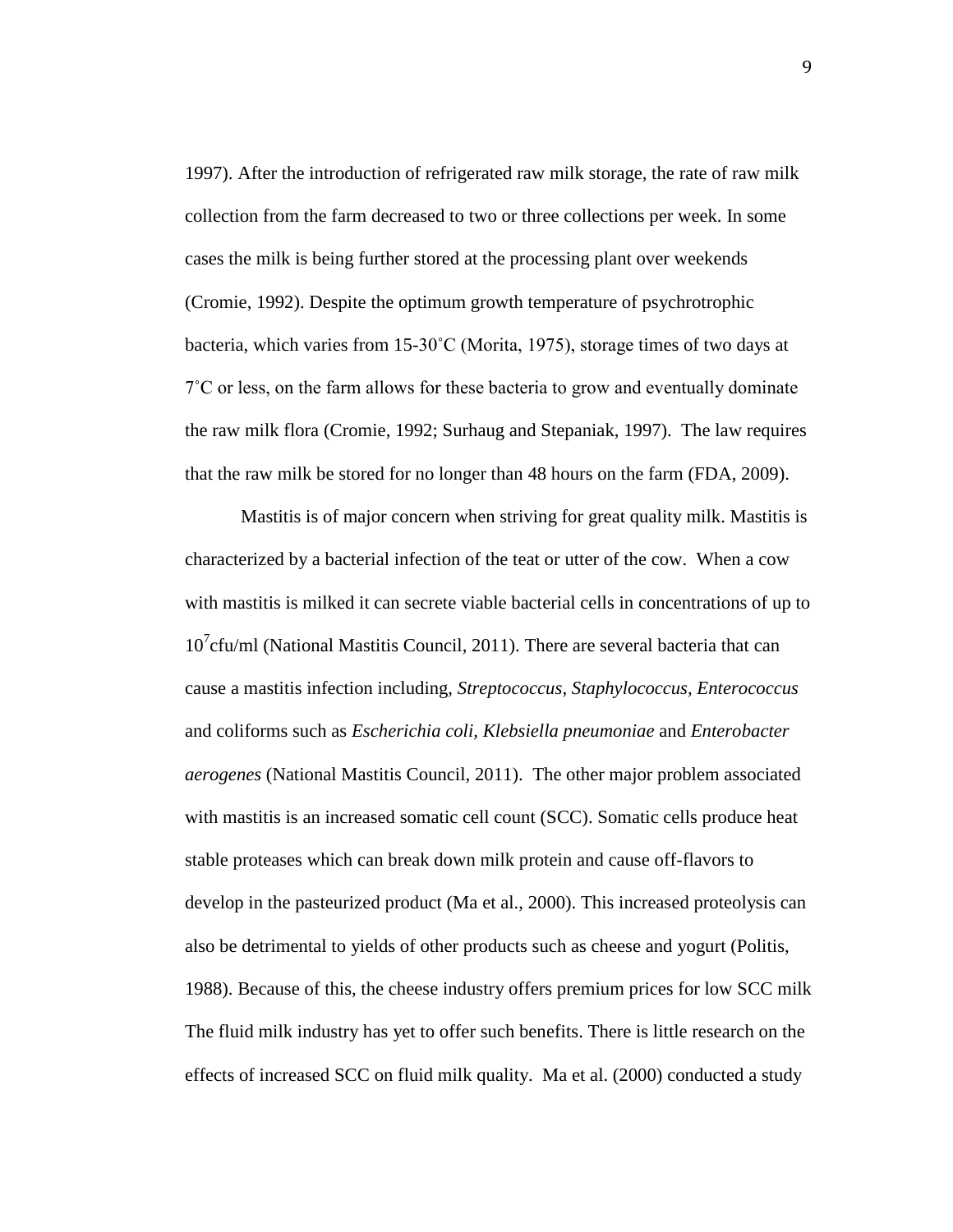1997). After the introduction of refrigerated raw milk storage, the rate of raw milk collection from the farm decreased to two or three collections per week. In some cases the milk is being further stored at the processing plant over weekends (Cromie, 1992). Despite the optimum growth temperature of psychrotrophic bacteria, which varies from 15-30˚C (Morita, 1975), storage times of two days at 7˚C or less, on the farm allows for these bacteria to grow and eventually dominate the raw milk flora (Cromie, 1992; Surhaug and Stepaniak, 1997). The law requires that the raw milk be stored for no longer than 48 hours on the farm (FDA, 2009).

Mastitis is of major concern when striving for great quality milk. Mastitis is characterized by a bacterial infection of the teat or utter of the cow. When a cow with mastitis is milked it can secrete viable bacterial cells in concentrations of up to $10^7$cfu/ml (National Mastitis Council, 2011). There are several bacteria that can cause a mastitis infection including, *Streptococcus, Staphylococcus, Enterococcus* and coliforms such as *Escherichia coli, Klebsiella pneumoniae* and *Enterobacter aerogenes* (National Mastitis Council, 2011). The other major problem associated with mastitis is an increased somatic cell count (SCC). Somatic cells produce heat stable proteases which can break down milk protein and cause off-flavors to develop in the pasteurized product (Ma et al., 2000). This increased proteolysis can also be detrimental to yields of other products such as cheese and yogurt (Politis, 1988). Because of this, the cheese industry offers premium prices for low SCC milk The fluid milk industry has yet to offer such benefits. There is little research on the effects of increased SCC on fluid milk quality. Ma et al. (2000) conducted a study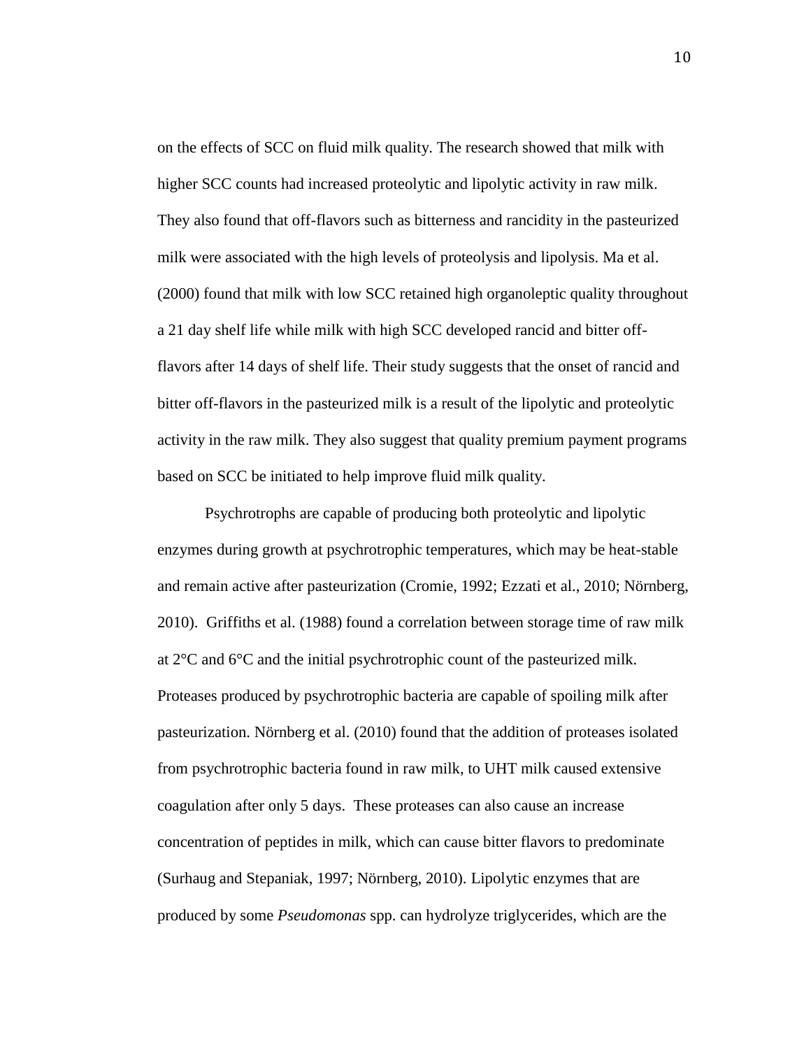on the effects of SCC on fluid milk quality. The research showed that milk with higher SCC counts had increased proteolytic and lipolytic activity in raw milk. They also found that off-flavors such as bitterness and rancidity in the pasteurized milk were associated with the high levels of proteolysis and lipolysis. Ma et al. (2000) found that milk with low SCC retained high organoleptic quality throughout a 21 day shelf life while milk with high SCC developed rancid and bitter off-flavors after 14 days of shelf life. Their study suggests that the onset of rancid and bitter off-flavors in the pasteurized milk is a result of the lipolytic and proteolytic activity in the raw milk. They also suggest that quality premium payment programs based on SCC be initiated to help improve fluid milk quality.

Psychrotrophs are capable of producing both proteolytic and lipolytic enzymes during growth at psychrotrophic temperatures, which may be heat-stable and remain active after pasteurization (Cromie, 1992; Ezzati et al., 2010; Nörnberg, 2010). Griffiths et al. (1988) found a correlation between storage time of raw milk at 2°C and 6°C and the initial psychrotrophic count of the pasteurized milk. Proteases produced by psychrotrophic bacteria are capable of spoiling milk after pasteurization. Nörnberg et al. (2010) found that the addition of proteases isolated from psychrotrophic bacteria found in raw milk, to UHT milk caused extensive coagulation after only 5 days. These proteases can also cause an increase concentration of peptides in milk, which can cause bitter flavors to predominate (Surhaug and Stepaniak, 1997; Nörnberg, 2010). Lipolytic enzymes that are produced by some *Pseudomonas* spp. can hydrolyze triglycerides, which are the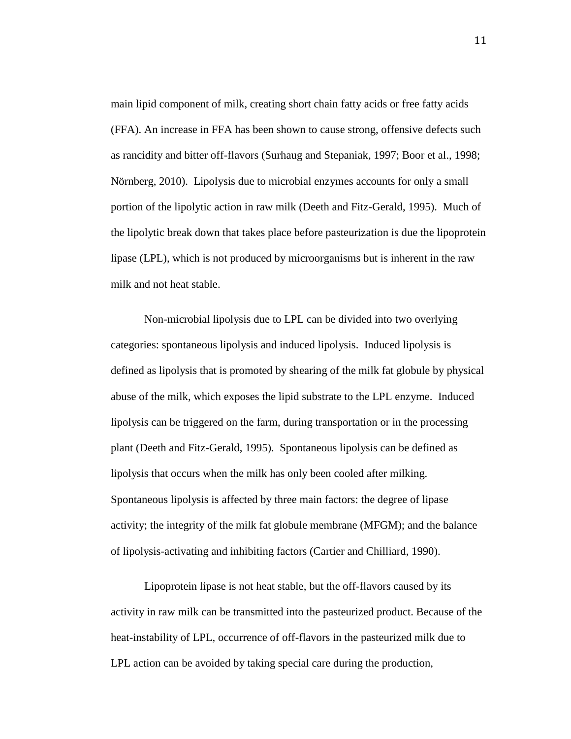main lipid component of milk, creating short chain fatty acids or free fatty acids (FFA). An increase in FFA has been shown to cause strong, offensive defects such as rancidity and bitter off-flavors (Surhaug and Stepaniak, 1997; Boor et al., 1998; Nörnberg, 2010). Lipolysis due to microbial enzymes accounts for only a small portion of the lipolytic action in raw milk (Deeth and Fitz-Gerald, 1995). Much of the lipolytic break down that takes place before pasteurization is due the lipoprotein lipase (LPL), which is not produced by microorganisms but is inherent in the raw milk and not heat stable.

Non-microbial lipolysis due to LPL can be divided into two overlying categories: spontaneous lipolysis and induced lipolysis. Induced lipolysis is defined as lipolysis that is promoted by shearing of the milk fat globule by physical abuse of the milk, which exposes the lipid substrate to the LPL enzyme. Induced lipolysis can be triggered on the farm, during transportation or in the processing plant (Deeth and Fitz-Gerald, 1995). Spontaneous lipolysis can be defined as lipolysis that occurs when the milk has only been cooled after milking. Spontaneous lipolysis is affected by three main factors: the degree of lipase activity; the integrity of the milk fat globule membrane (MFGM); and the balance of lipolysis-activating and inhibiting factors (Cartier and Chilliard, 1990).

Lipoprotein lipase is not heat stable, but the off-flavors caused by its activity in raw milk can be transmitted into the pasteurized product. Because of the heat-instability of LPL, occurrence of off-flavors in the pasteurized milk due to LPL action can be avoided by taking special care during the production,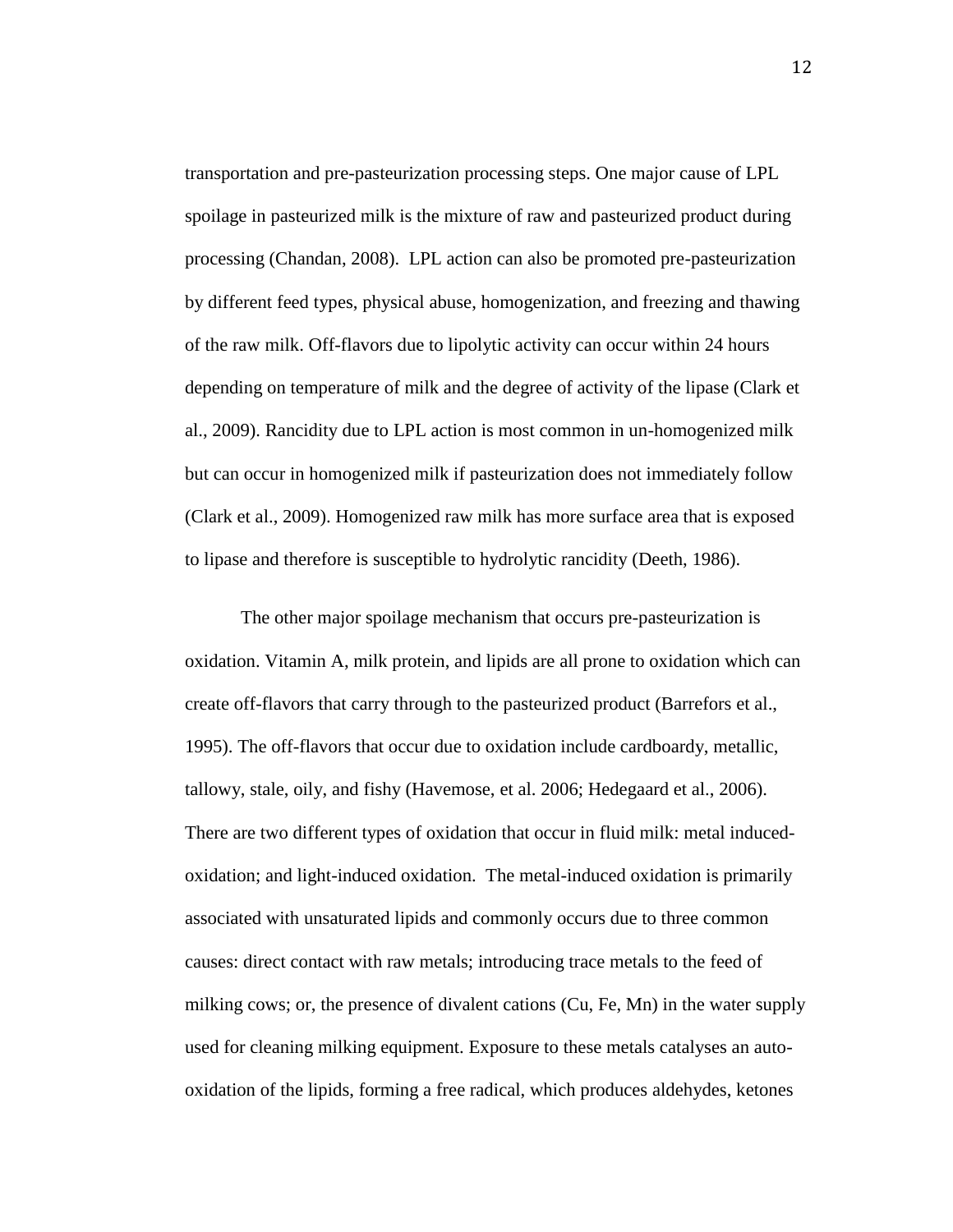transportation and pre-pasteurization processing steps. One major cause of LPL spoilage in pasteurized milk is the mixture of raw and pasteurized product during processing (Chandan, 2008). LPL action can also be promoted pre-pasteurization by different feed types, physical abuse, homogenization, and freezing and thawing of the raw milk. Off-flavors due to lipolytic activity can occur within 24 hours depending on temperature of milk and the degree of activity of the lipase (Clark et al., 2009). Rancidity due to LPL action is most common in un-homogenized milk but can occur in homogenized milk if pasteurization does not immediately follow (Clark et al., 2009). Homogenized raw milk has more surface area that is exposed to lipase and therefore is susceptible to hydrolytic rancidity (Deeth, 1986).

The other major spoilage mechanism that occurs pre-pasteurization is oxidation. Vitamin A, milk protein, and lipids are all prone to oxidation which can create off-flavors that carry through to the pasteurized product (Barrefors et al., 1995). The off-flavors that occur due to oxidation include cardboardy, metallic, tallowy, stale, oily, and fishy (Havemose, et al. 2006; Hedegaard et al., 2006). There are two different types of oxidation that occur in fluid milk: metal induced-oxidation; and light-induced oxidation. The metal-induced oxidation is primarily associated with unsaturated lipids and commonly occurs due to three common causes: direct contact with raw metals; introducing trace metals to the feed of milking cows; or, the presence of divalent cations (Cu, Fe, Mn) in the water supply used for cleaning milking equipment. Exposure to these metals catalyses an auto-oxidation of the lipids, forming a free radical, which produces aldehydes, ketones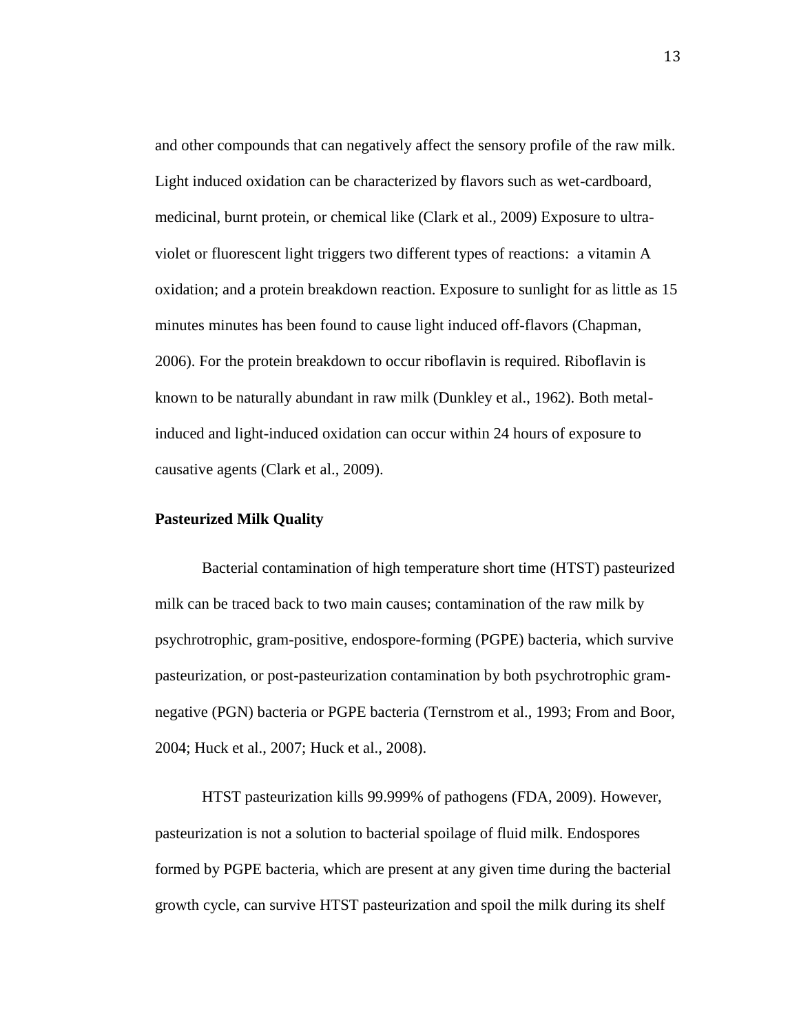and other compounds that can negatively affect the sensory profile of the raw milk. Light induced oxidation can be characterized by flavors such as wet-cardboard, medicinal, burnt protein, or chemical like (Clark et al., 2009) Exposure to ultra-violet or fluorescent light triggers two different types of reactions: a vitamin A oxidation; and a protein breakdown reaction. Exposure to sunlight for as little as 15 minutes minutes has been found to cause light induced off-flavors (Chapman, 2006). For the protein breakdown to occur riboflavin is required. Riboflavin is known to be naturally abundant in raw milk (Dunkley et al., 1962). Both metal-induced and light-induced oxidation can occur within 24 hours of exposure to causative agents (Clark et al., 2009).

**Pasteurized Milk Quality**

Bacterial contamination of high temperature short time (HTST) pasteurized milk can be traced back to two main causes; contamination of the raw milk by psychrotrophic, gram-positive, endospore-forming (PGPE) bacteria, which survive pasteurization, or post-pasteurization contamination by both psychrotrophic gram-negative (PGN) bacteria or PGPE bacteria (Ternstrom et al., 1993; From and Boor, 2004; Huck et al., 2007; Huck et al., 2008).

HTST pasteurization kills 99.999% of pathogens (FDA, 2009). However, pasteurization is not a solution to bacterial spoilage of fluid milk. Endospores formed by PGPE bacteria, which are present at any given time during the bacterial growth cycle, can survive HTST pasteurization and spoil the milk during its shelf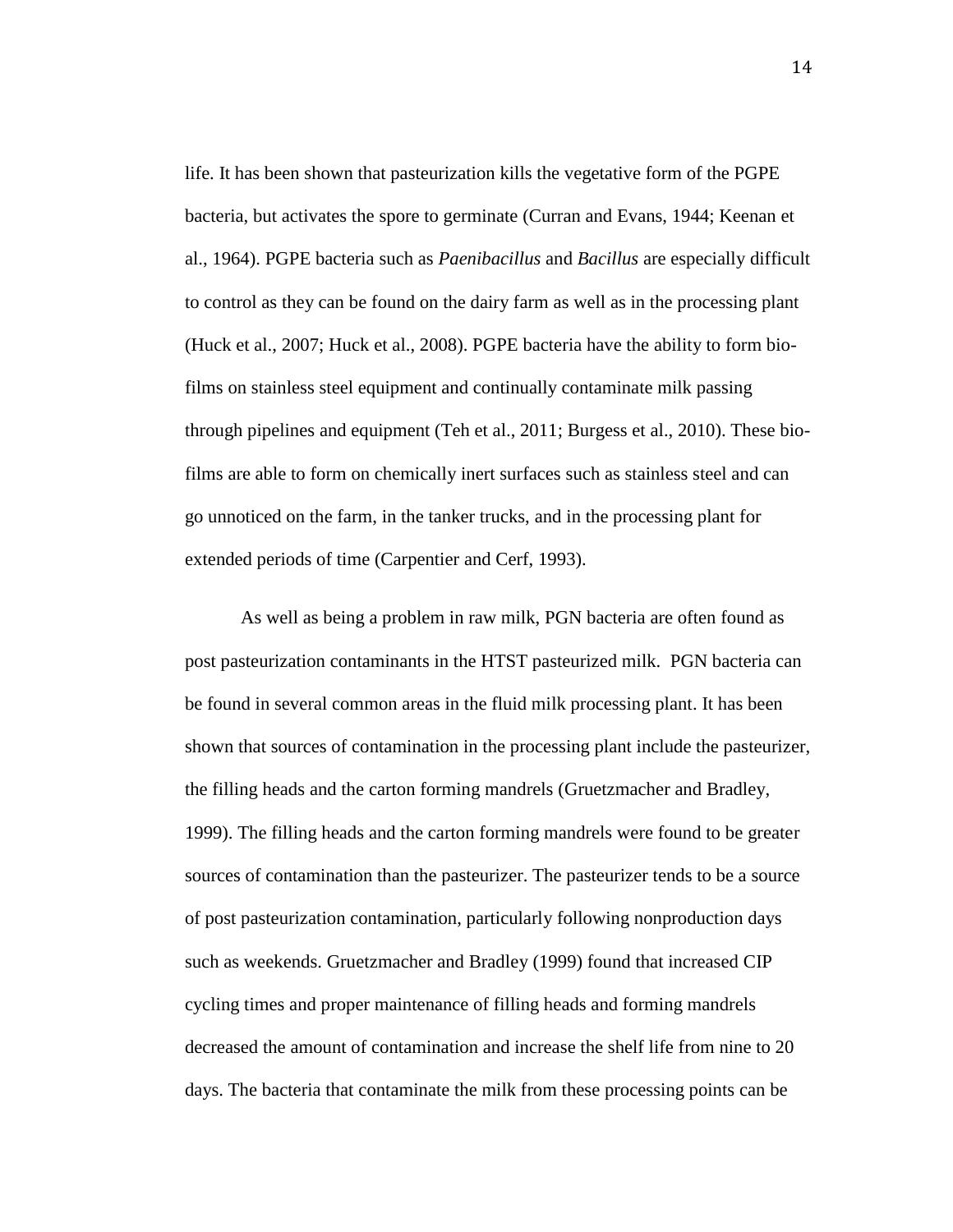life. It has been shown that pasteurization kills the vegetative form of the PGPE bacteria, but activates the spore to germinate (Curran and Evans, 1944; Keenan et al., 1964). PGPE bacteria such as *Paenibacillus* and *Bacillus* are especially difficult to control as they can be found on the dairy farm as well as in the processing plant (Huck et al., 2007; Huck et al., 2008). PGPE bacteria have the ability to form bio-films on stainless steel equipment and continually contaminate milk passing through pipelines and equipment (Teh et al., 2011; Burgess et al., 2010). These bio-films are able to form on chemically inert surfaces such as stainless steel and can go unnoticed on the farm, in the tanker trucks, and in the processing plant for extended periods of time (Carpentier and Cerf, 1993).

As well as being a problem in raw milk, PGN bacteria are often found as post pasteurization contaminants in the HTST pasteurized milk. PGN bacteria can be found in several common areas in the fluid milk processing plant. It has been shown that sources of contamination in the processing plant include the pasteurizer, the filling heads and the carton forming mandrels (Gruetzmacher and Bradley, 1999). The filling heads and the carton forming mandrels were found to be greater sources of contamination than the pasteurizer. The pasteurizer tends to be a source of post pasteurization contamination, particularly following nonproduction days such as weekends. Gruetzmacher and Bradley (1999) found that increased CIP cycling times and proper maintenance of filling heads and forming mandrels decreased the amount of contamination and increase the shelf life from nine to 20 days. The bacteria that contaminate the milk from these processing points can be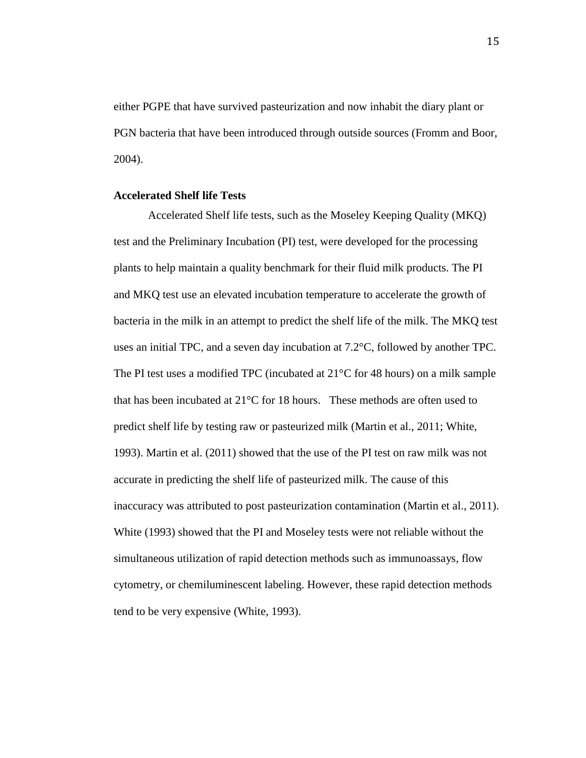either PGPE that have survived pasteurization and now inhabit the diary plant or PGN bacteria that have been introduced through outside sources (Fromm and Boor, 2004).

### Accelerated Shelf life Tests

Accelerated Shelf life tests, such as the Moseley Keeping Quality (MKQ) test and the Preliminary Incubation (PI) test, were developed for the processing plants to help maintain a quality benchmark for their fluid milk products. The PI and MKQ test use an elevated incubation temperature to accelerate the growth of bacteria in the milk in an attempt to predict the shelf life of the milk. The MKQ test uses an initial TPC, and a seven day incubation at 7.2°C, followed by another TPC. The PI test uses a modified TPC (incubated at 21°C for 48 hours) on a milk sample that has been incubated at 21°C for 18 hours. These methods are often used to predict shelf life by testing raw or pasteurized milk (Martin et al., 2011; White, 1993). Martin et al. (2011) showed that the use of the PI test on raw milk was not accurate in predicting the shelf life of pasteurized milk. The cause of this inaccuracy was attributed to post pasteurization contamination (Martin et al., 2011). White (1993) showed that the PI and Moseley tests were not reliable without the simultaneous utilization of rapid detection methods such as immunoassays, flow cytometry, or chemiluminescent labeling. However, these rapid detection methods tend to be very expensive (White, 1993).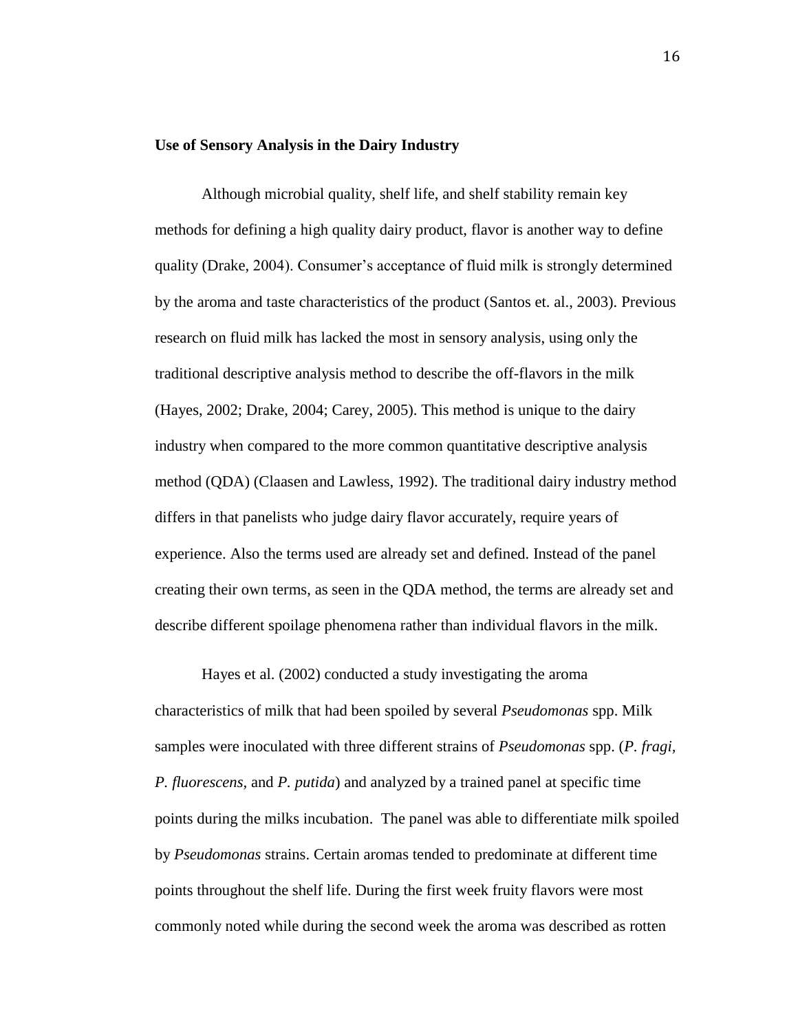**Use of Sensory Analysis in the Dairy Industry**

Although microbial quality, shelf life, and shelf stability remain key methods for defining a high quality dairy product, flavor is another way to define quality (Drake, 2004). Consumer's acceptance of fluid milk is strongly determined by the aroma and taste characteristics of the product (Santos et. al., 2003). Previous research on fluid milk has lacked the most in sensory analysis, using only the traditional descriptive analysis method to describe the off-flavors in the milk (Hayes, 2002; Drake, 2004; Carey, 2005). This method is unique to the dairy industry when compared to the more common quantitative descriptive analysis method (QDA) (Claasen and Lawless, 1992). The traditional dairy industry method differs in that panelists who judge dairy flavor accurately, require years of experience. Also the terms used are already set and defined. Instead of the panel creating their own terms, as seen in the QDA method, the terms are already set and describe different spoilage phenomena rather than individual flavors in the milk.

Hayes et al. (2002) conducted a study investigating the aroma characteristics of milk that had been spoiled by several *Pseudomonas* spp. Milk samples were inoculated with three different strains of *Pseudomonas* spp. (*P. fragi, P. fluorescens,* and *P. putida*) and analyzed by a trained panel at specific time points during the milks incubation. The panel was able to differentiate milk spoiled by *Pseudomonas* strains. Certain aromas tended to predominate at different time points throughout the shelf life. During the first week fruity flavors were most commonly noted while during the second week the aroma was described as rotten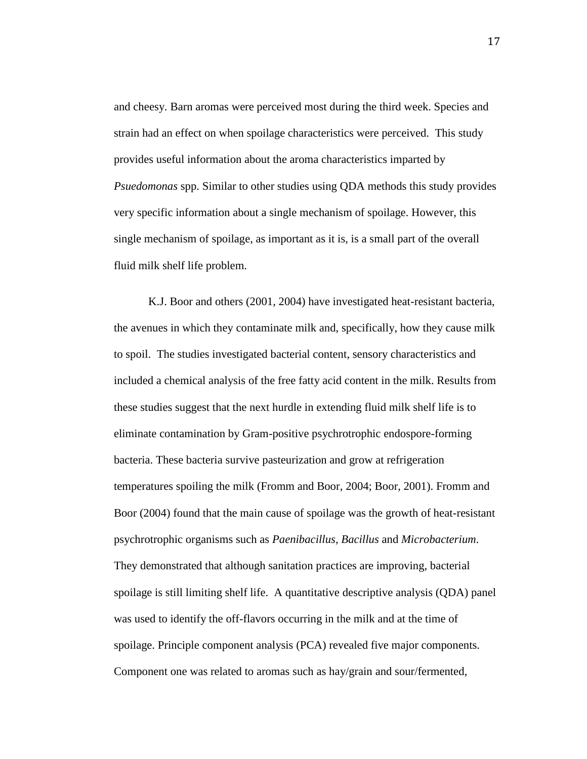and cheesy. Barn aromas were perceived most during the third week. Species and strain had an effect on when spoilage characteristics were perceived. This study provides useful information about the aroma characteristics imparted by *Psuedomonas* spp. Similar to other studies using QDA methods this study provides very specific information about a single mechanism of spoilage. However, this single mechanism of spoilage, as important as it is, is a small part of the overall fluid milk shelf life problem.

K.J. Boor and others (2001, 2004) have investigated heat-resistant bacteria, the avenues in which they contaminate milk and, specifically, how they cause milk to spoil. The studies investigated bacterial content, sensory characteristics and included a chemical analysis of the free fatty acid content in the milk. Results from these studies suggest that the next hurdle in extending fluid milk shelf life is to eliminate contamination by Gram-positive psychrotrophic endospore-forming bacteria. These bacteria survive pasteurization and grow at refrigeration temperatures spoiling the milk (Fromm and Boor, 2004; Boor, 2001). Fromm and Boor (2004) found that the main cause of spoilage was the growth of heat-resistant psychrotrophic organisms such as *Paenibacillus, Bacillus* and *Microbacterium*. They demonstrated that although sanitation practices are improving, bacterial spoilage is still limiting shelf life. A quantitative descriptive analysis (QDA) panel was used to identify the off-flavors occurring in the milk and at the time of spoilage. Principle component analysis (PCA) revealed five major components. Component one was related to aromas such as hay/grain and sour/fermented,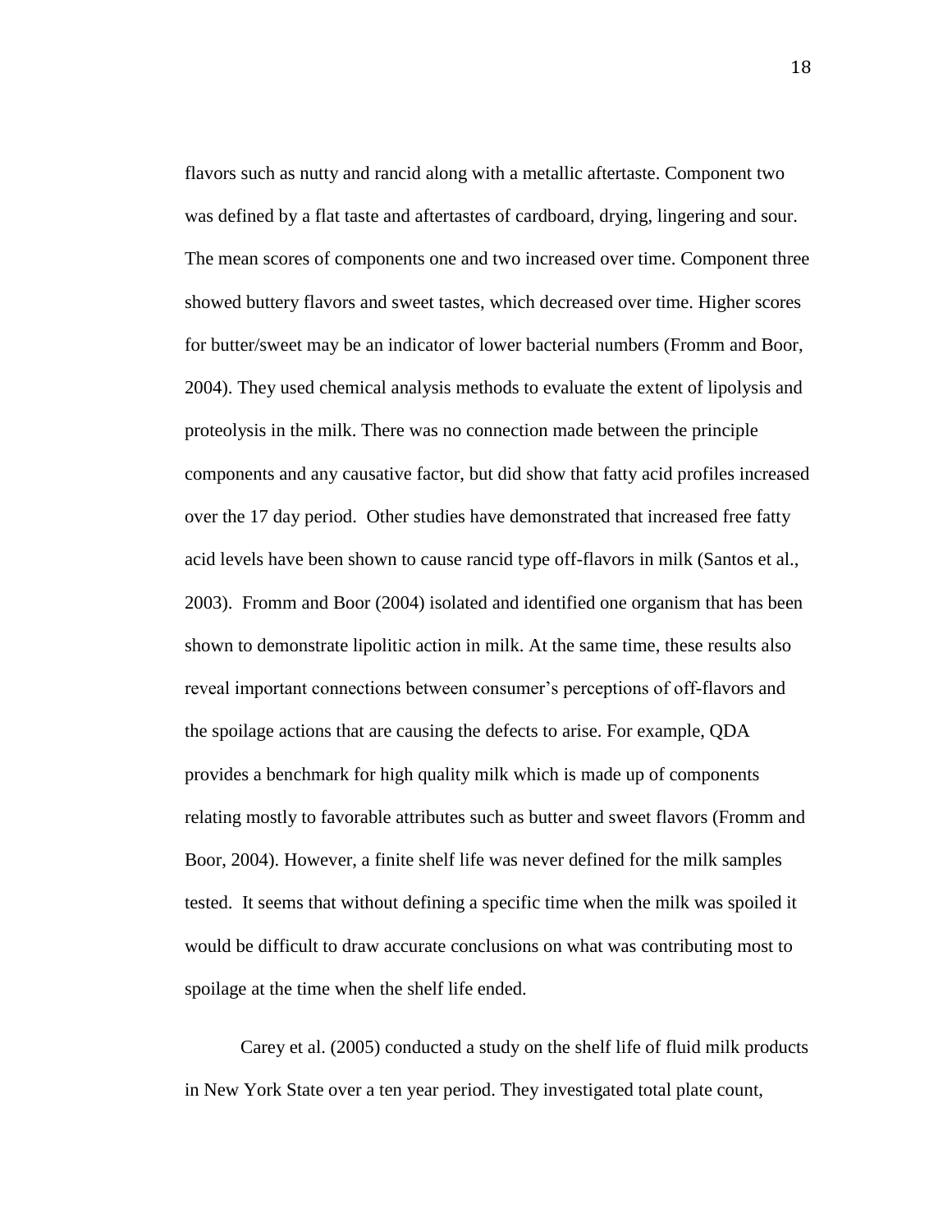flavors such as nutty and rancid along with a metallic aftertaste. Component two was defined by a flat taste and aftertastes of cardboard, drying, lingering and sour. The mean scores of components one and two increased over time. Component three showed buttery flavors and sweet tastes, which decreased over time. Higher scores for butter/sweet may be an indicator of lower bacterial numbers (Fromm and Boor, 2004). They used chemical analysis methods to evaluate the extent of lipolysis and proteolysis in the milk. There was no connection made between the principle components and any causative factor, but did show that fatty acid profiles increased over the 17 day period. Other studies have demonstrated that increased free fatty acid levels have been shown to cause rancid type off-flavors in milk (Santos et al., 2003). Fromm and Boor (2004) isolated and identified one organism that has been shown to demonstrate lipolitic action in milk. At the same time, these results also reveal important connections between consumer's perceptions of off-flavors and the spoilage actions that are causing the defects to arise. For example, QDA provides a benchmark for high quality milk which is made up of components relating mostly to favorable attributes such as butter and sweet flavors (Fromm and Boor, 2004). However, a finite shelf life was never defined for the milk samples tested. It seems that without defining a specific time when the milk was spoiled it would be difficult to draw accurate conclusions on what was contributing most to spoilage at the time when the shelf life ended.

Carey et al. (2005) conducted a study on the shelf life of fluid milk products in New York State over a ten year period. They investigated total plate count,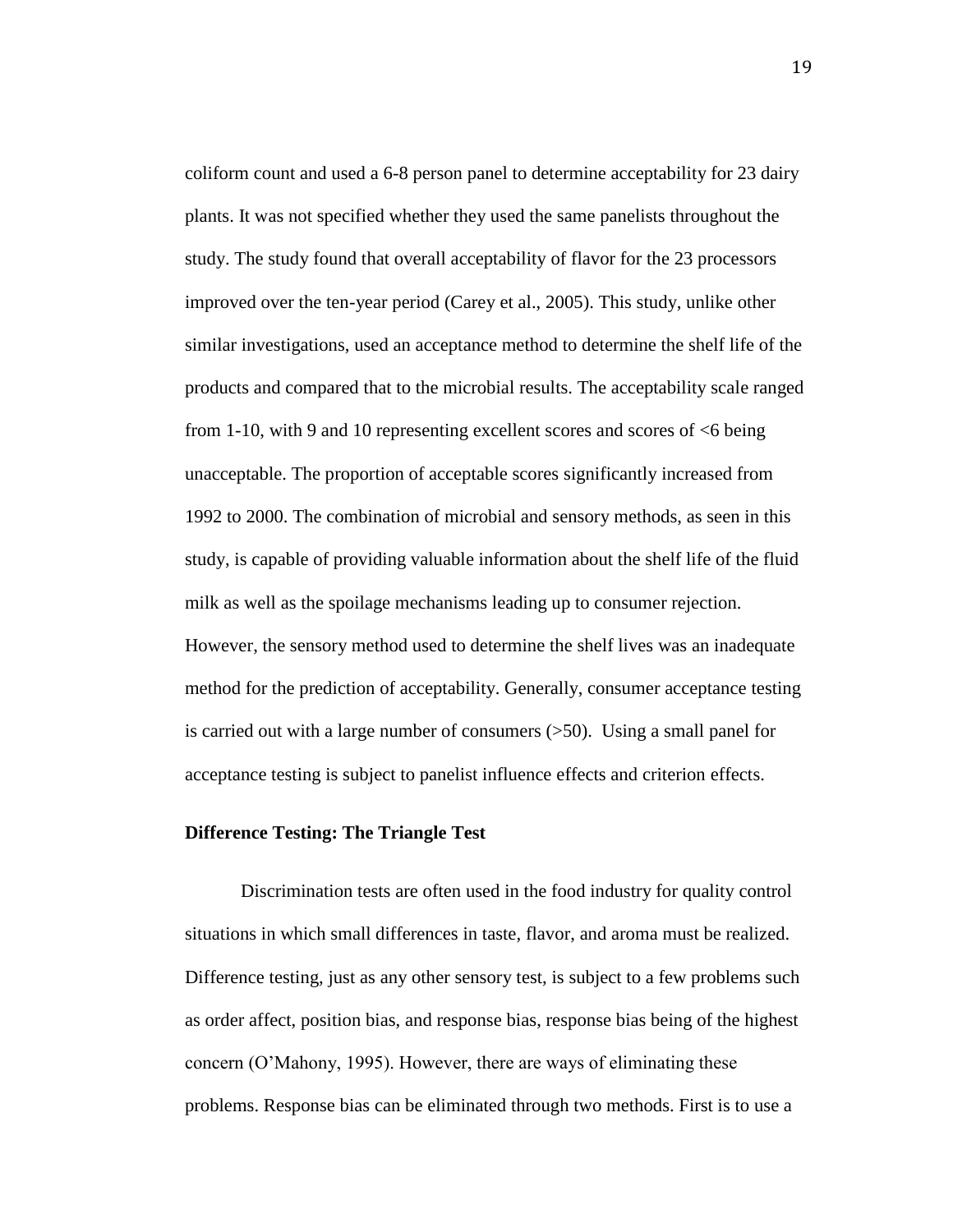coliform count and used a 6-8 person panel to determine acceptability for 23 dairy plants. It was not specified whether they used the same panelists throughout the study. The study found that overall acceptability of flavor for the 23 processors improved over the ten-year period (Carey et al., 2005). This study, unlike other similar investigations, used an acceptance method to determine the shelf life of the products and compared that to the microbial results. The acceptability scale ranged from 1-10, with 9 and 10 representing excellent scores and scores of <6 being unacceptable. The proportion of acceptable scores significantly increased from 1992 to 2000. The combination of microbial and sensory methods, as seen in this study, is capable of providing valuable information about the shelf life of the fluid milk as well as the spoilage mechanisms leading up to consumer rejection. However, the sensory method used to determine the shelf lives was an inadequate method for the prediction of acceptability. Generally, consumer acceptance testing is carried out with a large number of consumers (>50). Using a small panel for acceptance testing is subject to panelist influence effects and criterion effects.

**Difference Testing: The Triangle Test**

Discrimination tests are often used in the food industry for quality control situations in which small differences in taste, flavor, and aroma must be realized. Difference testing, just as any other sensory test, is subject to a few problems such as order affect, position bias, and response bias, response bias being of the highest concern (O'Mahony, 1995). However, there are ways of eliminating these problems. Response bias can be eliminated through two methods. First is to use a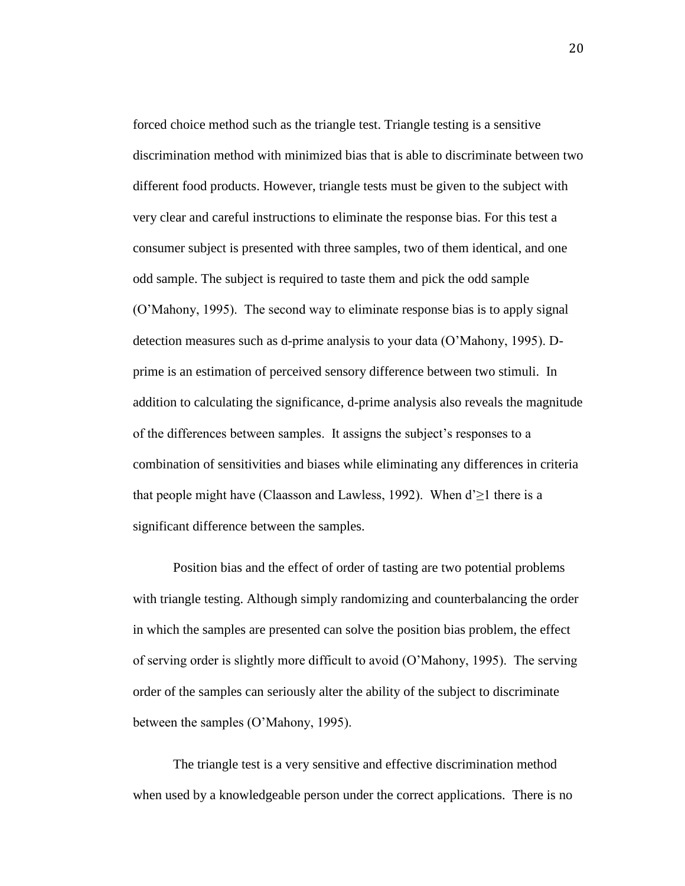forced choice method such as the triangle test. Triangle testing is a sensitive discrimination method with minimized bias that is able to discriminate between two different food products. However, triangle tests must be given to the subject with very clear and careful instructions to eliminate the response bias. For this test a consumer subject is presented with three samples, two of them identical, and one odd sample. The subject is required to taste them and pick the odd sample (O'Mahony, 1995). The second way to eliminate response bias is to apply signal detection measures such as d-prime analysis to your data (O'Mahony, 1995). D-prime is an estimation of perceived sensory difference between two stimuli. In addition to calculating the significance, d-prime analysis also reveals the magnitude of the differences between samples. It assigns the subject's responses to a combination of sensitivities and biases while eliminating any differences in criteria that people might have (Claasson and Lawless, 1992). When $d' \geq 1$ there is a significant difference between the samples.

Position bias and the effect of order of tasting are two potential problems with triangle testing. Although simply randomizing and counterbalancing the order in which the samples are presented can solve the position bias problem, the effect of serving order is slightly more difficult to avoid (O'Mahony, 1995). The serving order of the samples can seriously alter the ability of the subject to discriminate between the samples (O'Mahony, 1995).

The triangle test is a very sensitive and effective discrimination method when used by a knowledgeable person under the correct applications. There is no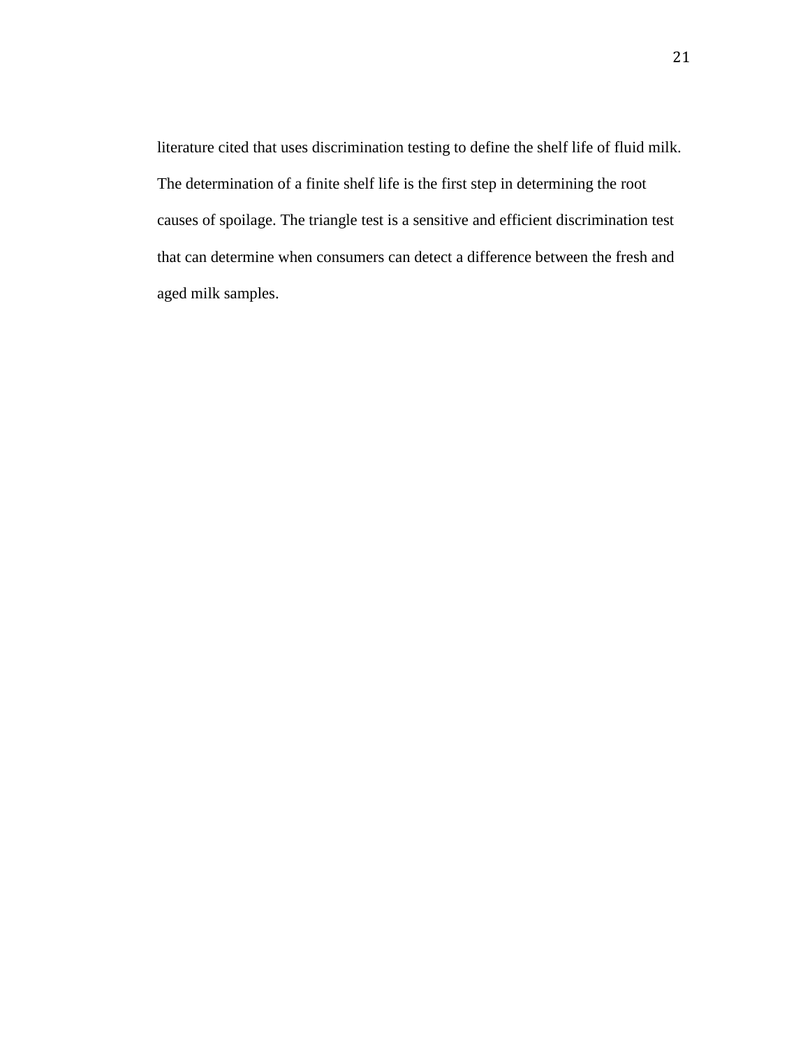literature cited that uses discrimination testing to define the shelf life of fluid milk. The determination of a finite shelf life is the first step in determining the root causes of spoilage. The triangle test is a sensitive and efficient discrimination test that can determine when consumers can detect a difference between the fresh and aged milk samples.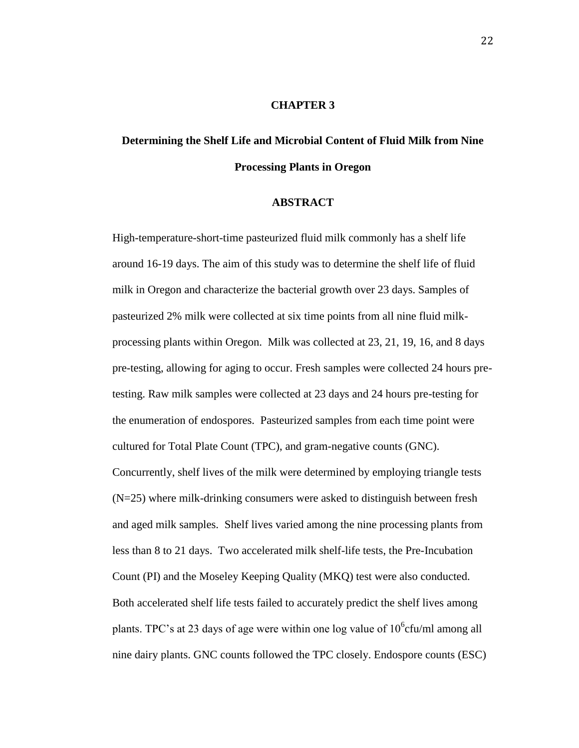# CHAPTER 3

## Determining the Shelf Life and Microbial Content of Fluid Milk from Nine Processing Plants in Oregon

### ABSTRACT

High-temperature-short-time pasteurized fluid milk commonly has a shelf life around 16-19 days. The aim of this study was to determine the shelf life of fluid milk in Oregon and characterize the bacterial growth over 23 days. Samples of pasteurized 2% milk were collected at six time points from all nine fluid milk-processing plants within Oregon. Milk was collected at 23, 21, 19, 16, and 8 days pre-testing, allowing for aging to occur. Fresh samples were collected 24 hours pre-testing. Raw milk samples were collected at 23 days and 24 hours pre-testing for the enumeration of endospores. Pasteurized samples from each time point were cultured for Total Plate Count (TPC), and gram-negative counts (GNC). Concurrently, shelf lives of the milk were determined by employing triangle tests (N=25) where milk-drinking consumers were asked to distinguish between fresh and aged milk samples. Shelf lives varied among the nine processing plants from less than 8 to 21 days. Two accelerated milk shelf-life tests, the Pre-Incubation Count (PI) and the Moseley Keeping Quality (MKQ) test were also conducted. Both accelerated shelf life tests failed to accurately predict the shelf lives among plants. TPC's at 23 days of age were within one log value of $10^6$cfu/ml among all nine dairy plants. GNC counts followed the TPC closely. Endospore counts (ESC)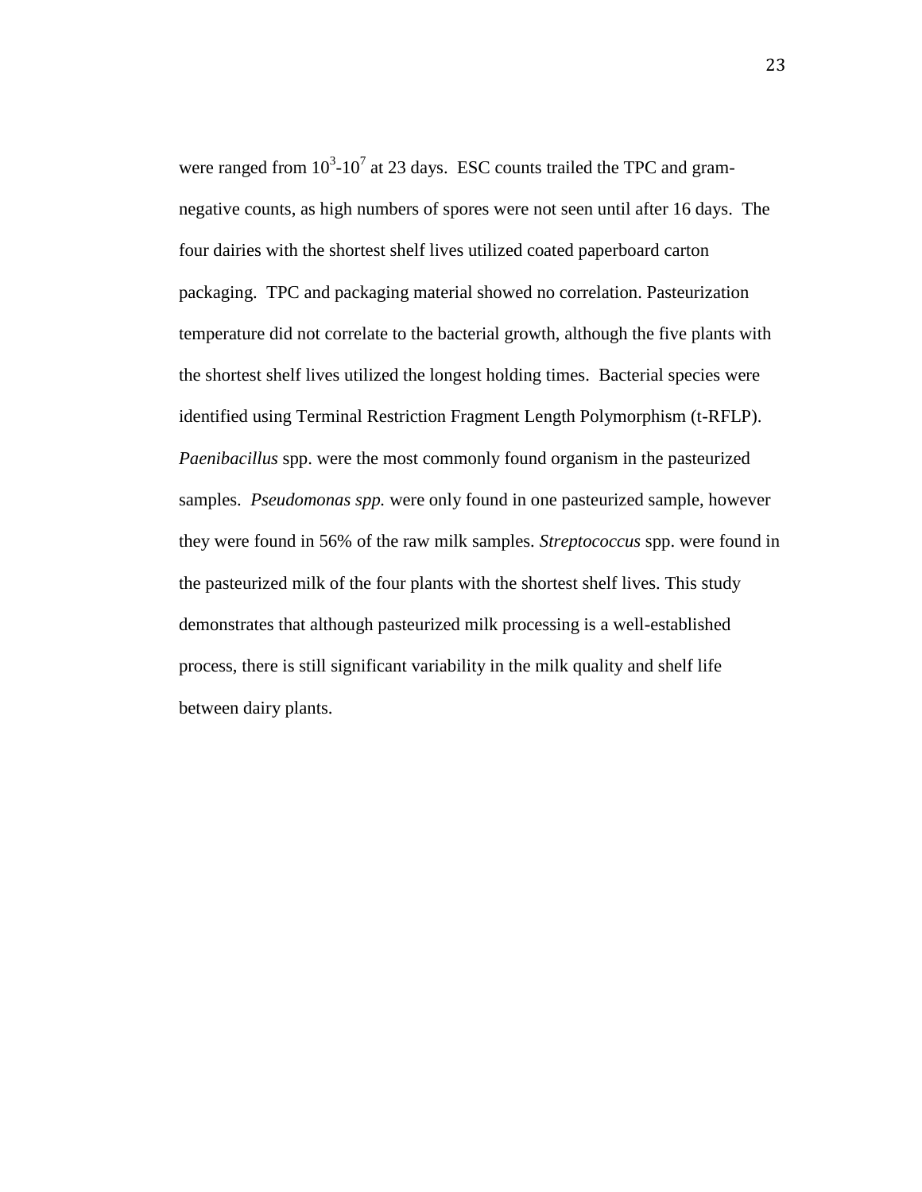were ranged from $10^3$-$10^7$ at 23 days. ESC counts trailed the TPC and gram-negative counts, as high numbers of spores were not seen until after 16 days. The four dairies with the shortest shelf lives utilized coated paperboard carton packaging. TPC and packaging material showed no correlation. Pasteurization temperature did not correlate to the bacterial growth, although the five plants with the shortest shelf lives utilized the longest holding times. Bacterial species were identified using Terminal Restriction Fragment Length Polymorphism (t-RFLP). *Paenibacillus* spp. were the most commonly found organism in the pasteurized samples. *Pseudomonas spp.* were only found in one pasteurized sample, however they were found in 56% of the raw milk samples. *Streptococcus* spp. were found in the pasteurized milk of the four plants with the shortest shelf lives. This study demonstrates that although pasteurized milk processing is a well-established process, there is still significant variability in the milk quality and shelf life between dairy plants.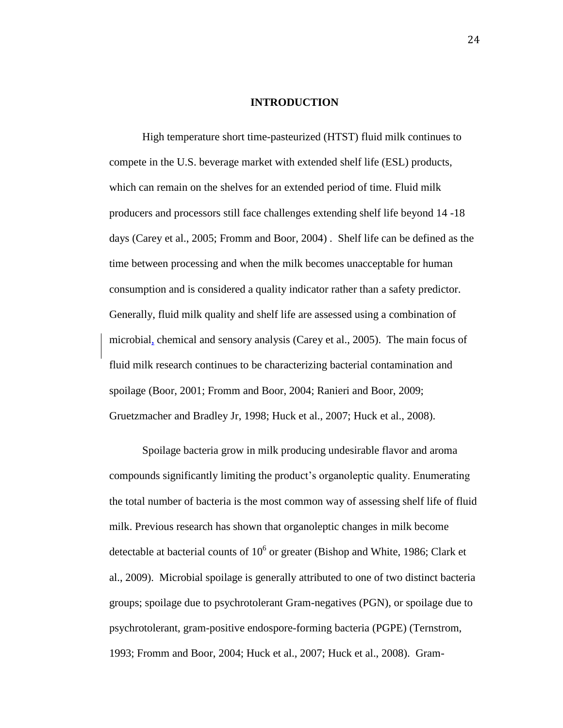# INTRODUCTION

High temperature short time-pasteurized (HTST) fluid milk continues to compete in the U.S. beverage market with extended shelf life (ESL) products, which can remain on the shelves for an extended period of time. Fluid milk producers and processors still face challenges extending shelf life beyond 14 -18 days (Carey et al., 2005; Fromm and Boor, 2004) . Shelf life can be defined as the time between processing and when the milk becomes unacceptable for human consumption and is considered a quality indicator rather than a safety predictor. Generally, fluid milk quality and shelf life are assessed using a combination of microbial, chemical and sensory analysis (Carey et al., 2005). The main focus of fluid milk research continues to be characterizing bacterial contamination and spoilage (Boor, 2001; Fromm and Boor, 2004; Ranieri and Boor, 2009; Gruetzmacher and Bradley Jr, 1998; Huck et al., 2007; Huck et al., 2008).

Spoilage bacteria grow in milk producing undesirable flavor and aroma compounds significantly limiting the product's organoleptic quality. Enumerating the total number of bacteria is the most common way of assessing shelf life of fluid milk. Previous research has shown that organoleptic changes in milk become detectable at bacterial counts of $10^6$ or greater (Bishop and White, 1986; Clark et al., 2009). Microbial spoilage is generally attributed to one of two distinct bacteria groups; spoilage due to psychrotolerant Gram-negatives (PGN), or spoilage due to psychrotolerant, gram-positive endospore-forming bacteria (PGPE) (Ternstrom, 1993; Fromm and Boor, 2004; Huck et al., 2007; Huck et al., 2008). Gram-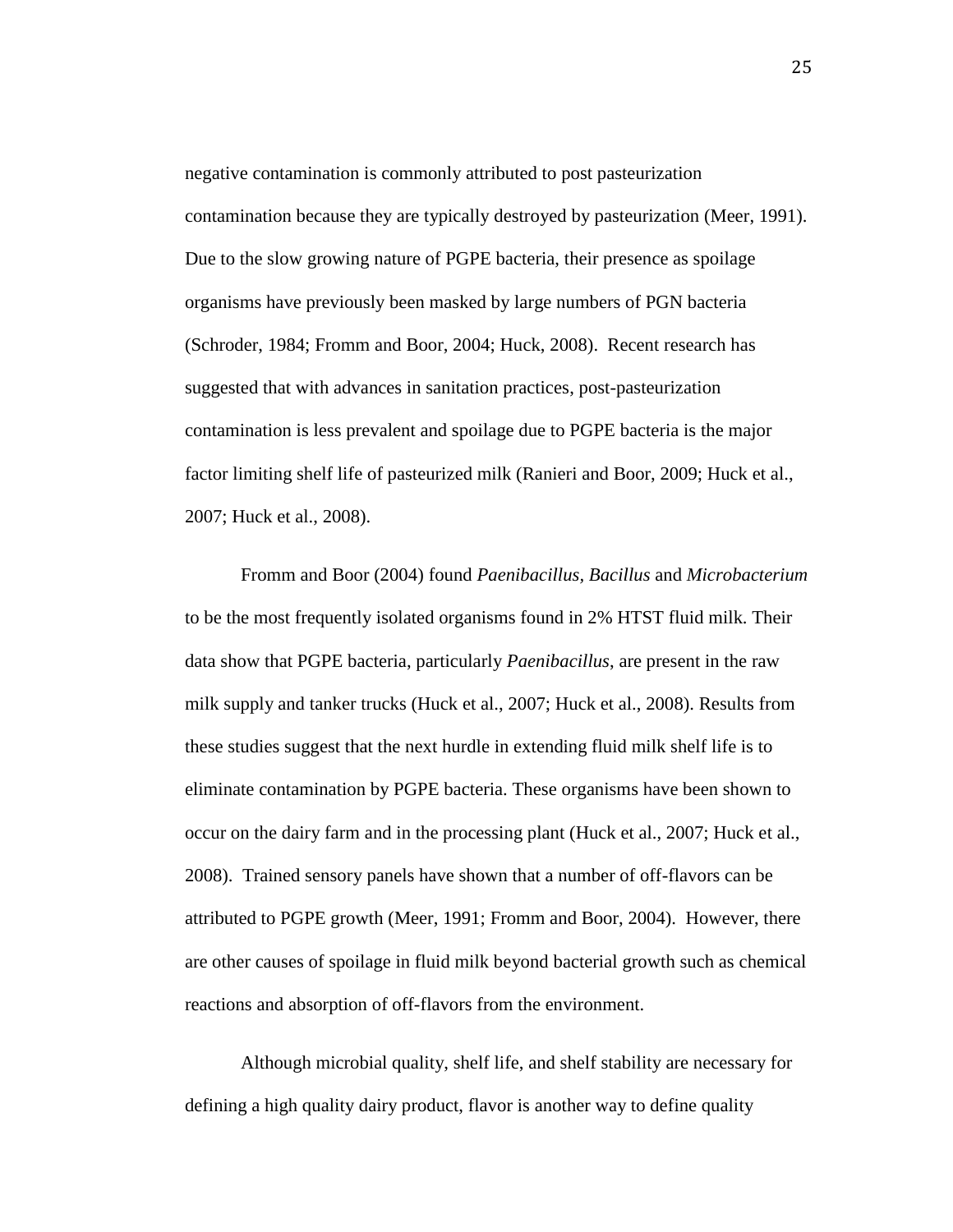negative contamination is commonly attributed to post pasteurization contamination because they are typically destroyed by pasteurization (Meer, 1991). Due to the slow growing nature of PGPE bacteria, their presence as spoilage organisms have previously been masked by large numbers of PGN bacteria (Schroder, 1984; Fromm and Boor, 2004; Huck, 2008). Recent research has suggested that with advances in sanitation practices, post-pasteurization contamination is less prevalent and spoilage due to PGPE bacteria is the major factor limiting shelf life of pasteurized milk (Ranieri and Boor, 2009; Huck et al., 2007; Huck et al., 2008).

Fromm and Boor (2004) found *Paenibacillus*, *Bacillus* and *Microbacterium* to be the most frequently isolated organisms found in 2% HTST fluid milk. Their data show that PGPE bacteria, particularly *Paenibacillus*, are present in the raw milk supply and tanker trucks (Huck et al., 2007; Huck et al., 2008). Results from these studies suggest that the next hurdle in extending fluid milk shelf life is to eliminate contamination by PGPE bacteria. These organisms have been shown to occur on the dairy farm and in the processing plant (Huck et al., 2007; Huck et al., 2008). Trained sensory panels have shown that a number of off-flavors can be attributed to PGPE growth (Meer, 1991; Fromm and Boor, 2004). However, there are other causes of spoilage in fluid milk beyond bacterial growth such as chemical reactions and absorption of off-flavors from the environment.

Although microbial quality, shelf life, and shelf stability are necessary for defining a high quality dairy product, flavor is another way to define quality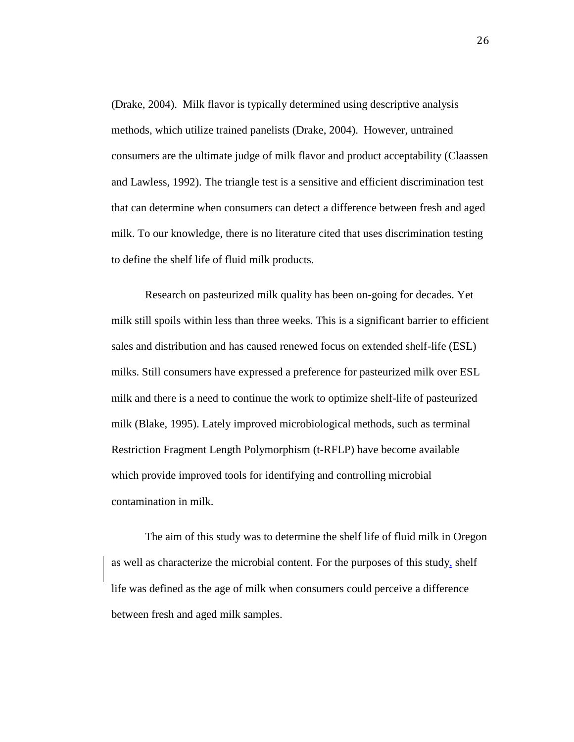(Drake, 2004). Milk flavor is typically determined using descriptive analysis methods, which utilize trained panelists (Drake, 2004). However, untrained consumers are the ultimate judge of milk flavor and product acceptability (Claassen and Lawless, 1992). The triangle test is a sensitive and efficient discrimination test that can determine when consumers can detect a difference between fresh and aged milk. To our knowledge, there is no literature cited that uses discrimination testing to define the shelf life of fluid milk products.

Research on pasteurized milk quality has been on-going for decades. Yet milk still spoils within less than three weeks. This is a significant barrier to efficient sales and distribution and has caused renewed focus on extended shelf-life (ESL) milks. Still consumers have expressed a preference for pasteurized milk over ESL milk and there is a need to continue the work to optimize shelf-life of pasteurized milk (Blake, 1995). Lately improved microbiological methods, such as terminal Restriction Fragment Length Polymorphism (t-RFLP) have become available which provide improved tools for identifying and controlling microbial contamination in milk.

The aim of this study was to determine the shelf life of fluid milk in Oregon as well as characterize the microbial content. For the purposes of this study, shelf life was defined as the age of milk when consumers could perceive a difference between fresh and aged milk samples.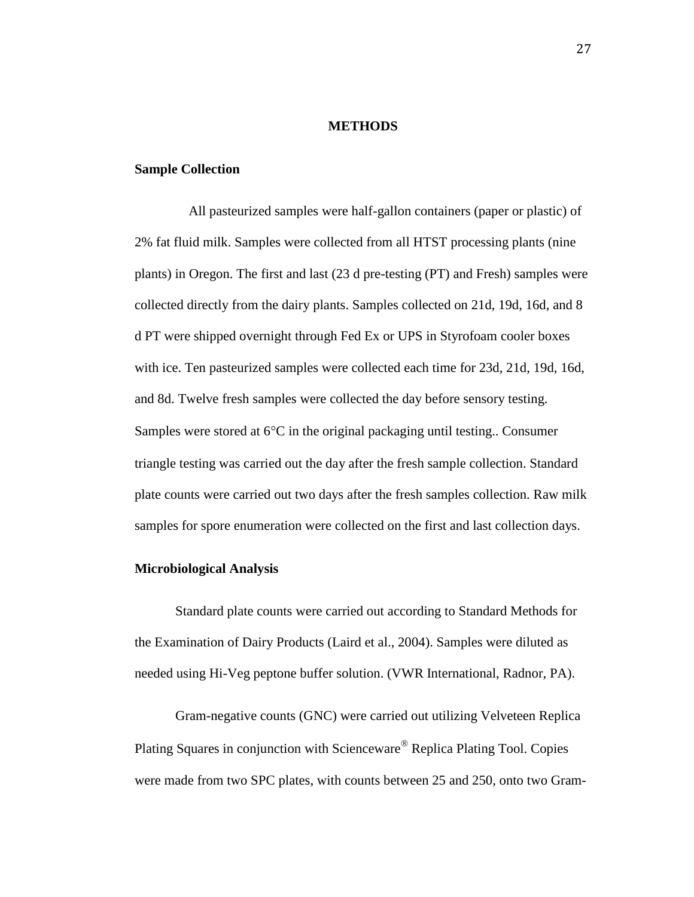# METHODS

## Sample Collection

All pasteurized samples were half-gallon containers (paper or plastic) of 2% fat fluid milk. Samples were collected from all HTST processing plants (nine plants) in Oregon. The first and last (23 d pre-testing (PT) and Fresh) samples were collected directly from the dairy plants. Samples collected on 21d, 19d, 16d, and 8 d PT were shipped overnight through Fed Ex or UPS in Styrofoam cooler boxes with ice. Ten pasteurized samples were collected each time for 23d, 21d, 19d, 16d, and 8d. Twelve fresh samples were collected the day before sensory testing. Samples were stored at 6°C in the original packaging until testing.. Consumer triangle testing was carried out the day after the fresh sample collection. Standard plate counts were carried out two days after the fresh samples collection. Raw milk samples for spore enumeration were collected on the first and last collection days.

## Microbiological Analysis

Standard plate counts were carried out according to Standard Methods for the Examination of Dairy Products (Laird et al., 2004). Samples were diluted as needed using Hi-Veg peptone buffer solution. (VWR International, Radnor, PA).

Gram-negative counts (GNC) were carried out utilizing Velveteen Replica Plating Squares in conjunction with Scienceware® Replica Plating Tool. Copies were made from two SPC plates, with counts between 25 and 250, onto two Gram-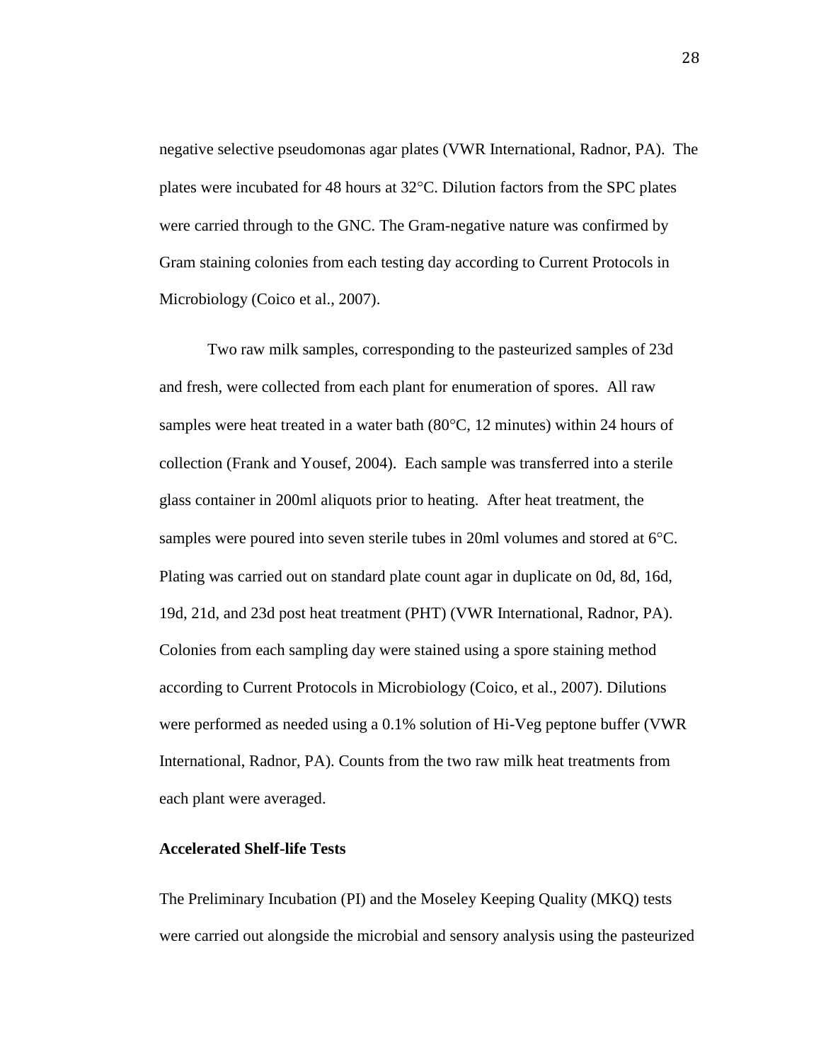negative selective pseudomonas agar plates (VWR International, Radnor, PA). The plates were incubated for 48 hours at 32°C. Dilution factors from the SPC plates were carried through to the GNC. The Gram-negative nature was confirmed by Gram staining colonies from each testing day according to Current Protocols in Microbiology (Coico et al., 2007).

Two raw milk samples, corresponding to the pasteurized samples of 23d and fresh, were collected from each plant for enumeration of spores. All raw samples were heat treated in a water bath (80°C, 12 minutes) within 24 hours of collection (Frank and Yousef, 2004). Each sample was transferred into a sterile glass container in 200ml aliquots prior to heating. After heat treatment, the samples were poured into seven sterile tubes in 20ml volumes and stored at 6°C. Plating was carried out on standard plate count agar in duplicate on 0d, 8d, 16d, 19d, 21d, and 23d post heat treatment (PHT) (VWR International, Radnor, PA). Colonies from each sampling day were stained using a spore staining method according to Current Protocols in Microbiology (Coico, et al., 2007). Dilutions were performed as needed using a 0.1% solution of Hi-Veg peptone buffer (VWR International, Radnor, PA). Counts from the two raw milk heat treatments from each plant were averaged.

**Accelerated Shelf-life Tests**

The Preliminary Incubation (PI) and the Moseley Keeping Quality (MKQ) tests were carried out alongside the microbial and sensory analysis using the pasteurized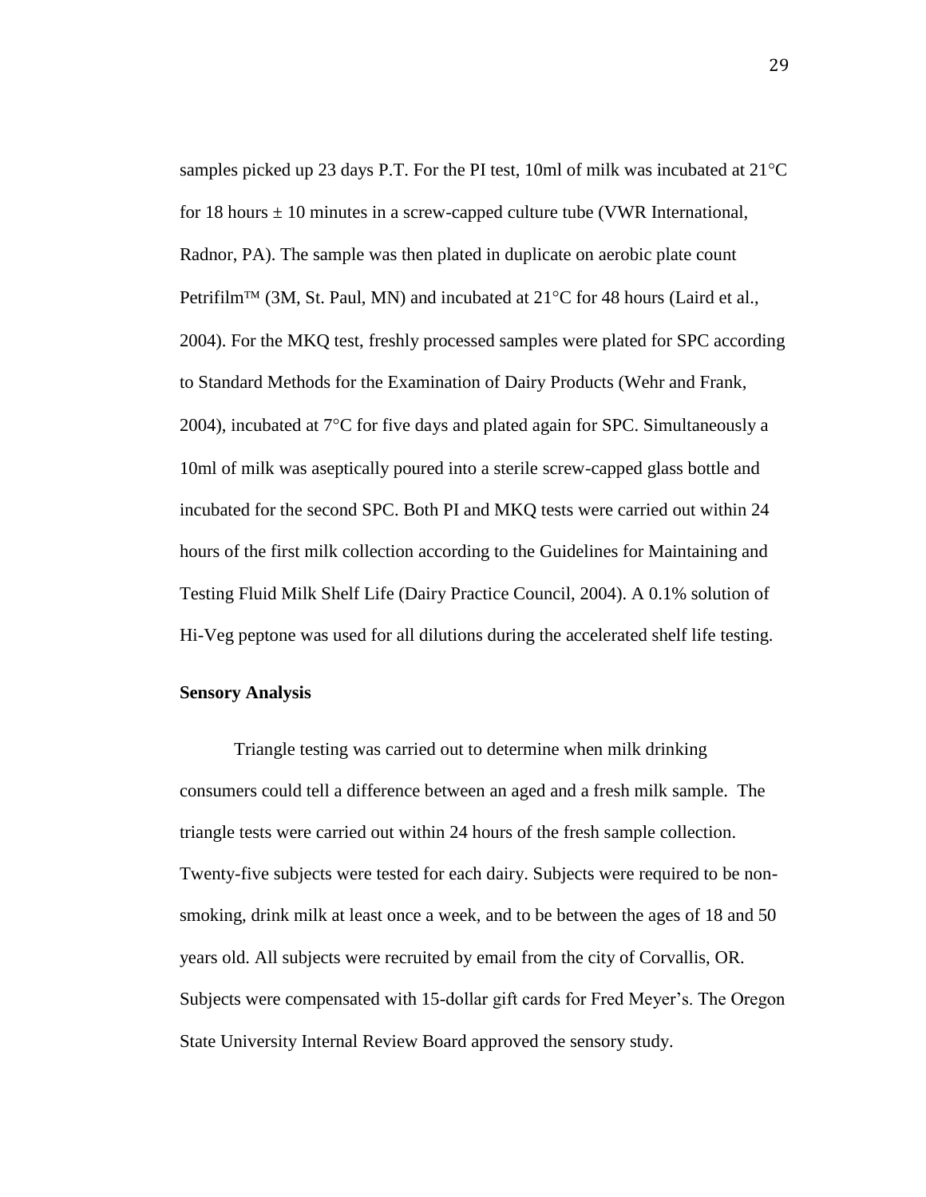samples picked up 23 days P.T. For the PI test, 10ml of milk was incubated at 21°C for 18 hours ± 10 minutes in a screw-capped culture tube (VWR International, Radnor, PA). The sample was then plated in duplicate on aerobic plate count Petrifilm™ (3M, St. Paul, MN) and incubated at 21°C for 48 hours (Laird et al., 2004). For the MKQ test, freshly processed samples were plated for SPC according to Standard Methods for the Examination of Dairy Products (Wehr and Frank, 2004), incubated at 7°C for five days and plated again for SPC. Simultaneously a 10ml of milk was aseptically poured into a sterile screw-capped glass bottle and incubated for the second SPC. Both PI and MKQ tests were carried out within 24 hours of the first milk collection according to the Guidelines for Maintaining and Testing Fluid Milk Shelf Life (Dairy Practice Council, 2004). A 0.1% solution of Hi-Veg peptone was used for all dilutions during the accelerated shelf life testing.

**Sensory Analysis**

Triangle testing was carried out to determine when milk drinking consumers could tell a difference between an aged and a fresh milk sample. The triangle tests were carried out within 24 hours of the fresh sample collection. Twenty-five subjects were tested for each dairy. Subjects were required to be non-smoking, drink milk at least once a week, and to be between the ages of 18 and 50 years old. All subjects were recruited by email from the city of Corvallis, OR. Subjects were compensated with 15-dollar gift cards for Fred Meyer's. The Oregon State University Internal Review Board approved the sensory study.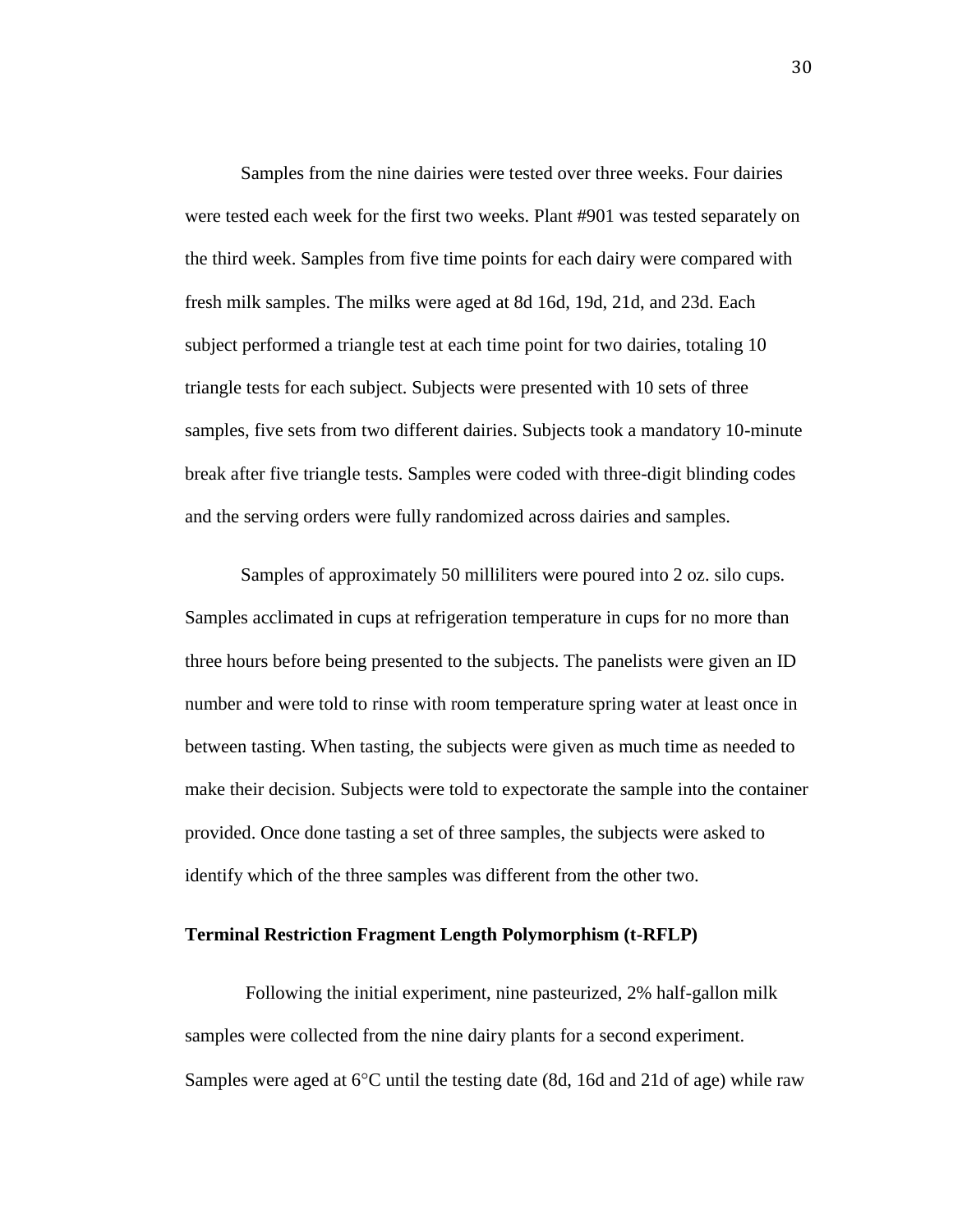Samples from the nine dairies were tested over three weeks. Four dairies were tested each week for the first two weeks. Plant #901 was tested separately on the third week. Samples from five time points for each dairy were compared with fresh milk samples. The milks were aged at 8d 16d, 19d, 21d, and 23d. Each subject performed a triangle test at each time point for two dairies, totaling 10 triangle tests for each subject. Subjects were presented with 10 sets of three samples, five sets from two different dairies. Subjects took a mandatory 10-minute break after five triangle tests. Samples were coded with three-digit blinding codes and the serving orders were fully randomized across dairies and samples.

Samples of approximately 50 milliliters were poured into 2 oz. silo cups. Samples acclimated in cups at refrigeration temperature in cups for no more than three hours before being presented to the subjects. The panelists were given an ID number and were told to rinse with room temperature spring water at least once in between tasting. When tasting, the subjects were given as much time as needed to make their decision. Subjects were told to expectorate the sample into the container provided. Once done tasting a set of three samples, the subjects were asked to identify which of the three samples was different from the other two.

**Terminal Restriction Fragment Length Polymorphism (t-RFLP)**

Following the initial experiment, nine pasteurized, 2% half-gallon milk samples were collected from the nine dairy plants for a second experiment. Samples were aged at 6°C until the testing date (8d, 16d and 21d of age) while raw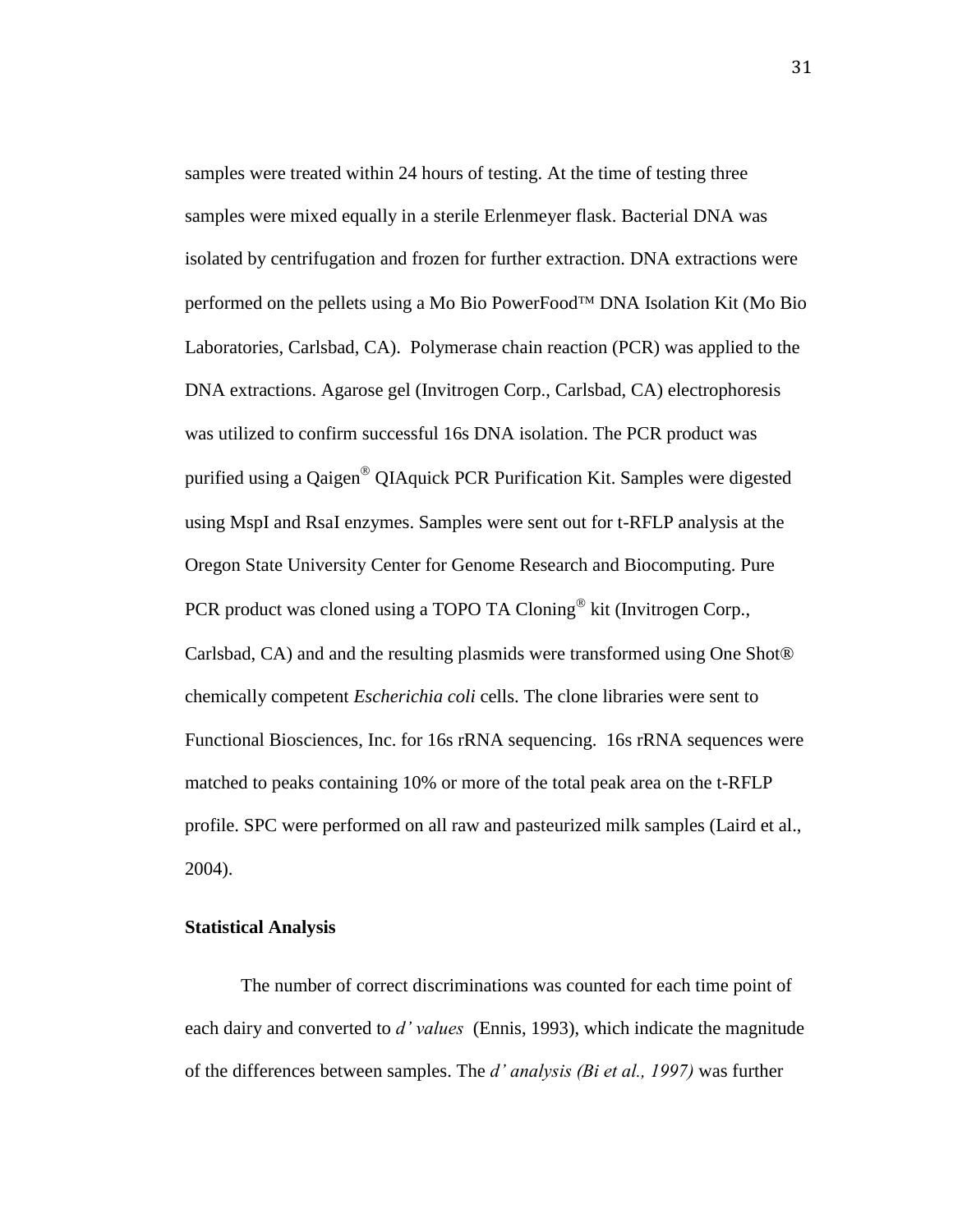samples were treated within 24 hours of testing. At the time of testing three samples were mixed equally in a sterile Erlenmeyer flask. Bacterial DNA was isolated by centrifugation and frozen for further extraction. DNA extractions were performed on the pellets using a Mo Bio PowerFood™ DNA Isolation Kit (Mo Bio Laboratories, Carlsbad, CA). Polymerase chain reaction (PCR) was applied to the DNA extractions. Agarose gel (Invitrogen Corp., Carlsbad, CA) electrophoresis was utilized to confirm successful 16s DNA isolation. The PCR product was purified using a Qaigen® QIAquick PCR Purification Kit. Samples were digested using MspI and RsaI enzymes. Samples were sent out for t-RFLP analysis at the Oregon State University Center for Genome Research and Biocomputing. Pure PCR product was cloned using a TOPO TA Cloning® kit (Invitrogen Corp., Carlsbad, CA) and and the resulting plasmids were transformed using One Shot® chemically competent *Escherichia coli* cells. The clone libraries were sent to Functional Biosciences, Inc. for 16s rRNA sequencing. 16s rRNA sequences were matched to peaks containing 10% or more of the total peak area on the t-RFLP profile. SPC were performed on all raw and pasteurized milk samples (Laird et al., 2004).

**Statistical Analysis**

The number of correct discriminations was counted for each time point of each dairy and converted to *d' values* (Ennis, 1993), which indicate the magnitude of the differences between samples. The *d' analysis (Bi et al., 1997)* was further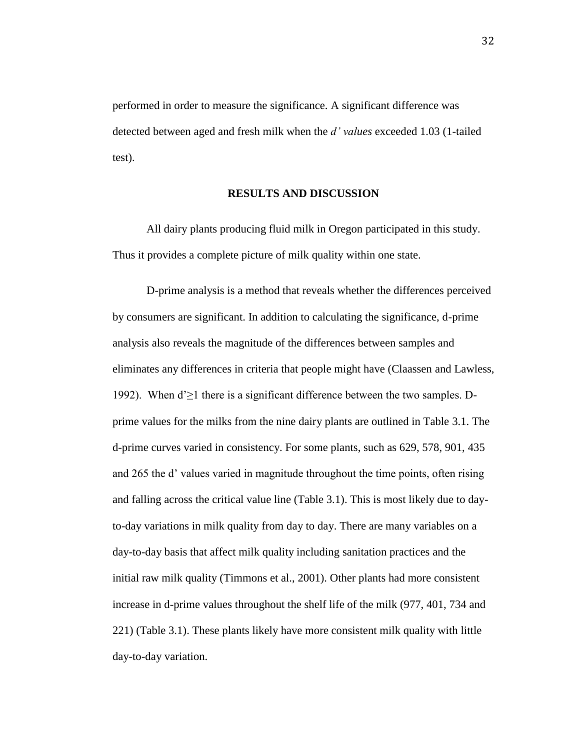performed in order to measure the significance. A significant difference was detected between aged and fresh milk when the *d' values* exceeded 1.03 (1-tailed test).

## RESULTS AND DISCUSSION

All dairy plants producing fluid milk in Oregon participated in this study. Thus it provides a complete picture of milk quality within one state.

D-prime analysis is a method that reveals whether the differences perceived by consumers are significant. In addition to calculating the significance, d-prime analysis also reveals the magnitude of the differences between samples and eliminates any differences in criteria that people might have (Claassen and Lawless, 1992). When $d' \geq 1$ there is a significant difference between the two samples. D-prime values for the milks from the nine dairy plants are outlined in Table 3.1. The d-prime curves varied in consistency. For some plants, such as 629, 578, 901, 435 and 265 the d' values varied in magnitude throughout the time points, often rising and falling across the critical value line (Table 3.1). This is most likely due to day-to-day variations in milk quality from day to day. There are many variables on a day-to-day basis that affect milk quality including sanitation practices and the initial raw milk quality (Timmons et al., 2001). Other plants had more consistent increase in d-prime values throughout the shelf life of the milk (977, 401, 734 and 221) (Table 3.1). These plants likely have more consistent milk quality with little day-to-day variation.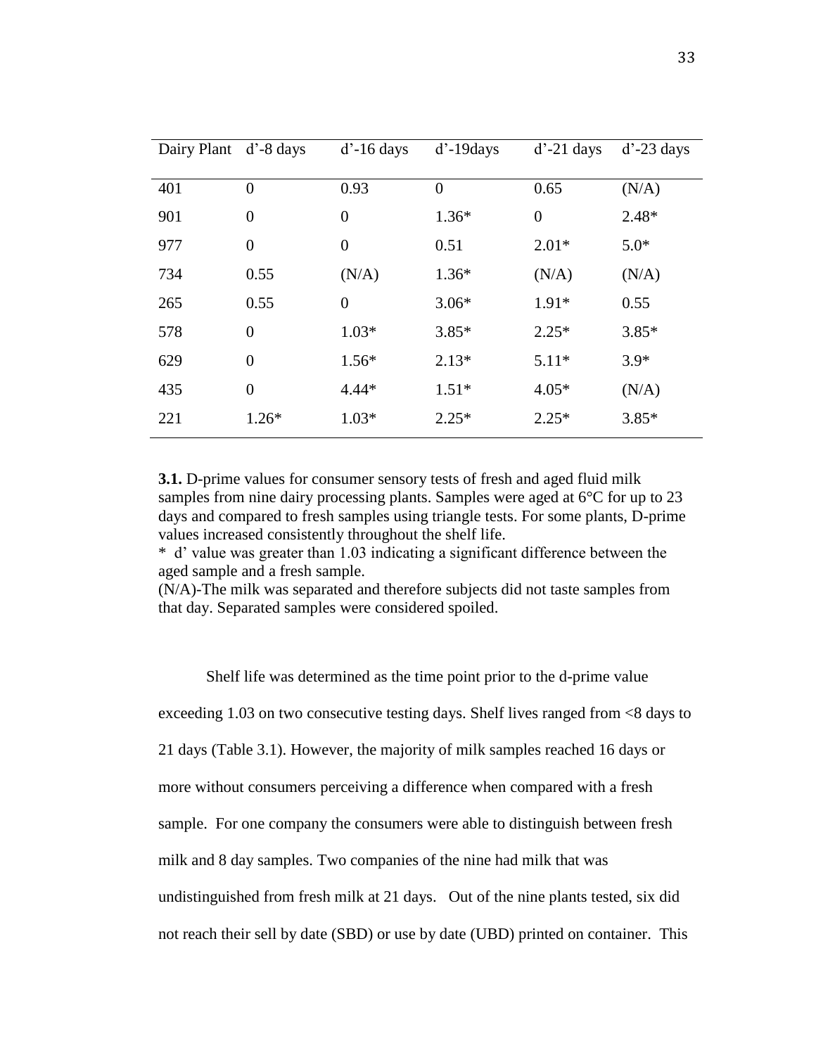| Dairy Plant | d'-8 days | d'-16 days | d'-19days | d'-21 days | d'-23 days |
|---|---|---|---|---|---|
| 401 | 0 | 0.93 | 0 | 0.65 | (N/A) |
| 901 | 0 | 0 | 1.36* | 0 | 2.48* |
| 977 | 0 | 0 | 0.51 | 2.01* | 5.0* |
| 734 | 0.55 | (N/A) | 1.36* | (N/A) | (N/A) |
| 265 | 0.55 | 0 | 3.06* | 1.91* | 0.55 |
| 578 | 0 | 1.03* | 3.85* | 2.25* | 3.85* |
| 629 | 0 | 1.56* | 2.13* | 5.11* | 3.9* |
| 435 | 0 | 4.44* | 1.51* | 4.05* | (N/A) |
| 221 | 1.26* | 1.03* | 2.25* | 2.25* | 3.85* |

**3.1.** D-prime values for consumer sensory tests of fresh and aged fluid milk samples from nine dairy processing plants. Samples were aged at 6°C for up to 23 days and compared to fresh samples using triangle tests. For some plants, D-prime values increased consistently throughout the shelf life.

* d' value was greater than 1.03 indicating a significant difference between the aged sample and a fresh sample.

(N/A)-The milk was separated and therefore subjects did not taste samples from that day. Separated samples were considered spoiled.

Shelf life was determined as the time point prior to the d-prime value exceeding 1.03 on two consecutive testing days. Shelf lives ranged from <8 days to 21 days (Table 3.1). However, the majority of milk samples reached 16 days or more without consumers perceiving a difference when compared with a fresh sample. For one company the consumers were able to distinguish between fresh milk and 8 day samples. Two companies of the nine had milk that was undistinguished from fresh milk at 21 days. Out of the nine plants tested, six did not reach their sell by date (SBD) or use by date (UBD) printed on container. This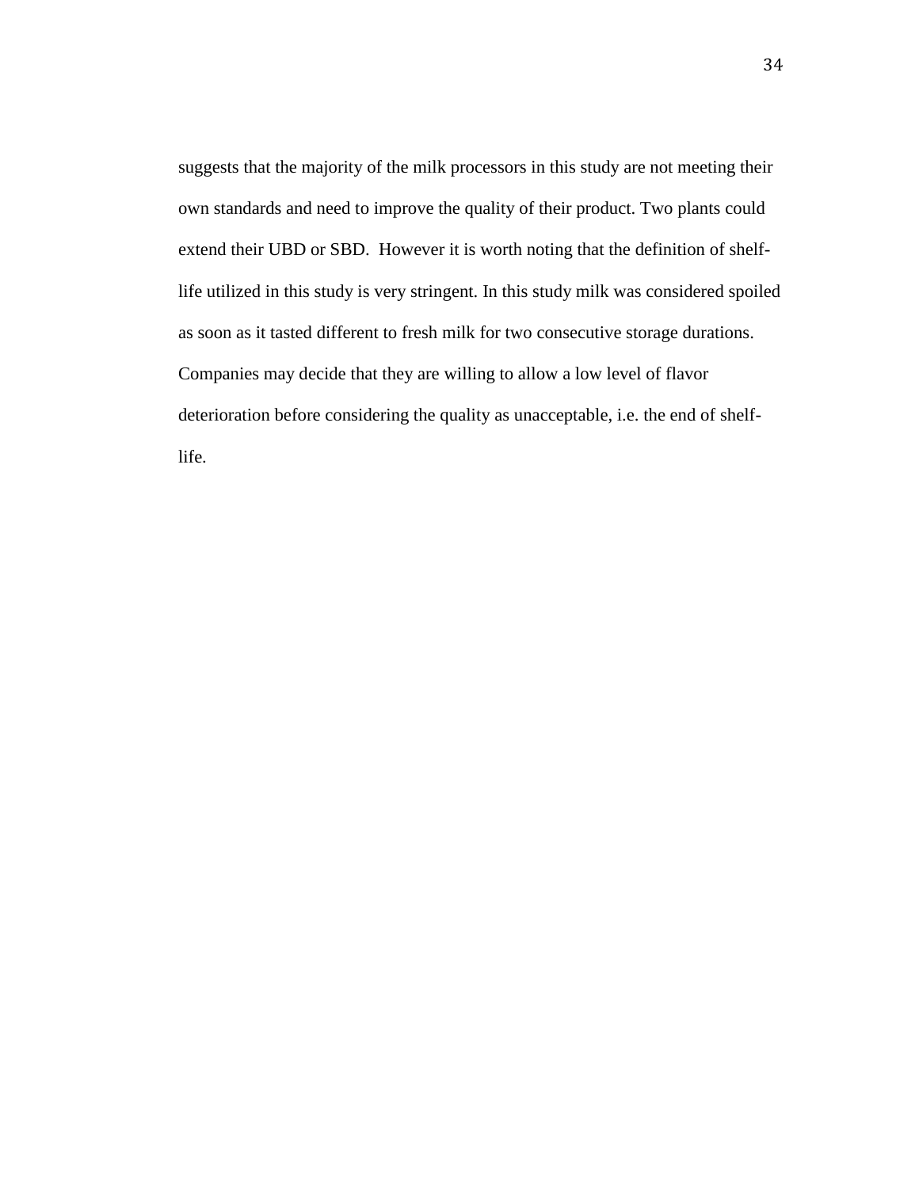suggests that the majority of the milk processors in this study are not meeting their own standards and need to improve the quality of their product. Two plants could extend their UBD or SBD. However it is worth noting that the definition of shelf-life utilized in this study is very stringent. In this study milk was considered spoiled as soon as it tasted different to fresh milk for two consecutive storage durations. Companies may decide that they are willing to allow a low level of flavor deterioration before considering the quality as unacceptable, i.e. the end of shelf-life.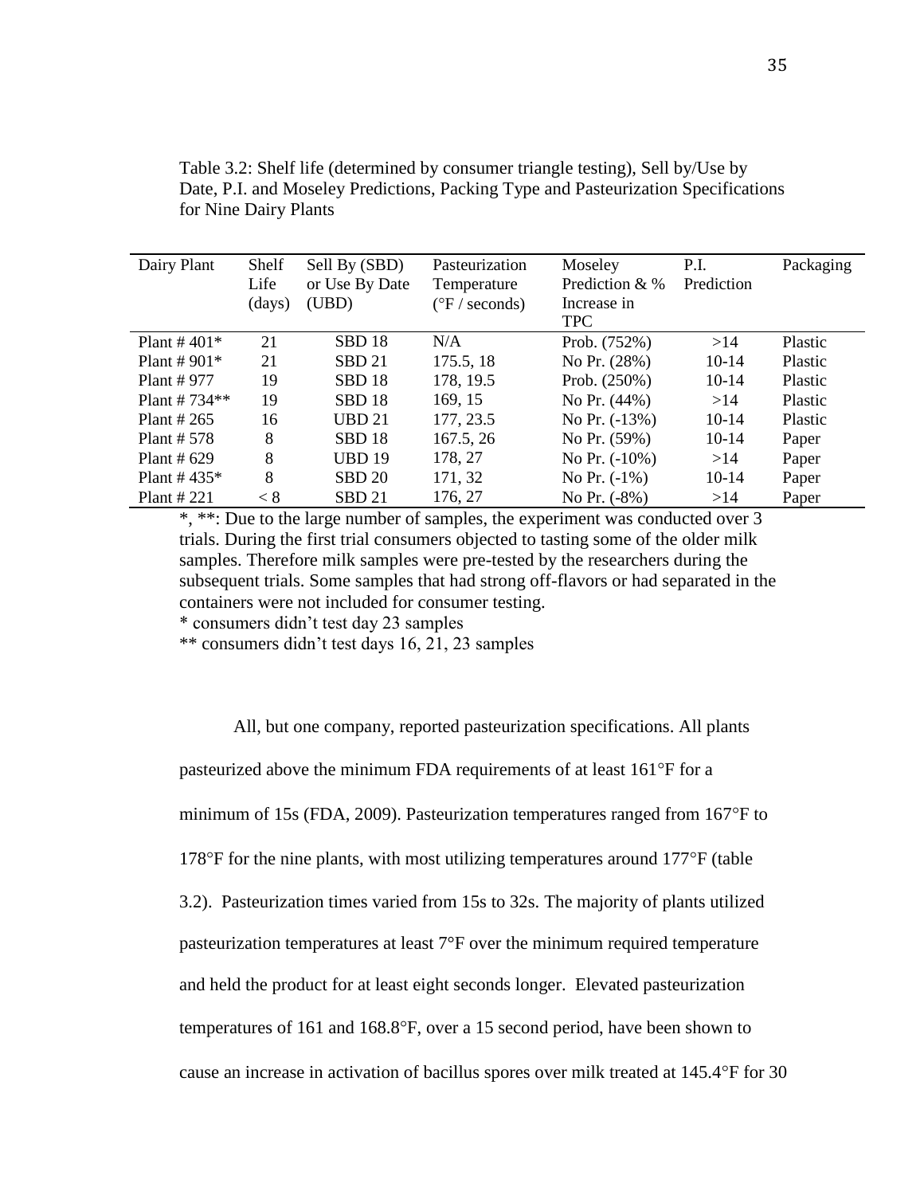Table 3.2: Shelf life (determined by consumer triangle testing), Sell by/Use by Date, P.I. and Moseley Predictions, Packing Type and Pasteurization Specifications for Nine Dairy Plants

| Dairy Plant | Shelf Life (days) | Sell By (SBD) or Use By Date (UBD) | Pasteurization Temperature (°F / seconds) | Moseley Prediction & % Increase in TPC | P.I. Prediction | Packaging |
|---|---|---|---|---|---|---|
| Plant # 401* | 21 | SBD 18 | N/A | Prob. (752%) | >14 | Plastic |
| Plant # 901* | 21 | SBD 21 | 175.5, 18 | No Pr. (28%) | 10-14 | Plastic |
| Plant # 977 | 19 | SBD 18 | 178, 19.5 | Prob. (250%) | 10-14 | Plastic |
| Plant # 734** | 19 | SBD 18 | 169, 15 | No Pr. (44%) | >14 | Plastic |
| Plant # 265 | 16 | UBD 21 | 177, 23.5 | No Pr. (-13%) | 10-14 | Plastic |
| Plant # 578 | 8 | SBD 18 | 167.5, 26 | No Pr. (59%) | 10-14 | Paper |
| Plant # 629 | 8 | UBD 19 | 178, 27 | No Pr. (-10%) | >14 | Paper |
| Plant # 435* | 8 | SBD 20 | 171, 32 | No Pr. (-1%) | 10-14 | Paper |
| Plant # 221 | < 8 | SBD 21 | 176, 27 | No Pr. (-8%) | >14 | Paper |

*, **: Due to the large number of samples, the experiment was conducted over 3 trials. During the first trial consumers objected to tasting some of the older milk samples. Therefore milk samples were pre-tested by the researchers during the subsequent trials. Some samples that had strong off-flavors or had separated in the containers were not included for consumer testing.

\* consumers didn't test day 23 samples

\** consumers didn't test days 16, 21, 23 samples

All, but one company, reported pasteurization specifications. All plants pasteurized above the minimum FDA requirements of at least 161°F for a minimum of 15s (FDA, 2009). Pasteurization temperatures ranged from 167°F to 178°F for the nine plants, with most utilizing temperatures around 177°F (table 3.2). Pasteurization times varied from 15s to 32s. The majority of plants utilized pasteurization temperatures at least 7°F over the minimum required temperature and held the product for at least eight seconds longer. Elevated pasteurization temperatures of 161 and 168.8°F, over a 15 second period, have been shown to cause an increase in activation of bacillus spores over milk treated at 145.4°F for 30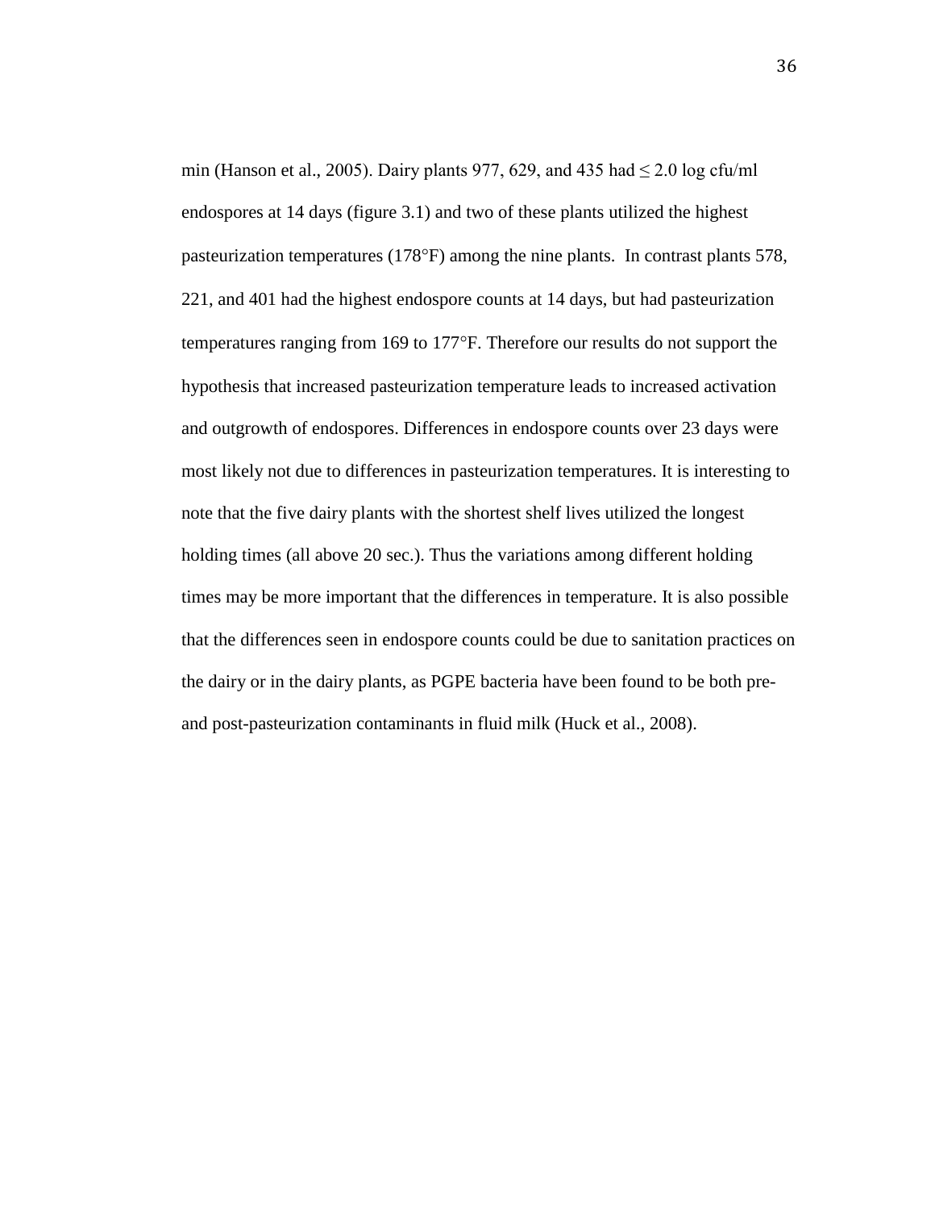min (Hanson et al., 2005). Dairy plants 977, 629, and 435 had ≤ 2.0 log cfu/ml endospores at 14 days (figure 3.1) and two of these plants utilized the highest pasteurization temperatures (178°F) among the nine plants.  In contrast plants 578, 221, and 401 had the highest endospore counts at 14 days, but had pasteurization temperatures ranging from 169 to 177°F. Therefore our results do not support the hypothesis that increased pasteurization temperature leads to increased activation and outgrowth of endospores. Differences in endospore counts over 23 days were most likely not due to differences in pasteurization temperatures. It is interesting to note that the five dairy plants with the shortest shelf lives utilized the longest holding times (all above 20 sec.). Thus the variations among different holding times may be more important that the differences in temperature. It is also possible that the differences seen in endospore counts could be due to sanitation practices on the dairy or in the dairy plants, as PGPE bacteria have been found to be both pre- and post-pasteurization contaminants in fluid milk (Huck et al., 2008).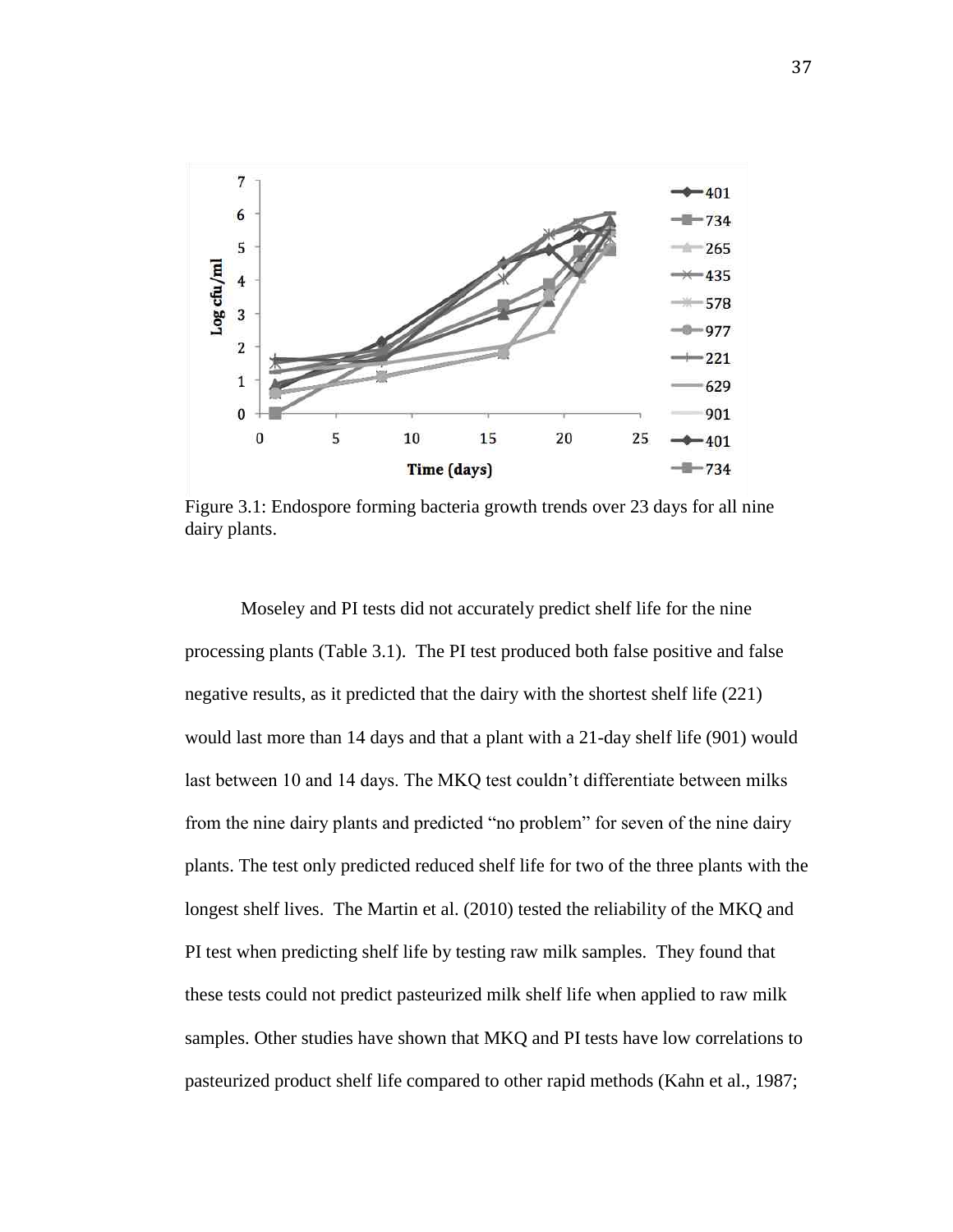Figure 3.1: Endospore forming bacteria growth trends over 23 days for all nine dairy plants.

Moseley and PI tests did not accurately predict shelf life for the nine processing plants (Table 3.1). The PI test produced both false positive and false negative results, as it predicted that the dairy with the shortest shelf life (221) would last more than 14 days and that a plant with a 21-day shelf life (901) would last between 10 and 14 days. The MKQ test couldn't differentiate between milks from the nine dairy plants and predicted "no problem" for seven of the nine dairy plants. The test only predicted reduced shelf life for two of the three plants with the longest shelf lives. The Martin et al. (2010) tested the reliability of the MKQ and PI test when predicting shelf life by testing raw milk samples. They found that these tests could not predict pasteurized milk shelf life when applied to raw milk samples. Other studies have shown that MKQ and PI tests have low correlations to pasteurized product shelf life compared to other rapid methods (Kahn et al., 1987;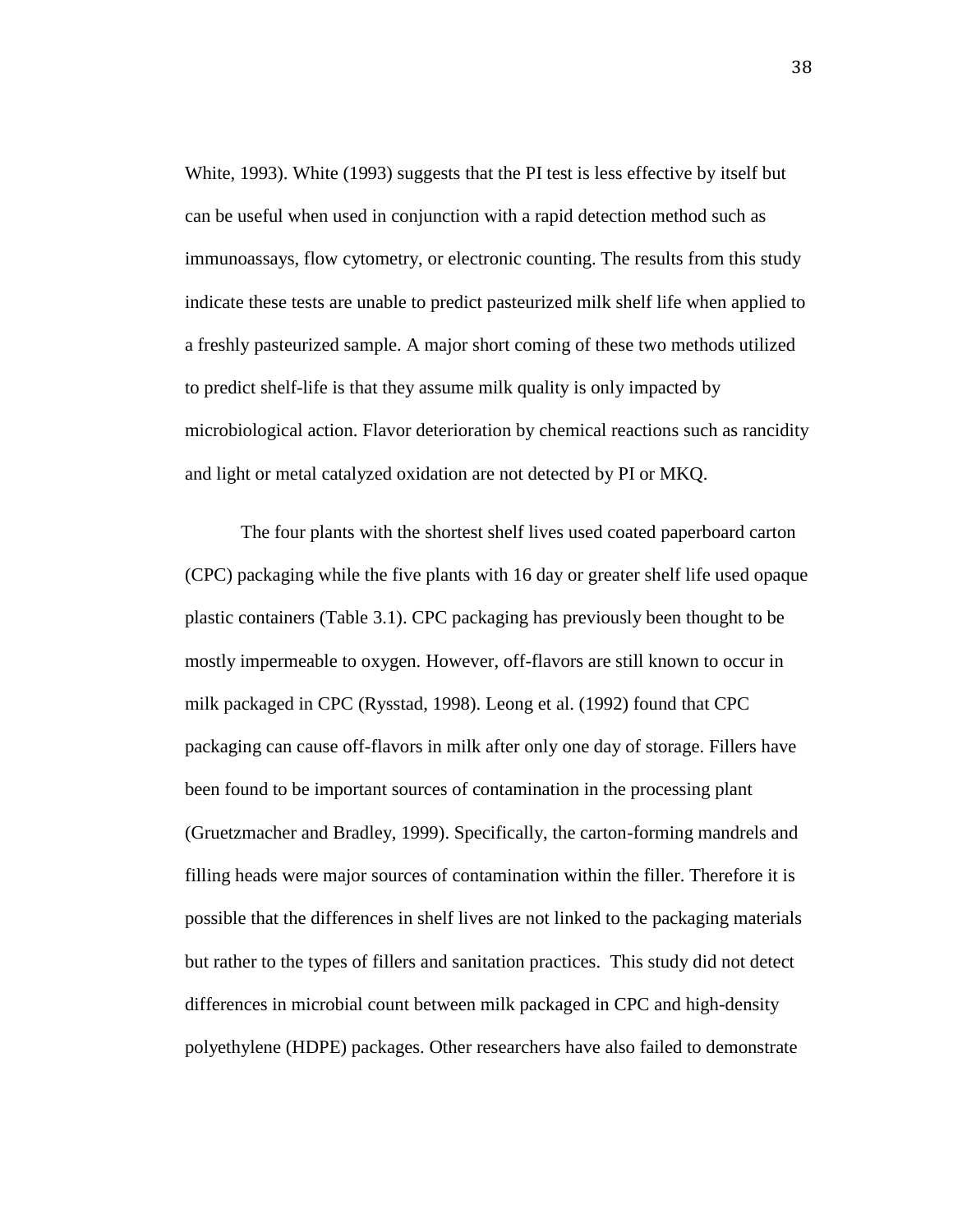White, 1993). White (1993) suggests that the PI test is less effective by itself but can be useful when used in conjunction with a rapid detection method such as immunoassays, flow cytometry, or electronic counting. The results from this study indicate these tests are unable to predict pasteurized milk shelf life when applied to a freshly pasteurized sample. A major short coming of these two methods utilized to predict shelf-life is that they assume milk quality is only impacted by microbiological action. Flavor deterioration by chemical reactions such as rancidity and light or metal catalyzed oxidation are not detected by PI or MKQ.

The four plants with the shortest shelf lives used coated paperboard carton (CPC) packaging while the five plants with 16 day or greater shelf life used opaque plastic containers (Table 3.1). CPC packaging has previously been thought to be mostly impermeable to oxygen. However, off-flavors are still known to occur in milk packaged in CPC (Rysstad, 1998). Leong et al. (1992) found that CPC packaging can cause off-flavors in milk after only one day of storage. Fillers have been found to be important sources of contamination in the processing plant (Gruetzmacher and Bradley, 1999). Specifically, the carton-forming mandrels and filling heads were major sources of contamination within the filler. Therefore it is possible that the differences in shelf lives are not linked to the packaging materials but rather to the types of fillers and sanitation practices. This study did not detect differences in microbial count between milk packaged in CPC and high-density polyethylene (HDPE) packages. Other researchers have also failed to demonstrate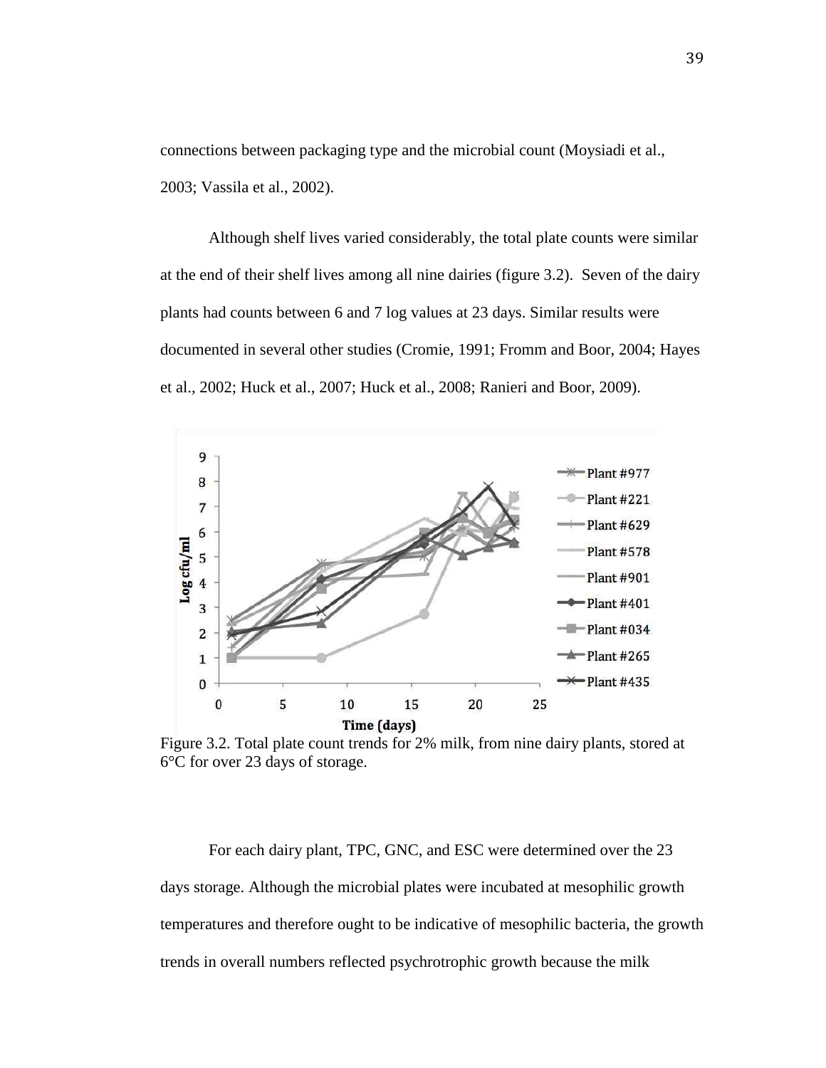connections between packaging type and the microbial count (Moysiadi et al., 2003; Vassila et al., 2002).

Although shelf lives varied considerably, the total plate counts were similar at the end of their shelf lives among all nine dairies (figure 3.2). Seven of the dairy plants had counts between 6 and 7 log values at 23 days. Similar results were documented in several other studies (Cromie, 1991; Fromm and Boor, 2004; Hayes et al., 2002; Huck et al., 2007; Huck et al., 2008; Ranieri and Boor, 2009).

Figure 3.2. Total plate count trends for 2% milk, from nine dairy plants, stored at 6°C for over 23 days of storage.

For each dairy plant, TPC, GNC, and ESC were determined over the 23 days storage. Although the microbial plates were incubated at mesophilic growth temperatures and therefore ought to be indicative of mesophilic bacteria, the growth trends in overall numbers reflected psychrotrophic growth because the milk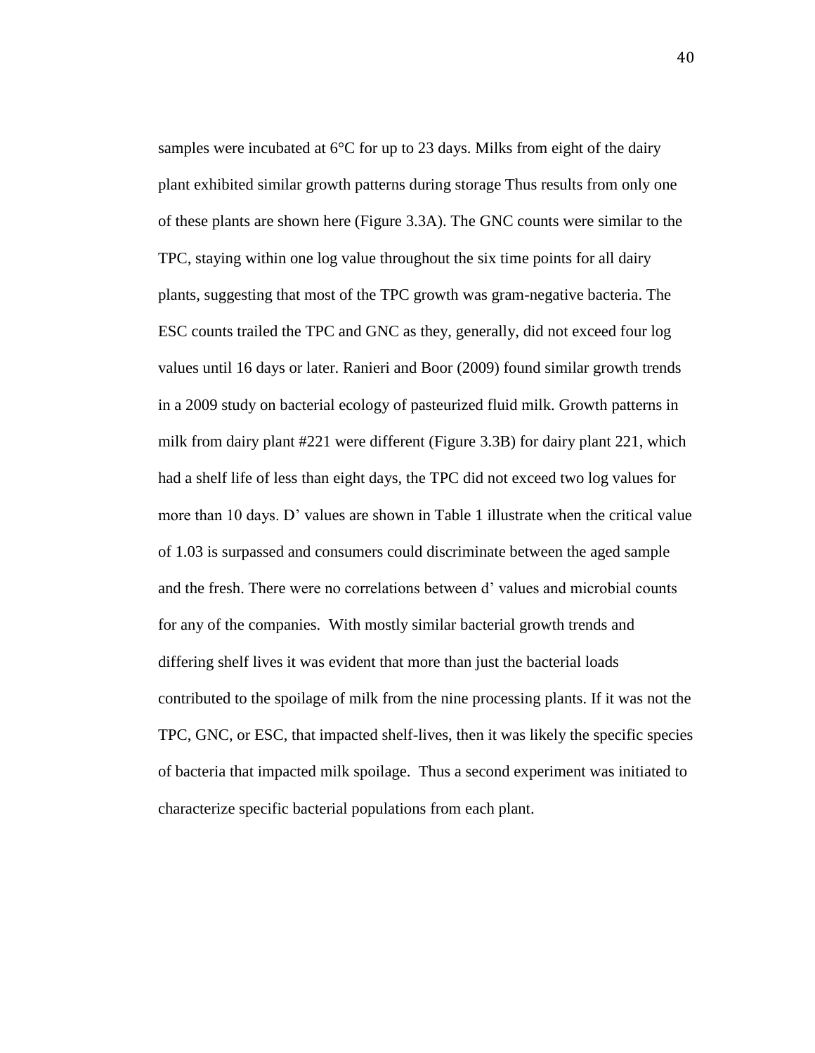samples were incubated at 6°C for up to 23 days. Milks from eight of the dairy plant exhibited similar growth patterns during storage Thus results from only one of these plants are shown here (Figure 3.3A). The GNC counts were similar to the TPC, staying within one log value throughout the six time points for all dairy plants, suggesting that most of the TPC growth was gram-negative bacteria. The ESC counts trailed the TPC and GNC as they, generally, did not exceed four log values until 16 days or later. Ranieri and Boor (2009) found similar growth trends in a 2009 study on bacterial ecology of pasteurized fluid milk. Growth patterns in milk from dairy plant #221 were different (Figure 3.3B) for dairy plant 221, which had a shelf life of less than eight days, the TPC did not exceed two log values for more than 10 days. D' values are shown in Table 1 illustrate when the critical value of 1.03 is surpassed and consumers could discriminate between the aged sample and the fresh. There were no correlations between d' values and microbial counts for any of the companies. With mostly similar bacterial growth trends and differing shelf lives it was evident that more than just the bacterial loads contributed to the spoilage of milk from the nine processing plants. If it was not the TPC, GNC, or ESC, that impacted shelf-lives, then it was likely the specific species of bacteria that impacted milk spoilage. Thus a second experiment was initiated to characterize specific bacterial populations from each plant.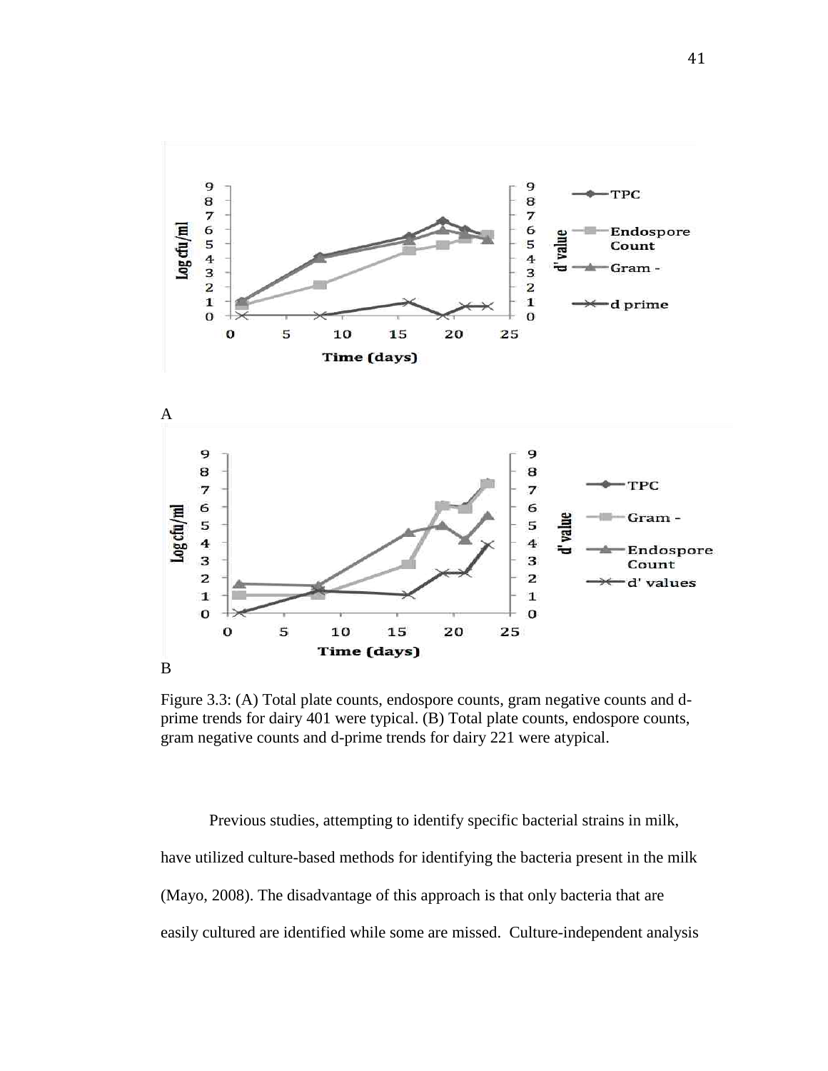A

B

Figure 3.3: (A) Total plate counts, endospore counts, gram negative counts and d-prime trends for dairy 401 were typical. (B) Total plate counts, endospore counts, gram negative counts and d-prime trends for dairy 221 were atypical.

Previous studies, attempting to identify specific bacterial strains in milk, have utilized culture-based methods for identifying the bacteria present in the milk (Mayo, 2008). The disadvantage of this approach is that only bacteria that are easily cultured are identified while some are missed. Culture-independent analysis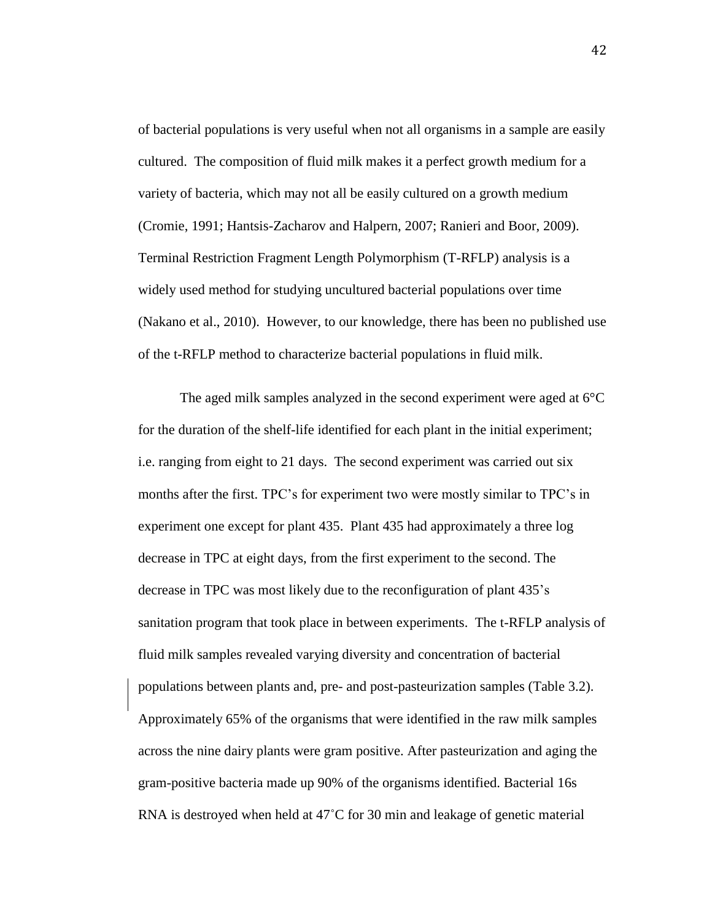of bacterial populations is very useful when not all organisms in a sample are easily cultured. The composition of fluid milk makes it a perfect growth medium for a variety of bacteria, which may not all be easily cultured on a growth medium (Cromie, 1991; Hantsis-Zacharov and Halpern, 2007; Ranieri and Boor, 2009). Terminal Restriction Fragment Length Polymorphism (T-RFLP) analysis is a widely used method for studying uncultured bacterial populations over time (Nakano et al., 2010). However, to our knowledge, there has been no published use of the t-RFLP method to characterize bacterial populations in fluid milk.

The aged milk samples analyzed in the second experiment were aged at 6°C for the duration of the shelf-life identified for each plant in the initial experiment; i.e. ranging from eight to 21 days. The second experiment was carried out six months after the first. TPC's for experiment two were mostly similar to TPC's in experiment one except for plant 435. Plant 435 had approximately a three log decrease in TPC at eight days, from the first experiment to the second. The decrease in TPC was most likely due to the reconfiguration of plant 435's sanitation program that took place in between experiments. The t-RFLP analysis of fluid milk samples revealed varying diversity and concentration of bacterial populations between plants and, pre- and post-pasteurization samples (Table 3.2). Approximately 65% of the organisms that were identified in the raw milk samples across the nine dairy plants were gram positive. After pasteurization and aging the gram-positive bacteria made up 90% of the organisms identified. Bacterial 16s RNA is destroyed when held at 47˚C for 30 min and leakage of genetic material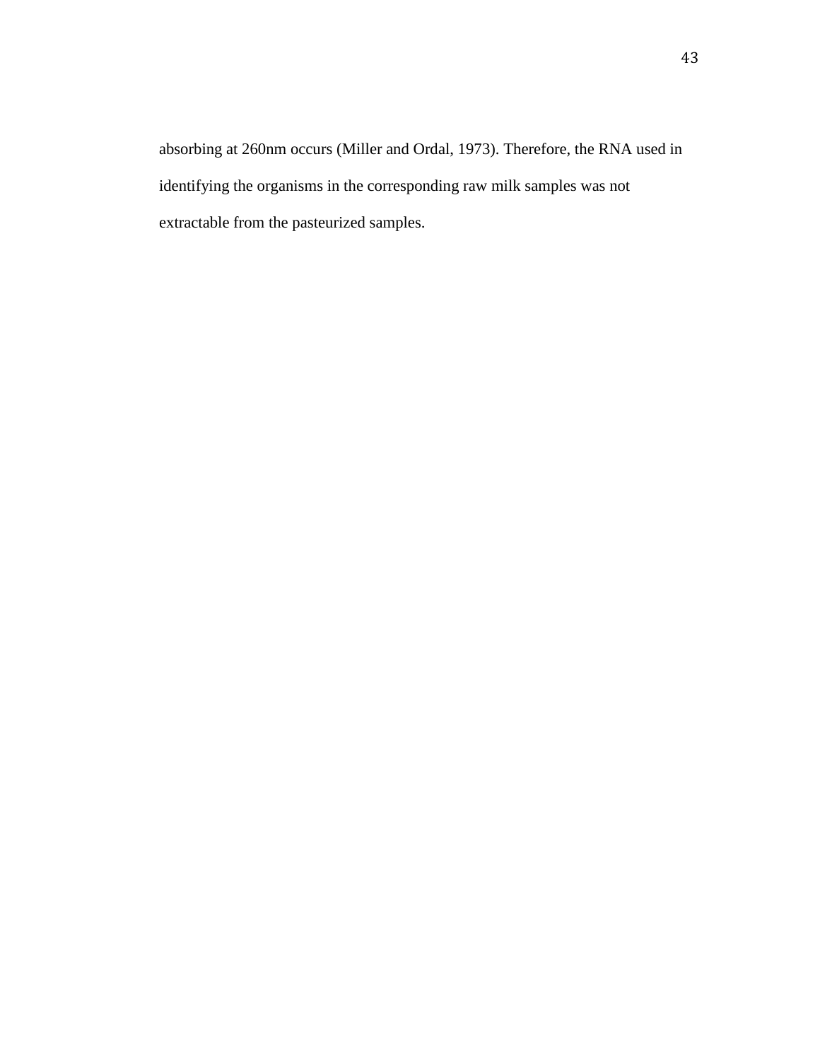absorbing at 260nm occurs (Miller and Ordal, 1973). Therefore, the RNA used in identifying the organisms in the corresponding raw milk samples was not extractable from the pasteurized samples.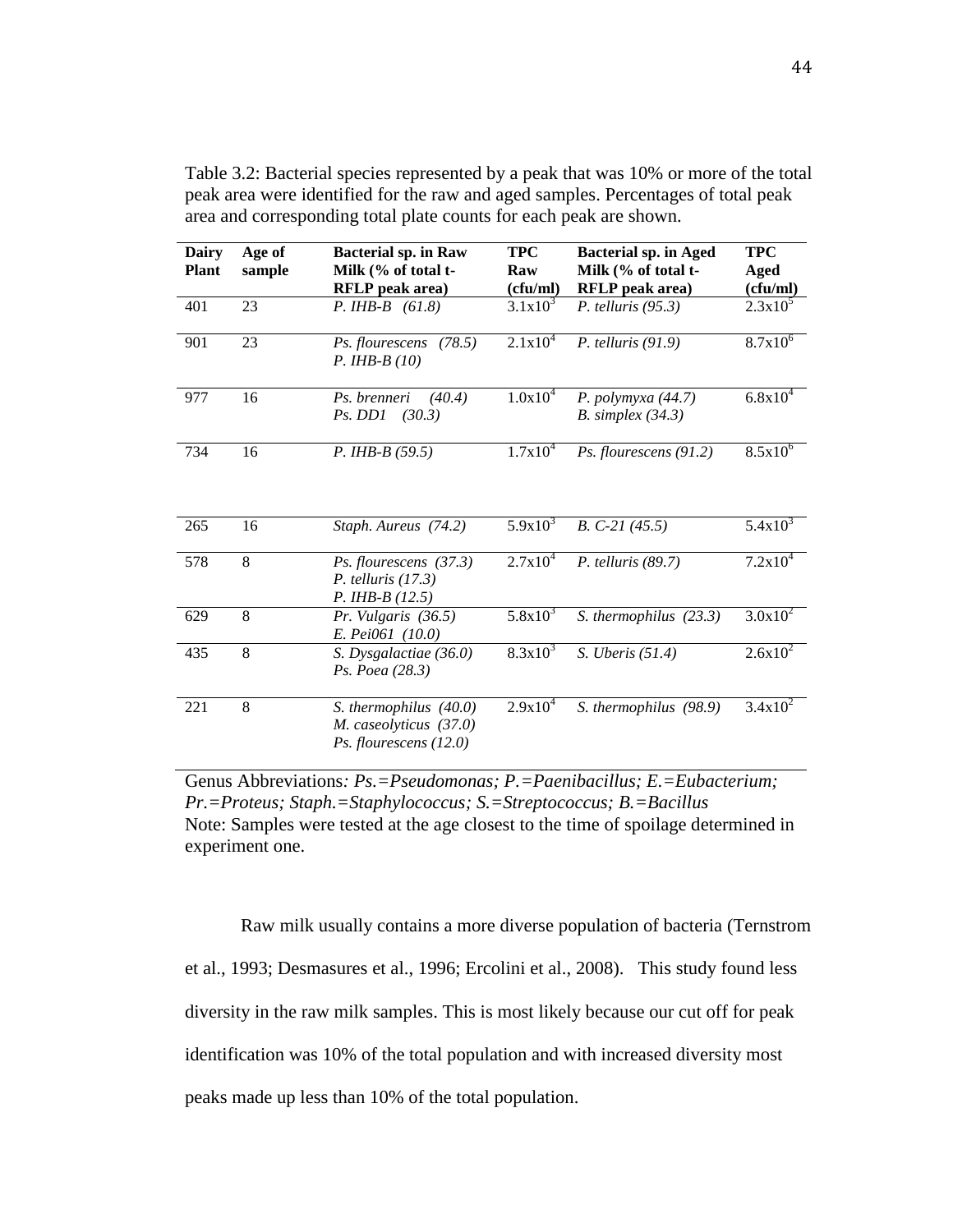Table 3.2: Bacterial species represented by a peak that was 10% or more of the total peak area were identified for the raw and aged samples. Percentages of total peak area and corresponding total plate counts for each peak are shown.

| Dairy Plant | Age of sample | Bacterial sp. in Raw Milk (% of total t-RFLP peak area) | TPC Raw (cfu/ml) | Bacterial sp. in Aged Milk (% of total t-RFLP peak area) | TPC Aged (cfu/ml) |
|---|---|---|---|---|---|
| 401 | 23 | *P. IHB-B (61.8)* | $3.1x10^3$ | *P. telluris (95.3)* | $2.3x10^5$ |
| 901 | 23 | *Ps. flourescens (78.5)*<br>*P. IHB-B (10)* | $2.1x10^4$ | *P. telluris (91.9)* | $8.7x10^6$ |
| 977 | 16 | *Ps. brenneri (40.4)*<br>*Ps. DD1 (30.3)* | $1.0x10^4$ | *P. polymyxa (44.7)*<br>*B. simplex (34.3)* | $6.8x10^4$ |
| 734 | 16 | *P. IHB-B (59.5)* | $1.7x10^4$ | *Ps. flourescens (91.2)* | $8.5x10^6$ |
| 265 | 16 | *Staph. Aureus (74.2)* | $5.9x10^3$ | *B. C-21 (45.5)* | $5.4x10^3$ |
| 578 | 8 | *Ps. flourescens (37.3)*<br>*P. telluris (17.3)*<br>*P. IHB-B (12.5)* | $2.7x10^4$ | *P. telluris (89.7)* | $7.2x10^4$ |
| 629 | 8 | *Pr. Vulgaris (36.5)*<br>*E. Pei061 (10.0)* | $5.8x10^3$ | *S. thermophilus (23.3)* | $3.0x10^2$ |
| 435 | 8 | *S. Dysgalactiae (36.0)*<br>*Ps. Poea (28.3)* | $8.3x10^3$ | *S. Uberis (51.4)* | $2.6x10^2$ |
| 221 | 8 | *S. thermophilus (40.0)*<br>*M. caseolyticus (37.0)*<br>*Ps. flourescens (12.0)* | $2.9x10^4$ | *S. thermophilus (98.9)* | $3.4x10^2$ |

Genus Abbreviations*: Ps.=Pseudomonas; P.=Paenibacillus; E.=Eubacterium; Pr.=Proteus; Staph.=Staphylococcus; S.=Streptococcus; B.=Bacillus*
Note: Samples were tested at the age closest to the time of spoilage determined in experiment one.

Raw milk usually contains a more diverse population of bacteria (Ternstrom et al., 1993; Desmasures et al., 1996; Ercolini et al., 2008). This study found less diversity in the raw milk samples. This is most likely because our cut off for peak identification was 10% of the total population and with increased diversity most peaks made up less than 10% of the total population.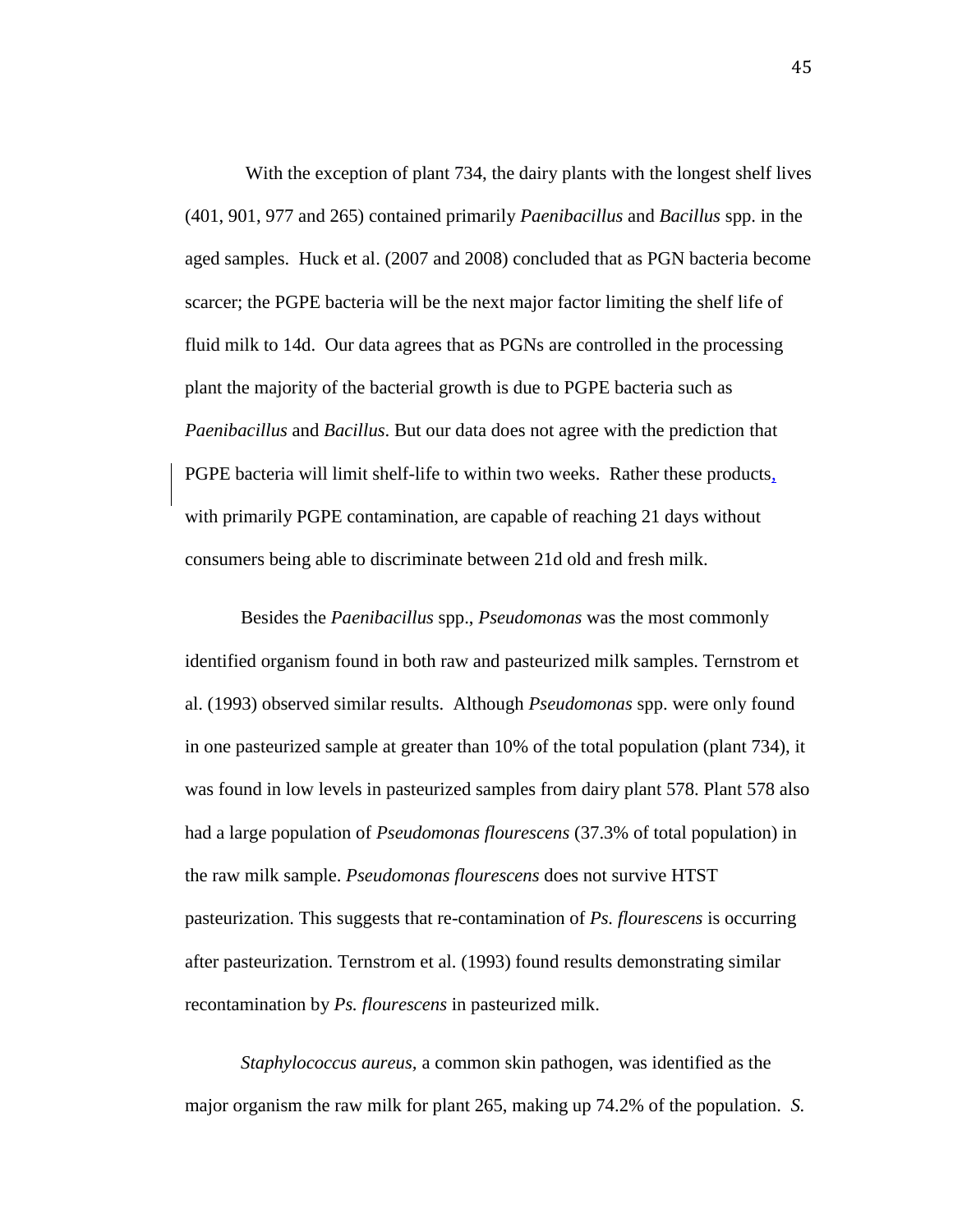With the exception of plant 734, the dairy plants with the longest shelf lives (401, 901, 977 and 265) contained primarily *Paenibacillus* and *Bacillus* spp. in the aged samples. Huck et al. (2007 and 2008) concluded that as PGN bacteria become scarcer; the PGPE bacteria will be the next major factor limiting the shelf life of fluid milk to 14d. Our data agrees that as PGNs are controlled in the processing plant the majority of the bacterial growth is due to PGPE bacteria such as *Paenibacillus* and *Bacillus*. But our data does not agree with the prediction that PGPE bacteria will limit shelf-life to within two weeks. Rather these products, with primarily PGPE contamination, are capable of reaching 21 days without consumers being able to discriminate between 21d old and fresh milk.

Besides the *Paenibacillus* spp., *Pseudomonas* was the most commonly identified organism found in both raw and pasteurized milk samples. Ternstrom et al. (1993) observed similar results. Although *Pseudomonas* spp. were only found in one pasteurized sample at greater than 10% of the total population (plant 734), it was found in low levels in pasteurized samples from dairy plant 578. Plant 578 also had a large population of *Pseudomonas flourescens* (37.3% of total population) in the raw milk sample. *Pseudomonas flourescens* does not survive HTST pasteurization. This suggests that re-contamination of *Ps. flourescens* is occurring after pasteurization. Ternstrom et al. (1993) found results demonstrating similar recontamination by *Ps. flourescens* in pasteurized milk.

*Staphylococcus aureus*, a common skin pathogen, was identified as the major organism the raw milk for plant 265, making up 74.2% of the population. *S.*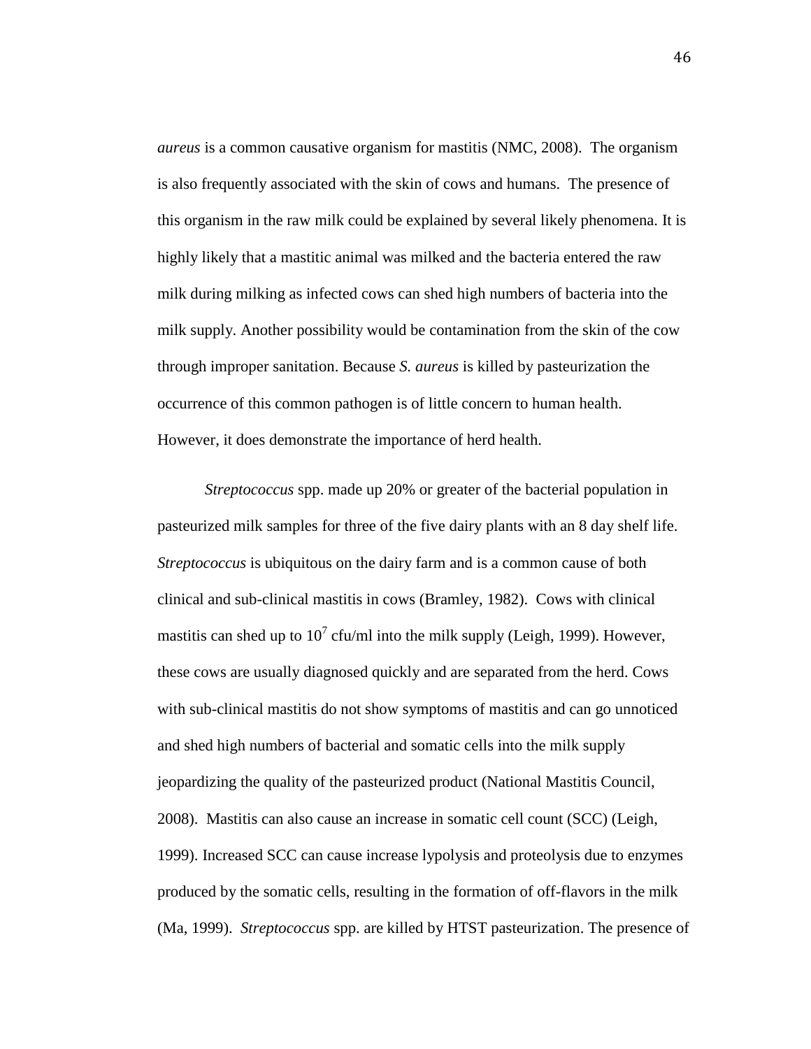*aureus* is a common causative organism for mastitis (NMC, 2008). The organism is also frequently associated with the skin of cows and humans. The presence of this organism in the raw milk could be explained by several likely phenomena. It is highly likely that a mastitic animal was milked and the bacteria entered the raw milk during milking as infected cows can shed high numbers of bacteria into the milk supply. Another possibility would be contamination from the skin of the cow through improper sanitation. Because *S. aureus* is killed by pasteurization the occurrence of this common pathogen is of little concern to human health. However, it does demonstrate the importance of herd health.

*Streptococcus* spp. made up 20% or greater of the bacterial population in pasteurized milk samples for three of the five dairy plants with an 8 day shelf life. *Streptococcus* is ubiquitous on the dairy farm and is a common cause of both clinical and sub-clinical mastitis in cows (Bramley, 1982). Cows with clinical mastitis can shed up to $10^7$ cfu/ml into the milk supply (Leigh, 1999). However, these cows are usually diagnosed quickly and are separated from the herd. Cows with sub-clinical mastitis do not show symptoms of mastitis and can go unnoticed and shed high numbers of bacterial and somatic cells into the milk supply jeopardizing the quality of the pasteurized product (National Mastitis Council, 2008). Mastitis can also cause an increase in somatic cell count (SCC) (Leigh, 1999). Increased SCC can cause increase lypolysis and proteolysis due to enzymes produced by the somatic cells, resulting in the formation of off-flavors in the milk (Ma, 1999). *Streptococcus* spp. are killed by HTST pasteurization. The presence of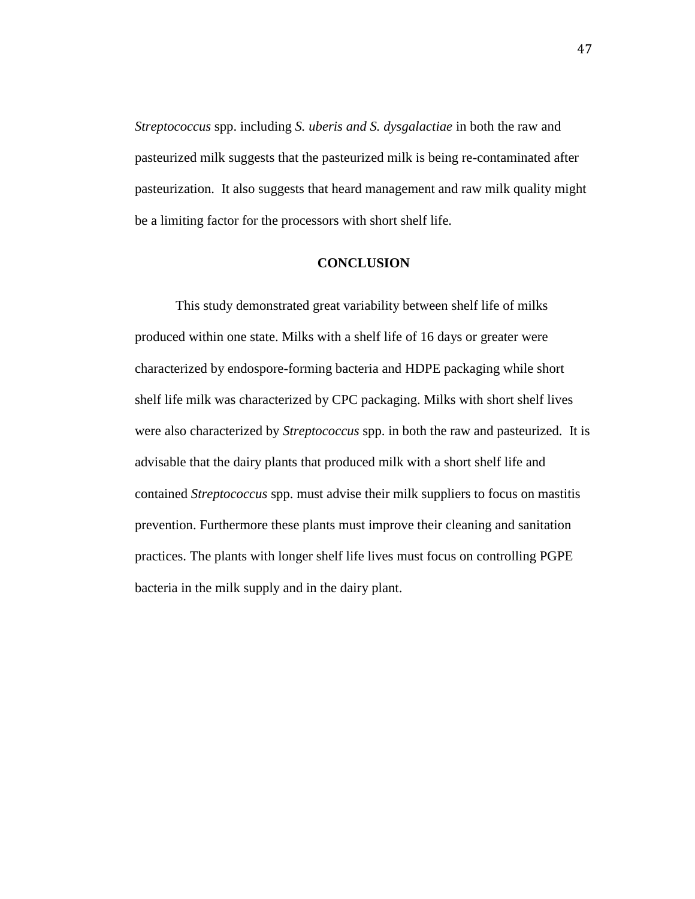*Streptococcus* spp. including *S. uberis and S. dysgalactiae* in both the raw and pasteurized milk suggests that the pasteurized milk is being re-contaminated after pasteurization. It also suggests that heard management and raw milk quality might be a limiting factor for the processors with short shelf life.

## CONCLUSION

This study demonstrated great variability between shelf life of milks produced within one state. Milks with a shelf life of 16 days or greater were characterized by endospore-forming bacteria and HDPE packaging while short shelf life milk was characterized by CPC packaging. Milks with short shelf lives were also characterized by *Streptococcus* spp. in both the raw and pasteurized. It is advisable that the dairy plants that produced milk with a short shelf life and contained *Streptococcus* spp. must advise their milk suppliers to focus on mastitis prevention. Furthermore these plants must improve their cleaning and sanitation practices. The plants with longer shelf life lives must focus on controlling PGPE bacteria in the milk supply and in the dairy plant.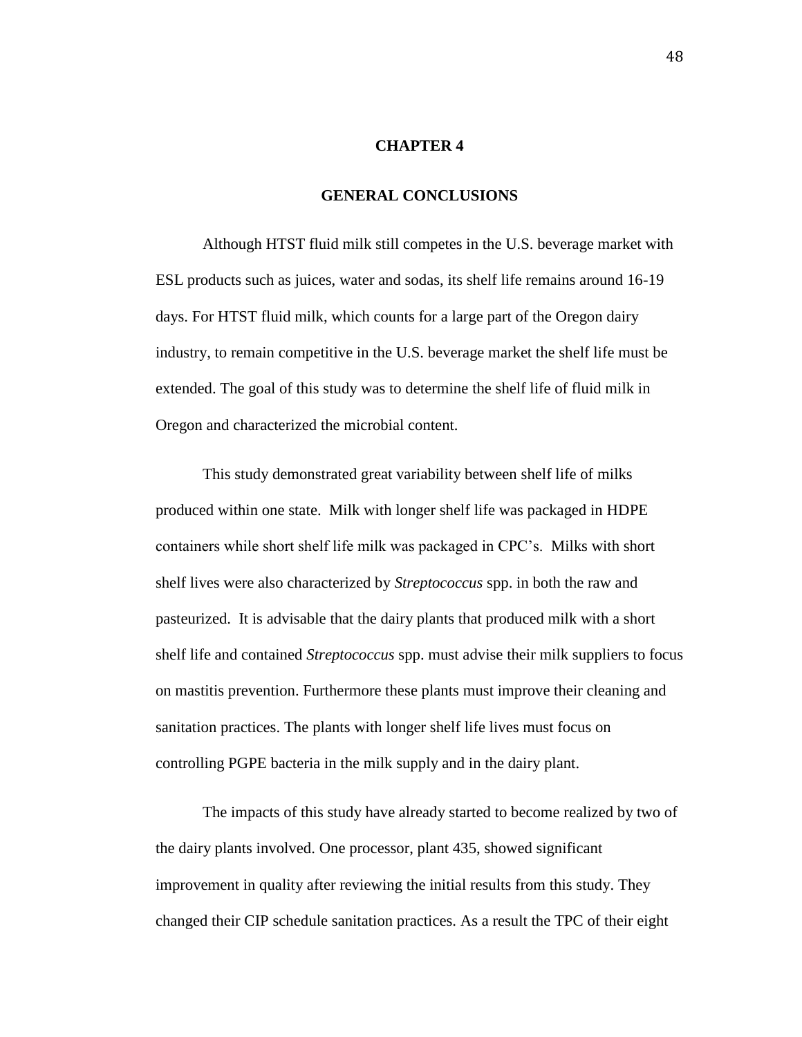# CHAPTER 4

## GENERAL CONCLUSIONS

Although HTST fluid milk still competes in the U.S. beverage market with ESL products such as juices, water and sodas, its shelf life remains around 16-19 days. For HTST fluid milk, which counts for a large part of the Oregon dairy industry, to remain competitive in the U.S. beverage market the shelf life must be extended. The goal of this study was to determine the shelf life of fluid milk in Oregon and characterized the microbial content.

This study demonstrated great variability between shelf life of milks produced within one state. Milk with longer shelf life was packaged in HDPE containers while short shelf life milk was packaged in CPC's. Milks with short shelf lives were also characterized by *Streptococcus* spp. in both the raw and pasteurized. It is advisable that the dairy plants that produced milk with a short shelf life and contained *Streptococcus* spp. must advise their milk suppliers to focus on mastitis prevention. Furthermore these plants must improve their cleaning and sanitation practices. The plants with longer shelf life lives must focus on controlling PGPE bacteria in the milk supply and in the dairy plant.

The impacts of this study have already started to become realized by two of the dairy plants involved. One processor, plant 435, showed significant improvement in quality after reviewing the initial results from this study. They changed their CIP schedule sanitation practices. As a result the TPC of their eight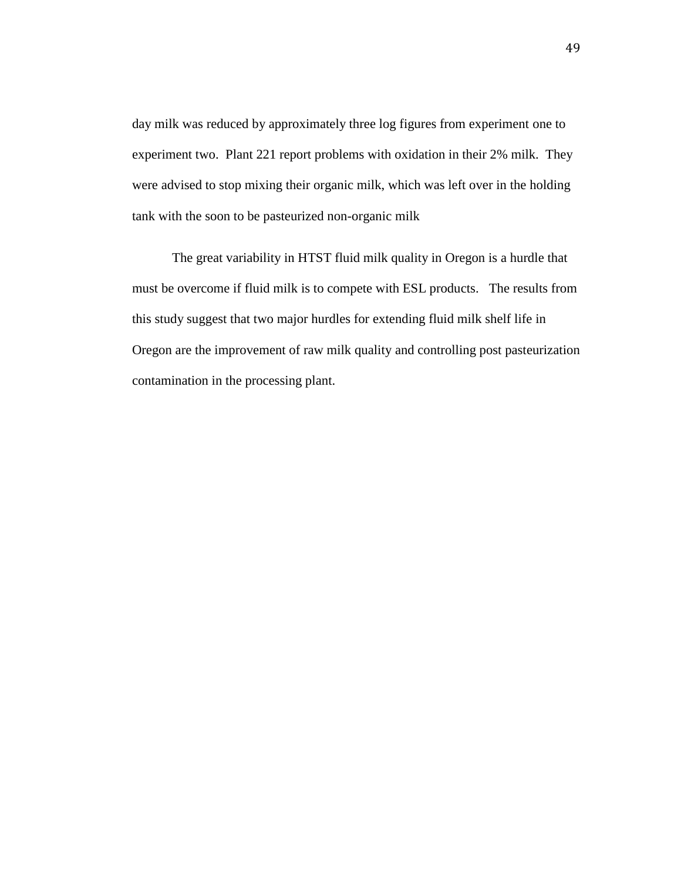day milk was reduced by approximately three log figures from experiment one to experiment two. Plant 221 report problems with oxidation in their 2% milk. They were advised to stop mixing their organic milk, which was left over in the holding tank with the soon to be pasteurized non-organic milk

The great variability in HTST fluid milk quality in Oregon is a hurdle that must be overcome if fluid milk is to compete with ESL products. The results from this study suggest that two major hurdles for extending fluid milk shelf life in Oregon are the improvement of raw milk quality and controlling post pasteurization contamination in the processing plant.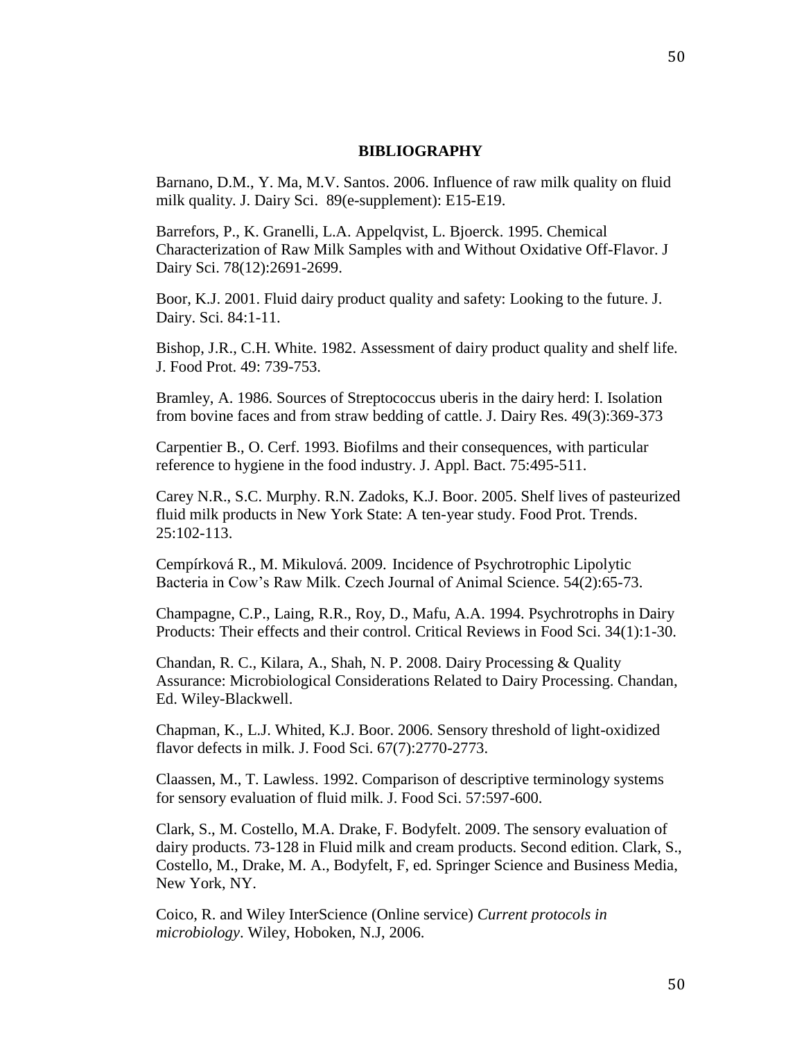## BIBLIOGRAPHY

Barnano, D.M., Y. Ma, M.V. Santos. 2006. Influence of raw milk quality on fluid milk quality. J. Dairy Sci. 89(e-supplement): E15-E19.

Barrefors, P., K. Granelli, L.A. Appelqvist, L. Bjoerck. 1995. Chemical Characterization of Raw Milk Samples with and Without Oxidative Off-Flavor. J Dairy Sci. 78(12):2691-2699.

Boor, K.J. 2001. Fluid dairy product quality and safety: Looking to the future. J. Dairy. Sci. 84:1-11.

Bishop, J.R., C.H. White. 1982. Assessment of dairy product quality and shelf life. J. Food Prot. 49: 739-753.

Bramley, A. 1986. Sources of Streptococcus uberis in the dairy herd: I. Isolation from bovine faces and from straw bedding of cattle. J. Dairy Res. 49(3):369-373

Carpentier B., O. Cerf. 1993. Biofilms and their consequences, with particular reference to hygiene in the food industry. J. Appl. Bact. 75:495-511.

Carey N.R., S.C. Murphy. R.N. Zadoks, K.J. Boor. 2005. Shelf lives of pasteurized fluid milk products in New York State: A ten-year study. Food Prot. Trends. 25:102-113.

Cempírková R., M. Mikulová. 2009. Incidence of Psychrotrophic Lipolytic Bacteria in Cow's Raw Milk. Czech Journal of Animal Science. 54(2):65-73.

Champagne, C.P., Laing, R.R., Roy, D., Mafu, A.A. 1994. Psychrotrophs in Dairy Products: Their effects and their control. Critical Reviews in Food Sci. 34(1):1-30.

Chandan, R. C., Kilara, A., Shah, N. P. 2008. Dairy Processing & Quality Assurance: Microbiological Considerations Related to Dairy Processing. Chandan, Ed. Wiley-Blackwell.

Chapman, K., L.J. Whited, K.J. Boor. 2006. Sensory threshold of light-oxidized flavor defects in milk. J. Food Sci. 67(7):2770-2773.

Claassen, M., T. Lawless. 1992. Comparison of descriptive terminology systems for sensory evaluation of fluid milk. J. Food Sci. 57:597-600.

Clark, S., M. Costello, M.A. Drake, F. Bodyfelt. 2009. The sensory evaluation of dairy products. 73-128 in Fluid milk and cream products. Second edition. Clark, S., Costello, M., Drake, M. A., Bodyfelt, F, ed. Springer Science and Business Media, New York, NY.

Coico, R. and Wiley InterScience (Online service) *Current protocols in microbiology*. Wiley, Hoboken, N.J, 2006.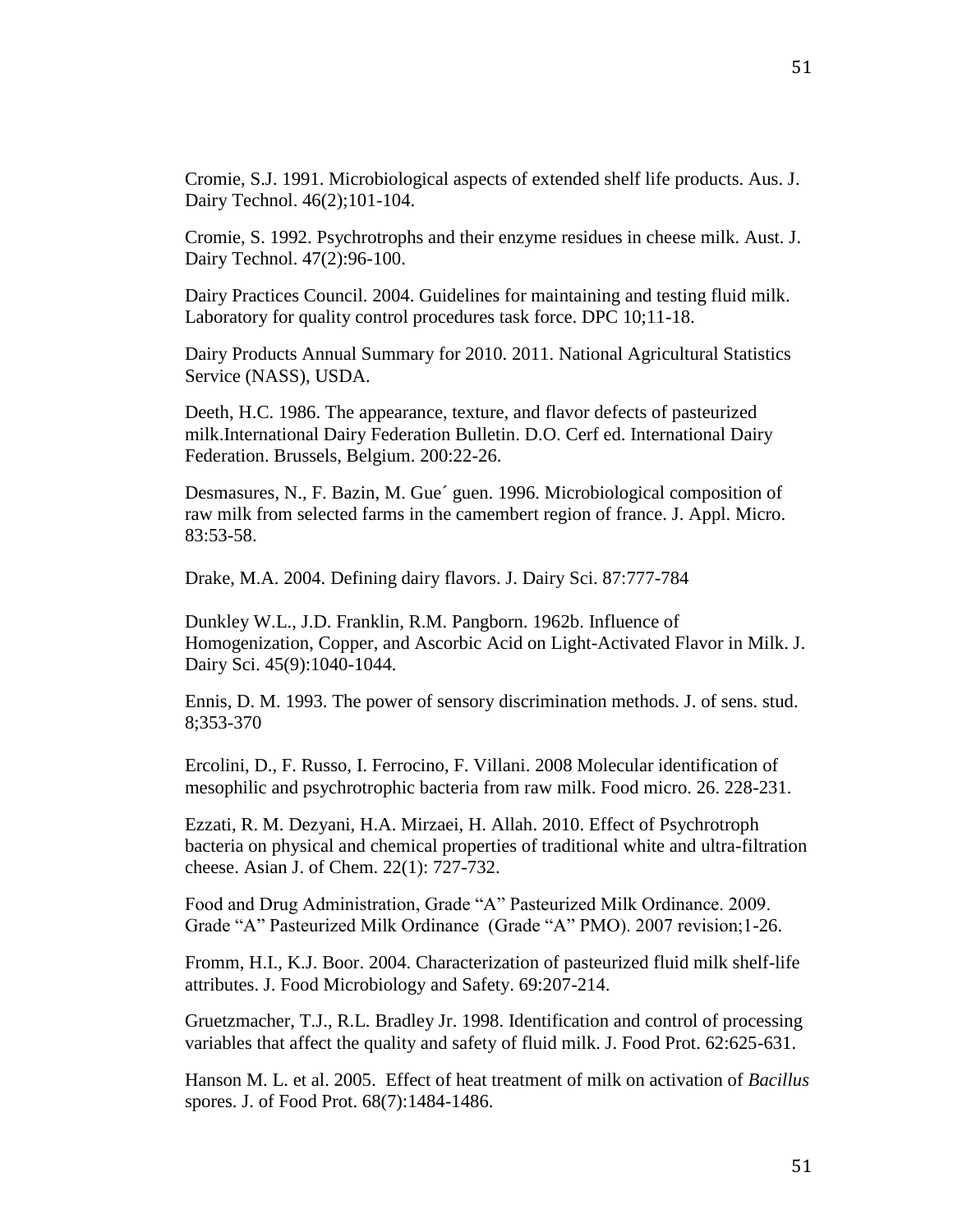Cromie, S.J. 1991. Microbiological aspects of extended shelf life products. Aus. J. Dairy Technol. 46(2);101-104.

Cromie, S. 1992. Psychrotrophs and their enzyme residues in cheese milk. Aust. J. Dairy Technol. 47(2):96-100.

Dairy Practices Council. 2004. Guidelines for maintaining and testing fluid milk. Laboratory for quality control procedures task force. DPC 10;11-18.

Dairy Products Annual Summary for 2010. 2011. National Agricultural Statistics Service (NASS), USDA.

Deeth, H.C. 1986. The appearance, texture, and flavor defects of pasteurized milk.International Dairy Federation Bulletin. D.O. Cerf ed. International Dairy Federation. Brussels, Belgium. 200:22-26.

Desmasures, N., F. Bazin, M. Gue´ guen. 1996. Microbiological composition of raw milk from selected farms in the camembert region of france. J. Appl. Micro. 83:53-58.

Drake, M.A. 2004. Defining dairy flavors. J. Dairy Sci. 87:777-784

Dunkley W.L., J.D. Franklin, R.M. Pangborn. 1962b. Influence of Homogenization, Copper, and Ascorbic Acid on Light-Activated Flavor in Milk. J. Dairy Sci. 45(9):1040-1044.

Ennis, D. M. 1993. The power of sensory discrimination methods. J. of sens. stud. 8;353-370

Ercolini, D., F. Russo, I. Ferrocino, F. Villani. 2008 Molecular identification of mesophilic and psychrotrophic bacteria from raw milk. Food micro. 26. 228-231.

Ezzati, R. M. Dezyani, H.A. Mirzaei, H. Allah. 2010. Effect of Psychrotroph bacteria on physical and chemical properties of traditional white and ultra-filtration cheese. Asian J. of Chem. 22(1): 727-732.

Food and Drug Administration, Grade "A" Pasteurized Milk Ordinance. 2009. Grade "A" Pasteurized Milk Ordinance (Grade "A" PMO). 2007 revision;1-26.

Fromm, H.I., K.J. Boor. 2004. Characterization of pasteurized fluid milk shelf-life attributes. J. Food Microbiology and Safety. 69:207-214.

Gruetzmacher, T.J., R.L. Bradley Jr. 1998. Identification and control of processing variables that affect the quality and safety of fluid milk. J. Food Prot. 62:625-631.

Hanson M. L. et al. 2005. Effect of heat treatment of milk on activation of *Bacillus* spores. J. of Food Prot. 68(7):1484-1486.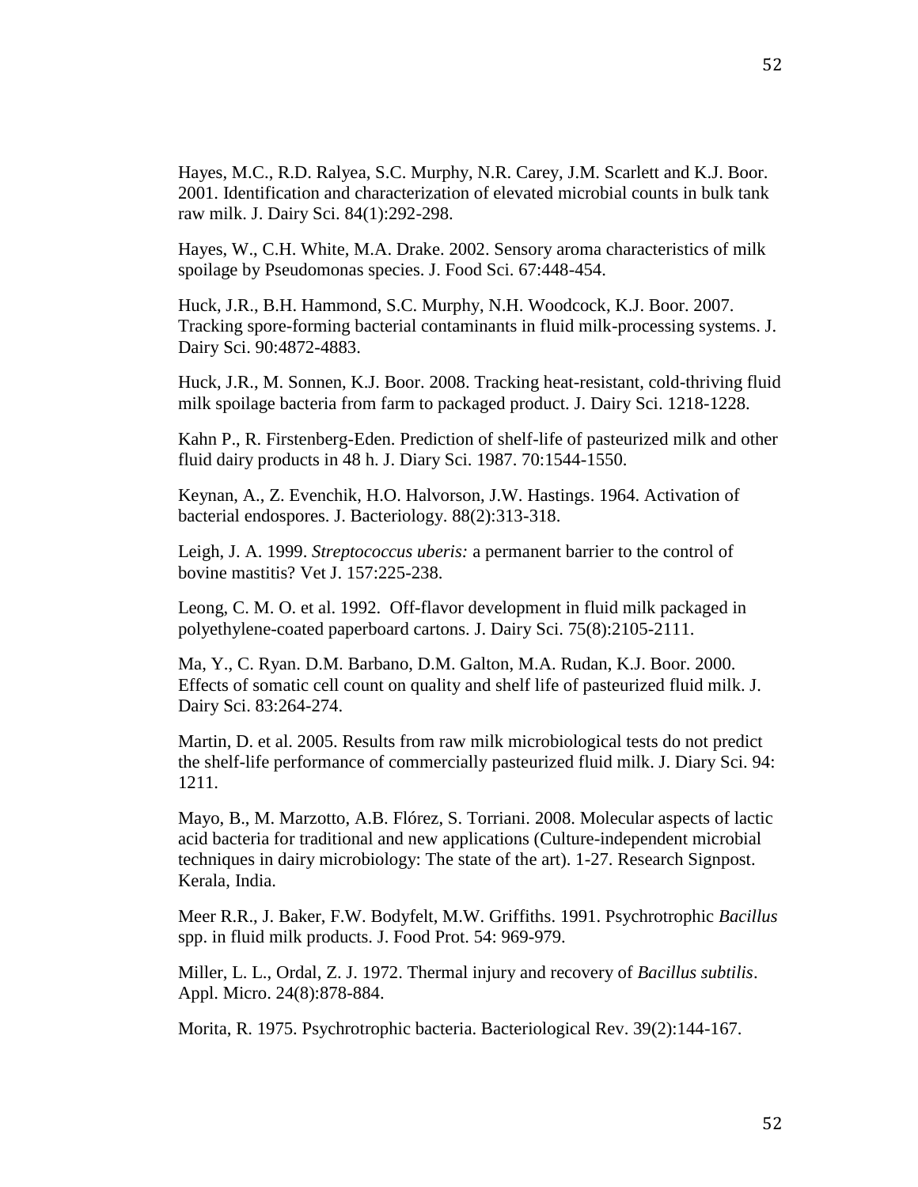Hayes, M.C., R.D. Ralyea, S.C. Murphy, N.R. Carey, J.M. Scarlett and K.J. Boor. 2001. Identification and characterization of elevated microbial counts in bulk tank raw milk. J. Dairy Sci. 84(1):292-298.

Hayes, W., C.H. White, M.A. Drake. 2002. Sensory aroma characteristics of milk spoilage by Pseudomonas species. J. Food Sci. 67:448-454.

Huck, J.R., B.H. Hammond, S.C. Murphy, N.H. Woodcock, K.J. Boor. 2007. Tracking spore-forming bacterial contaminants in fluid milk-processing systems. J. Dairy Sci. 90:4872-4883.

Huck, J.R., M. Sonnen, K.J. Boor. 2008. Tracking heat-resistant, cold-thriving fluid milk spoilage bacteria from farm to packaged product. J. Dairy Sci. 1218-1228.

Kahn P., R. Firstenberg-Eden. Prediction of shelf-life of pasteurized milk and other fluid dairy products in 48 h. J. Diary Sci. 1987. 70:1544-1550.

Keynan, A., Z. Evenchik, H.O. Halvorson, J.W. Hastings. 1964. Activation of bacterial endospores. J. Bacteriology. 88(2):313-318.

Leigh, J. A. 1999. *Streptococcus uberis:* a permanent barrier to the control of bovine mastitis? Vet J. 157:225-238.

Leong, C. M. O. et al. 1992. Off-flavor development in fluid milk packaged in polyethylene-coated paperboard cartons. J. Dairy Sci. 75(8):2105-2111.

Ma, Y., C. Ryan. D.M. Barbano, D.M. Galton, M.A. Rudan, K.J. Boor. 2000. Effects of somatic cell count on quality and shelf life of pasteurized fluid milk. J. Dairy Sci. 83:264-274.

Martin, D. et al. 2005. Results from raw milk microbiological tests do not predict the shelf-life performance of commercially pasteurized fluid milk. J. Diary Sci. 94: 1211.

Mayo, B., M. Marzotto, A.B. Flórez, S. Torriani. 2008. Molecular aspects of lactic acid bacteria for traditional and new applications (Culture-independent microbial techniques in dairy microbiology: The state of the art). 1-27. Research Signpost. Kerala, India.

Meer R.R., J. Baker, F.W. Bodyfelt, M.W. Griffiths. 1991. Psychrotrophic *Bacillus* spp. in fluid milk products. J. Food Prot. 54: 969-979.

Miller, L. L., Ordal, Z. J. 1972. Thermal injury and recovery of *Bacillus subtilis*. Appl. Micro. 24(8):878-884.

Morita, R. 1975. Psychrotrophic bacteria. Bacteriological Rev. 39(2):144-167.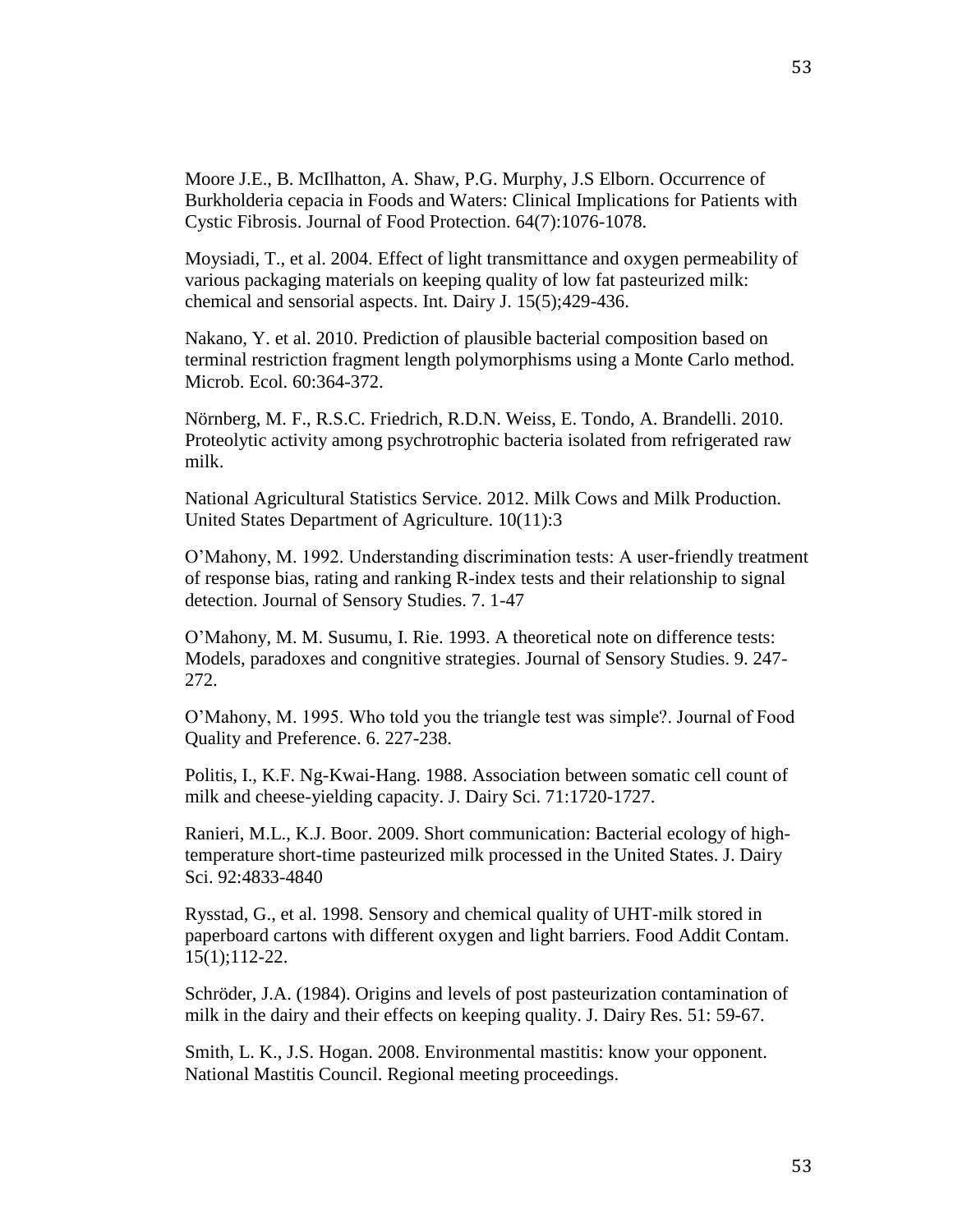Moore J.E., B. McIlhatton, A. Shaw, P.G. Murphy, J.S Elborn. Occurrence of Burkholderia cepacia in Foods and Waters: Clinical Implications for Patients with Cystic Fibrosis. Journal of Food Protection. 64(7):1076-1078.

Moysiadi, T., et al. 2004. Effect of light transmittance and oxygen permeability of various packaging materials on keeping quality of low fat pasteurized milk: chemical and sensorial aspects. Int. Dairy J. 15(5);429-436.

Nakano, Y. et al. 2010. Prediction of plausible bacterial composition based on terminal restriction fragment length polymorphisms using a Monte Carlo method. Microb. Ecol. 60:364-372.

Nörnberg, M. F., R.S.C. Friedrich, R.D.N. Weiss, E. Tondo, A. Brandelli. 2010. Proteolytic activity among psychrotrophic bacteria isolated from refrigerated raw milk.

National Agricultural Statistics Service. 2012. Milk Cows and Milk Production. United States Department of Agriculture. 10(11):3

O'Mahony, M. 1992. Understanding discrimination tests: A user-friendly treatment of response bias, rating and ranking R-index tests and their relationship to signal detection. Journal of Sensory Studies. 7. 1-47

O'Mahony, M. M. Susumu, I. Rie. 1993. A theoretical note on difference tests: Models, paradoxes and congnitive strategies. Journal of Sensory Studies. 9. 247-272.

O'Mahony, M. 1995. Who told you the triangle test was simple?. Journal of Food Quality and Preference. 6. 227-238.

Politis, I., K.F. Ng-Kwai-Hang. 1988. Association between somatic cell count of milk and cheese-yielding capacity. J. Dairy Sci. 71:1720-1727.

Ranieri, M.L., K.J. Boor. 2009. Short communication: Bacterial ecology of high-temperature short-time pasteurized milk processed in the United States. J. Dairy Sci. 92:4833-4840

Rysstad, G., et al. 1998. Sensory and chemical quality of UHT-milk stored in paperboard cartons with different oxygen and light barriers. Food Addit Contam. 15(1);112-22.

Schröder, J.A. (1984). Origins and levels of post pasteurization contamination of milk in the dairy and their effects on keeping quality. J. Dairy Res. 51: 59-67.

Smith, L. K., J.S. Hogan. 2008. Environmental mastitis: know your opponent. National Mastitis Council. Regional meeting proceedings.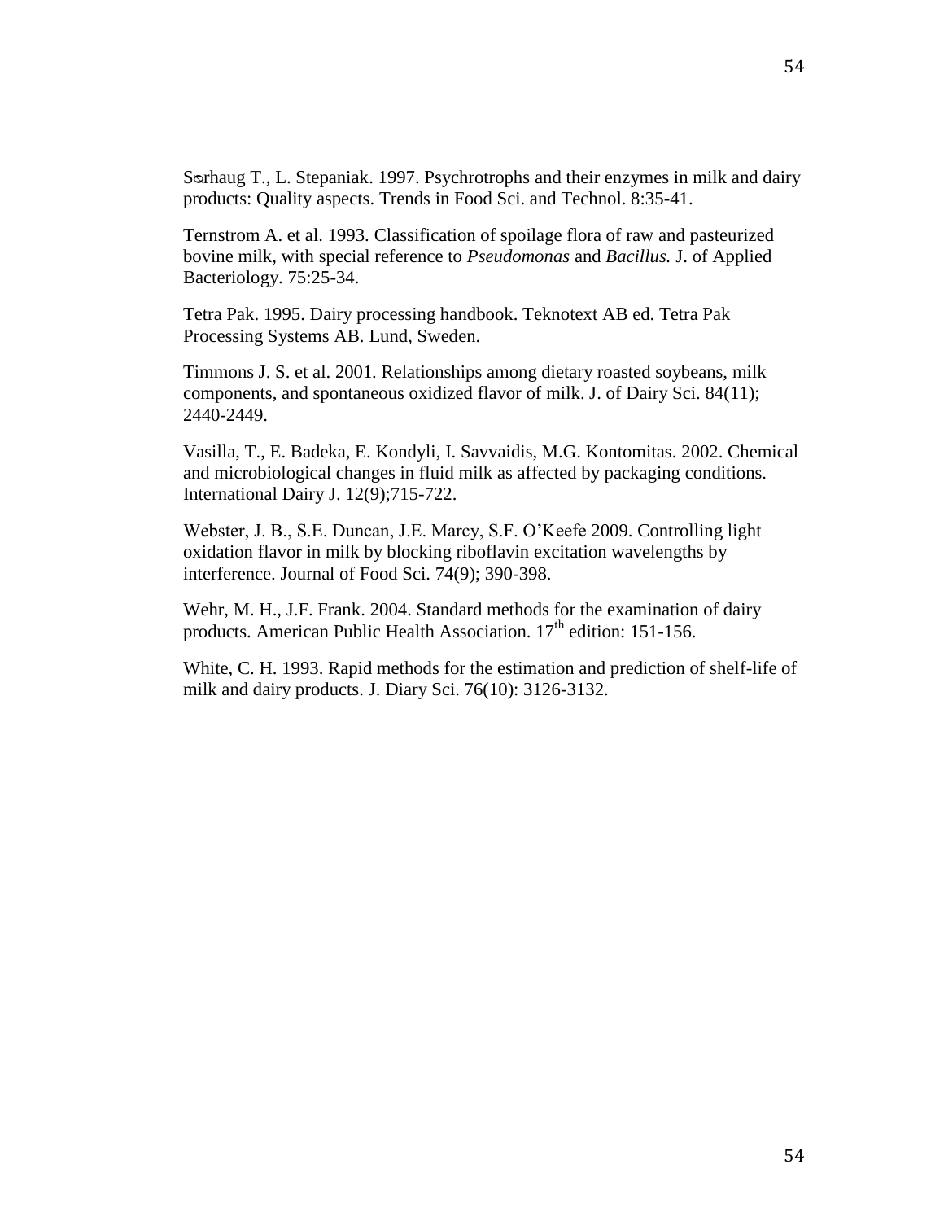Sørhaug T., L. Stepaniak. 1997. Psychrotrophs and their enzymes in milk and dairy products: Quality aspects. Trends in Food Sci. and Technol. 8:35-41.

Ternstrom A. et al. 1993. Classification of spoilage flora of raw and pasteurized bovine milk, with special reference to *Pseudomonas* and *Bacillus.* J. of Applied Bacteriology. 75:25-34.

Tetra Pak. 1995. Dairy processing handbook. Teknotext AB ed. Tetra Pak Processing Systems AB. Lund, Sweden.

Timmons J. S. et al. 2001. Relationships among dietary roasted soybeans, milk components, and spontaneous oxidized flavor of milk. J. of Dairy Sci. 84(11); 2440-2449.

Vasilla, T., E. Badeka, E. Kondyli, I. Savvaidis, M.G. Kontomitas. 2002. Chemical and microbiological changes in fluid milk as affected by packaging conditions. International Dairy J. 12(9);715-722.

Webster, J. B., S.E. Duncan, J.E. Marcy, S.F. O'Keefe 2009. Controlling light oxidation flavor in milk by blocking riboflavin excitation wavelengths by interference. Journal of Food Sci. 74(9); 390-398.

Wehr, M. H., J.F. Frank. 2004. Standard methods for the examination of dairy products. American Public Health Association. 17th edition: 151-156.

White, C. H. 1993. Rapid methods for the estimation and prediction of shelf-life of milk and dairy products. J. Diary Sci. 76(10): 3126-3132.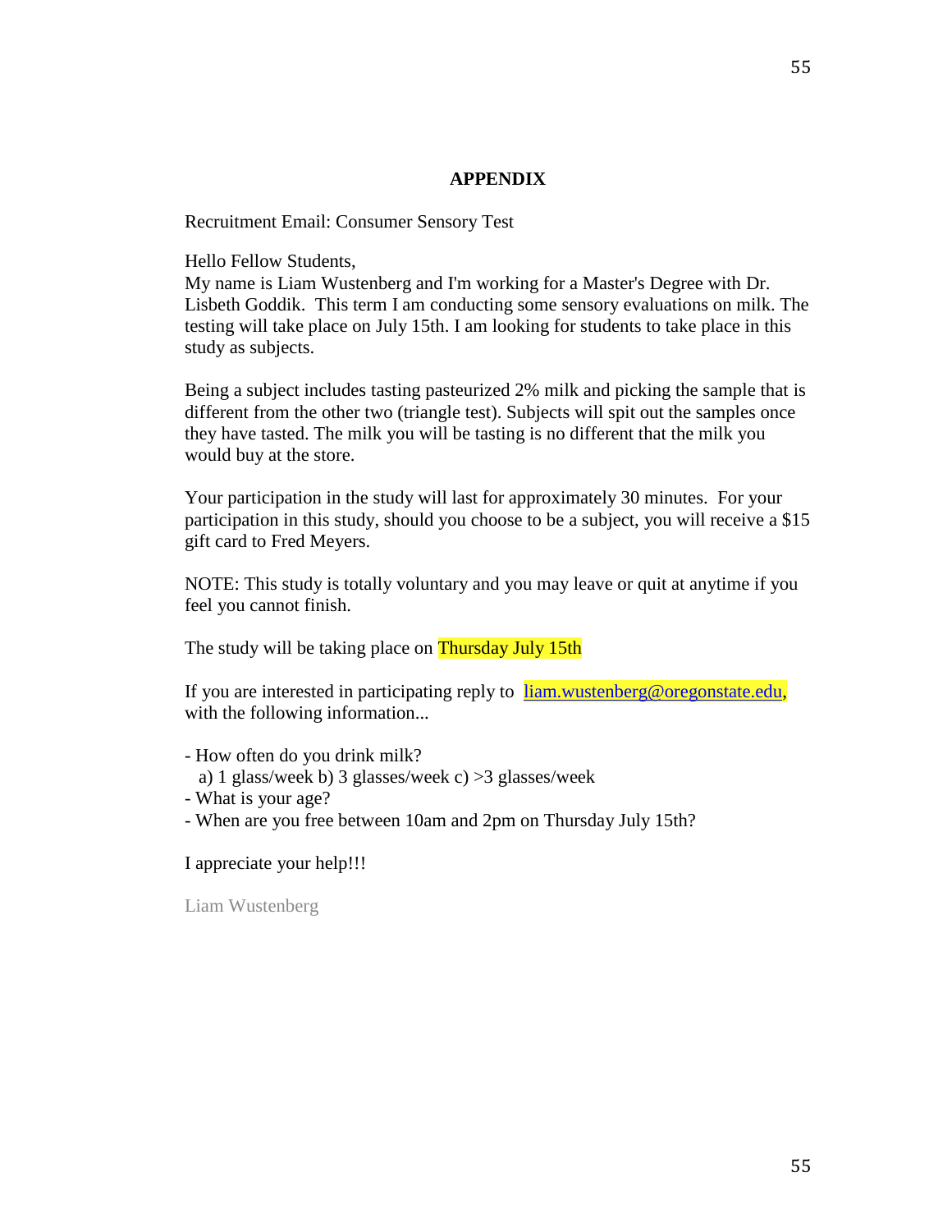# APPENDIX

Recruitment Email: Consumer Sensory Test

Hello Fellow Students,
My name is Liam Wustenberg and I'm working for a Master's Degree with Dr. Lisbeth Goddik. This term I am conducting some sensory evaluations on milk. The testing will take place on July 15th. I am looking for students to take place in this study as subjects.

Being a subject includes tasting pasteurized 2% milk and picking the sample that is different from the other two (triangle test). Subjects will spit out the samples once they have tasted. The milk you will be tasting is no different that the milk you would buy at the store.

Your participation in the study will last for approximately 30 minutes. For your participation in this study, should you choose to be a subject, you will receive a $15 gift card to Fred Meyers.

NOTE: This study is totally voluntary and you may leave or quit at anytime if you feel you cannot finish.

The study will be taking place on Thursday July 15th

If you are interested in participating reply to liam.wustenberg@oregonstate.edu, with the following information...

- How often do you drink milk?
  a) 1 glass/week b) 3 glasses/week c) >3 glasses/week
- What is your age?
- When are you free between 10am and 2pm on Thursday July 15th?

I appreciate your help!!!

Liam Wustenberg